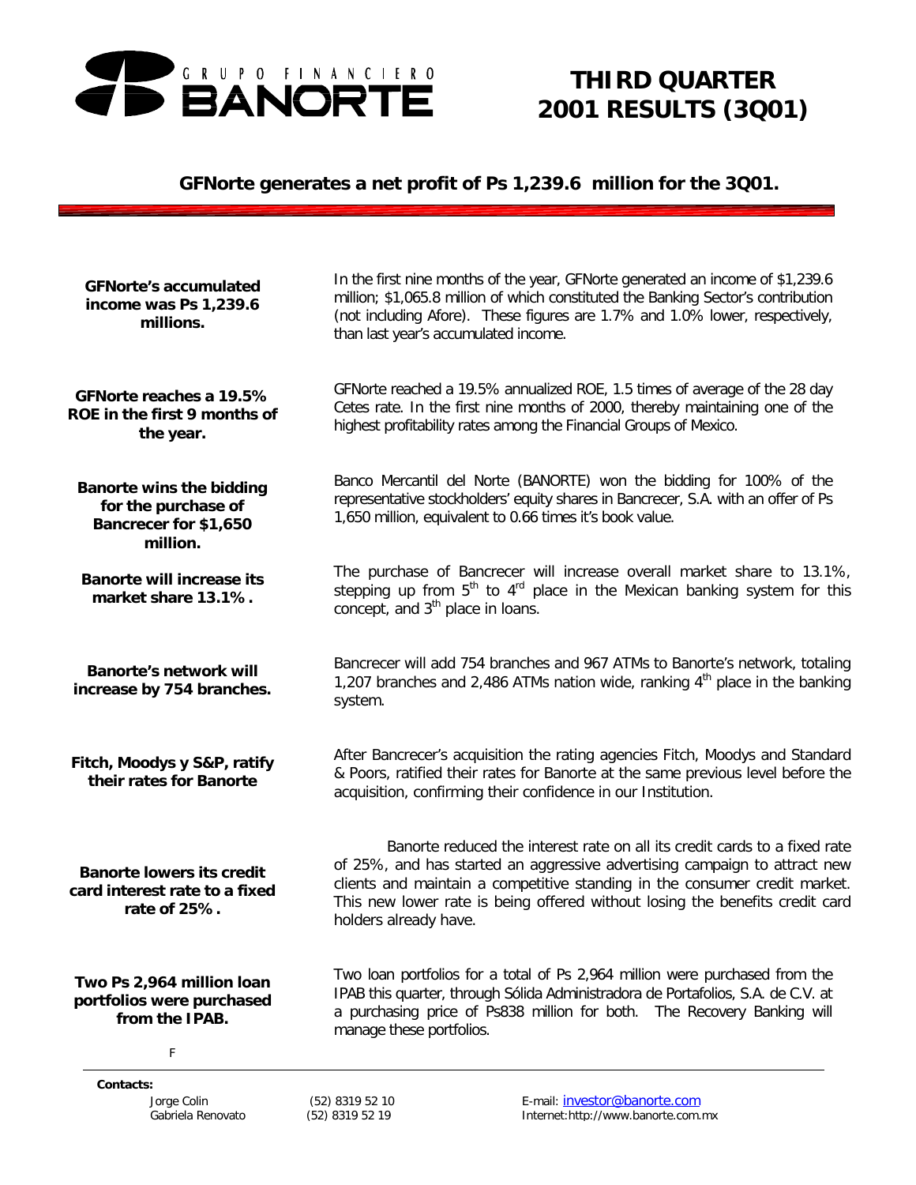GRUPO FINANCIERO BANORTE

# THIRD QUARTER 2001 RESULTS (3Q01)

## GFNorte generates a net profit of Ps 1,239.6 million for the 3Q01.

**GFNorte's accumulated income was Ps 1,239.6 millions.**

In the first nine months of the year, GFNorte generated an income of $1,239.6 million; $1,065.8 million of which constituted the Banking Sector's contribution (not including Afore). These figures are 1.7% and 1.0% lower, respectively, than last year's accumulated income.

**GFNorte reaches a 19.5% ROE in the first 9 months of the year.**

GFNorte reached a 19.5% annualized ROE, 1.5 times of average of the 28 day Cetes rate. In the first nine months of 2000, thereby maintaining one of the highest profitability rates among the Financial Groups of Mexico.

**Banorte wins the bidding for the purchase of Bancrecer for $1,650 million.**

Banco Mercantil del Norte (BANORTE) won the bidding for 100% of the representative stockholders' equity shares in Bancrecer, S.A. with an offer of Ps 1,650 million, equivalent to 0.66 times it's book value.

**Banorte will increase its market share 13.1%.**

The purchase of Bancrecer will increase overall market share to 13.1%, stepping up from 5th to 4rd place in the Mexican banking system for this concept, and 3th place in loans.

**Banorte's network will increase by 754 branches.**

Bancrecer will add 754 branches and 967 ATMs to Banorte's network, totaling 1,207 branches and 2,486 ATMs nation wide, ranking 4th place in the banking system.

**Fitch, Moodys y S&P, ratify their rates for Banorte**

After Bancrecer's acquisition the rating agencies Fitch, Moodys and Standard & Poors, ratified their rates for Banorte at the same previous level before the acquisition, confirming their confidence in our Institution.

**Banorte lowers its credit card interest rate to a fixed rate of 25%.**

Banorte reduced the interest rate on all its credit cards to a fixed rate of 25%, and has started an aggressive advertising campaign to attract new clients and maintain a competitive standing in the consumer credit market. This new lower rate is being offered without losing the benefits credit card holders already have.

**Two Ps 2,964 million loan portfolios were purchased from the IPAB.**

Two loan portfolios for a total of Ps 2,964 million were purchased from the IPAB this quarter, through Sólida Administradora de Portafolios, S.A. de C.V. at a purchasing price of Ps838 million for both. The Recovery Banking will manage these portfolios.

F

**Contacts:**

| | | |
|---|---|---|
| Jorge Colin | (52) 8319 52 10 | E-mail: investor@banorte.com |
| Gabriela Renovato | (52) 8319 52 19 | Internet:http://www.banorte.com.mx |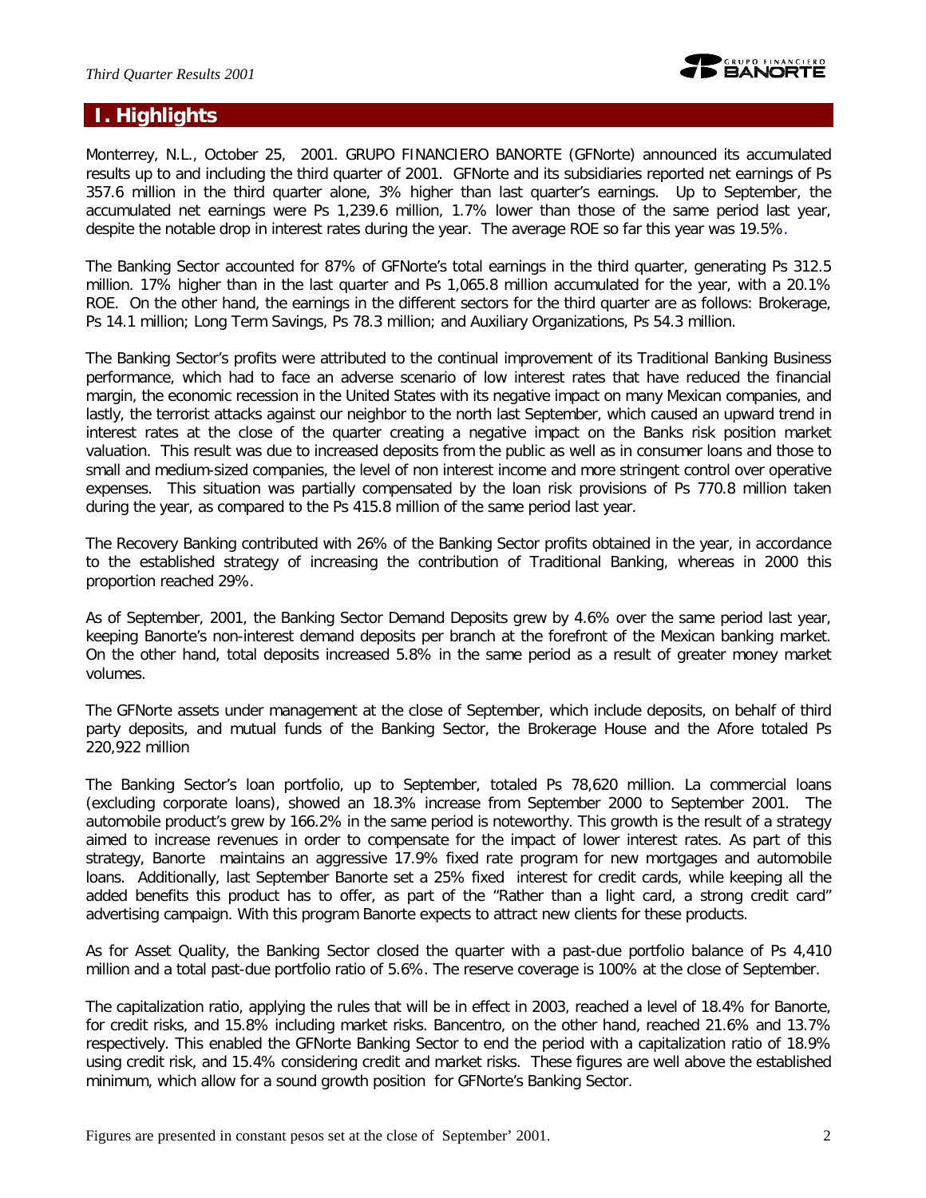# I. Highlights

Monterrey, N.L., October 25, 2001. GRUPO FINANCIERO BANORTE (GFNorte) announced its accumulated results up to and including the third quarter of 2001. GFNorte and its subsidiaries reported net earnings of Ps 357.6 million in the third quarter alone, 3% higher than last quarter's earnings. Up to September, the accumulated net earnings were Ps 1,239.6 million, 1.7% lower than those of the same period last year, despite the notable drop in interest rates during the year. The average ROE so far this year was 19.5%.

The Banking Sector accounted for 87% of GFNorte's total earnings in the third quarter, generating Ps 312.5 million. 17% higher than in the last quarter and Ps 1,065.8 million accumulated for the year, with a 20.1% ROE. On the other hand, the earnings in the different sectors for the third quarter are as follows: Brokerage, Ps 14.1 million; Long Term Savings, Ps 78.3 million; and Auxiliary Organizations, Ps 54.3 million.

The Banking Sector's profits were attributed to the continual improvement of its Traditional Banking Business performance, which had to face an adverse scenario of low interest rates that have reduced the financial margin, the economic recession in the United States with its negative impact on many Mexican companies, and lastly, the terrorist attacks against our neighbor to the north last September, which caused an upward trend in interest rates at the close of the quarter creating a negative impact on the Banks risk position market valuation. This result was due to increased deposits from the public as well as in consumer loans and those to small and medium-sized companies, the level of non interest income and more stringent control over operative expenses. This situation was partially compensated by the loan risk provisions of Ps 770.8 million taken during the year, as compared to the Ps 415.8 million of the same period last year.

The Recovery Banking contributed with 26% of the Banking Sector profits obtained in the year, in accordance to the established strategy of increasing the contribution of Traditional Banking, whereas in 2000 this proportion reached 29%.

As of September, 2001, the Banking Sector Demand Deposits grew by 4.6% over the same period last year, keeping Banorte's non-interest demand deposits per branch at the forefront of the Mexican banking market. On the other hand, total deposits increased 5.8% in the same period as a result of greater money market volumes.

The GFNorte assets under management at the close of September, which include deposits, on behalf of third party deposits, and mutual funds of the Banking Sector, the Brokerage House and the Afore totaled Ps 220,922 million

The Banking Sector's loan portfolio, up to September, totaled Ps 78,620 million. La commercial loans (excluding corporate loans), showed an 18.3% increase from September 2000 to September 2001. The automobile product's grew by 166.2% in the same period is noteworthy. This growth is the result of a strategy aimed to increase revenues in order to compensate for the impact of lower interest rates. As part of this strategy, Banorte maintains an aggressive 17.9% fixed rate program for new mortgages and automobile loans. Additionally, last September Banorte set a 25% fixed interest for credit cards, while keeping all the added benefits this product has to offer, as part of the "Rather than a light card, a strong credit card" advertising campaign. With this program Banorte expects to attract new clients for these products.

As for Asset Quality, the Banking Sector closed the quarter with a past-due portfolio balance of Ps 4,410 million and a total past-due portfolio ratio of 5.6%. The reserve coverage is 100% at the close of September.

The capitalization ratio, applying the rules that will be in effect in 2003, reached a level of 18.4% for Banorte, for credit risks, and 15.8% including market risks. Bancentro, on the other hand, reached 21.6% and 13.7% respectively. This enabled the GFNorte Banking Sector to end the period with a capitalization ratio of 18.9% using credit risk, and 15.4% considering credit and market risks. These figures are well above the established minimum, which allow for a sound growth position for GFNorte's Banking Sector.

Figures are presented in constant pesos set at the close of September' 2001.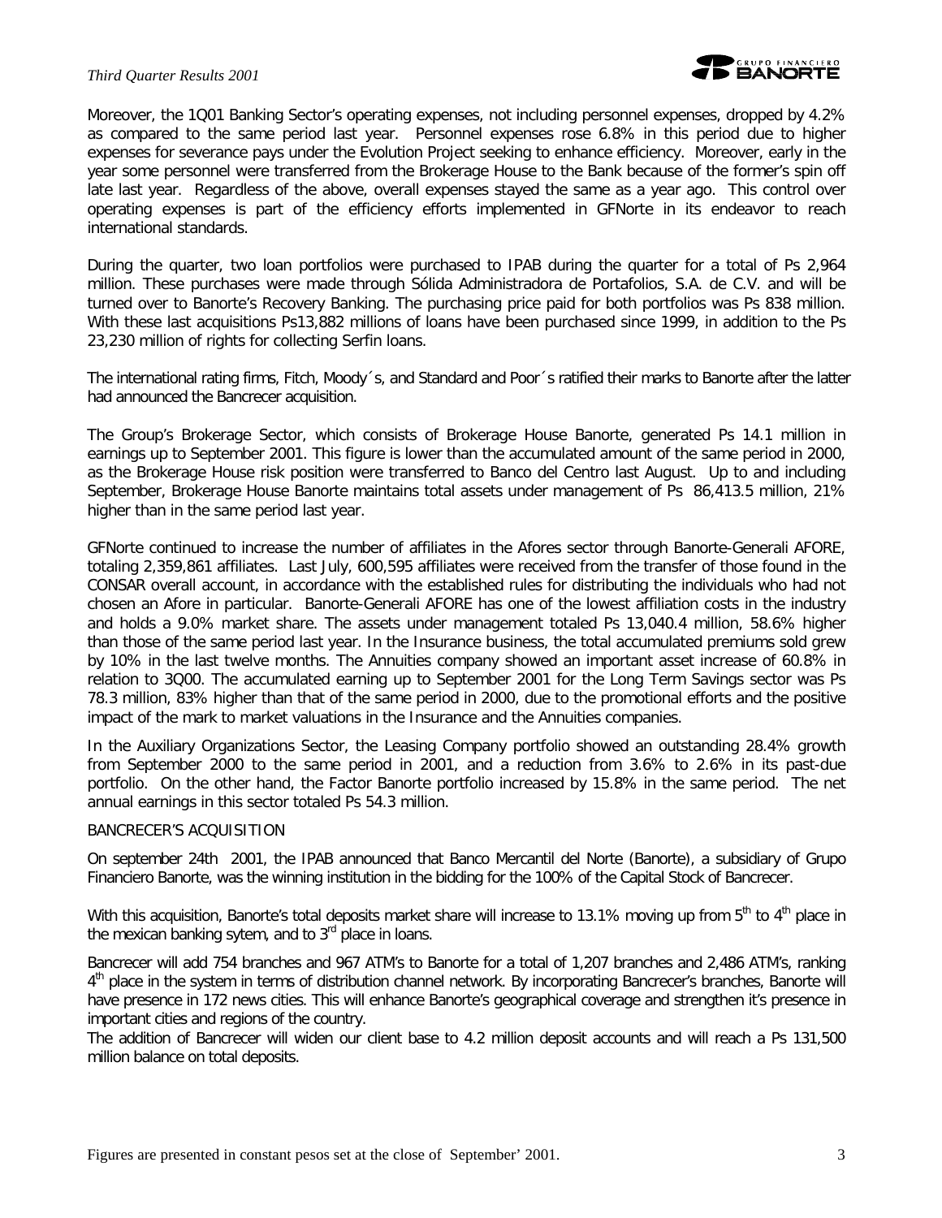Moreover, the 1Q01 Banking Sector's operating expenses, not including personnel expenses, dropped by 4.2% as compared to the same period last year. Personnel expenses rose 6.8% in this period due to higher expenses for severance pays under the Evolution Project seeking to enhance efficiency. Moreover, early in the year some personnel were transferred from the Brokerage House to the Bank because of the former's spin off late last year. Regardless of the above, overall expenses stayed the same as a year ago. This control over operating expenses is part of the efficiency efforts implemented in GFNorte in its endeavor to reach international standards.

During the quarter, two loan portfolios were purchased to IPAB during the quarter for a total of Ps 2,964 million. These purchases were made through Sólida Administradora de Portafolios, S.A. de C.V. and will be turned over to Banorte's Recovery Banking. The purchasing price paid for both portfolios was Ps 838 million. With these last acquisitions Ps13,882 millions of loans have been purchased since 1999, in addition to the Ps 23,230 million of rights for collecting Serfin loans.

The international rating firms, Fitch, Moody´s, and Standard and Poor´s ratified their marks to Banorte after the latter had announced the Bancrecer acquisition.

The Group's Brokerage Sector, which consists of Brokerage House Banorte, generated Ps 14.1 million in earnings up to September 2001. This figure is lower than the accumulated amount of the same period in 2000, as the Brokerage House risk position were transferred to Banco del Centro last August. Up to and including September, Brokerage House Banorte maintains total assets under management of Ps 86,413.5 million, 21% higher than in the same period last year.

GFNorte continued to increase the number of affiliates in the Afores sector through Banorte-Generali AFORE, totaling 2,359,861 affiliates. Last July, 600,595 affiliates were received from the transfer of those found in the CONSAR overall account, in accordance with the established rules for distributing the individuals who had not chosen an Afore in particular. Banorte-Generali AFORE has one of the lowest affiliation costs in the industry and holds a 9.0% market share. The assets under management totaled Ps 13,040.4 million, 58.6% higher than those of the same period last year. In the Insurance business, the total accumulated premiums sold grew by 10% in the last twelve months. The Annuities company showed an important asset increase of 60.8% in relation to 3Q00. The accumulated earning up to September 2001 for the Long Term Savings sector was Ps 78.3 million, 83% higher than that of the same period in 2000, due to the promotional efforts and the positive impact of the mark to market valuations in the Insurance and the Annuities companies.

In the Auxiliary Organizations Sector, the Leasing Company portfolio showed an outstanding 28.4% growth from September 2000 to the same period in 2001, and a reduction from 3.6% to 2.6% in its past-due portfolio. On the other hand, the Factor Banorte portfolio increased by 15.8% in the same period. The net annual earnings in this sector totaled Ps 54.3 million.

BANCRECER'S ACQUISITION

On september 24th 2001, the IPAB announced that Banco Mercantil del Norte (Banorte), a subsidiary of Grupo Financiero Banorte, was the winning institution in the bidding for the 100% of the Capital Stock of Bancrecer.

With this acquisition, Banorte's total deposits market share will increase to 13.1% moving up from 5th to 4th place in the mexican banking sytem, and to 3rd place in loans.

Bancrecer will add 754 branches and 967 ATM's to Banorte for a total of 1,207 branches and 2,486 ATM's, ranking 4th place in the system in terms of distribution channel network. By incorporating Bancrecer's branches, Banorte will have presence in 172 news cities. This will enhance Banorte's geographical coverage and strengthen it's presence in important cities and regions of the country.

The addition of Bancrecer will widen our client base to 4.2 million deposit accounts and will reach a Ps 131,500 million balance on total deposits.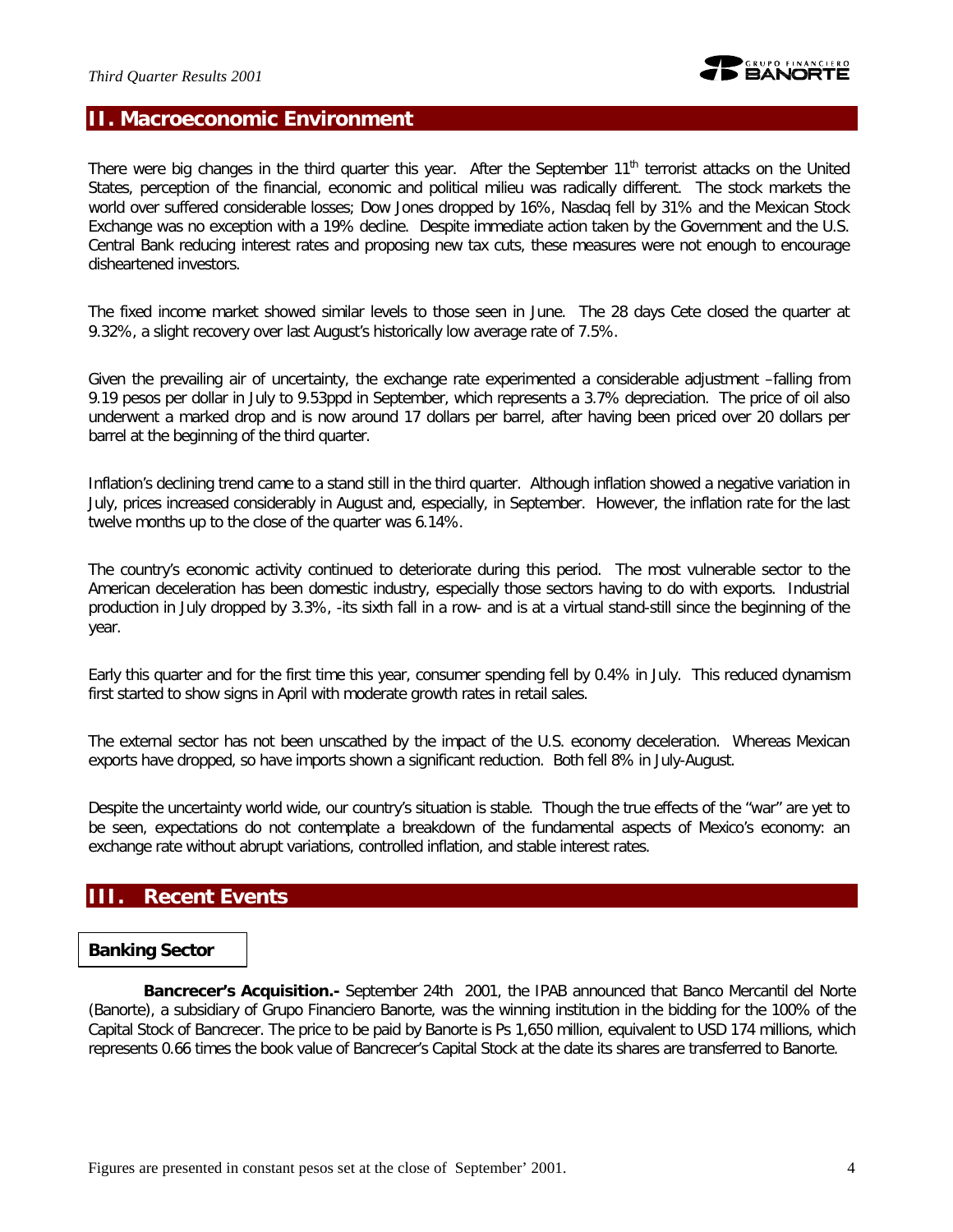## II. Macroeconomic Environment

There were big changes in the third quarter this year. After the September 11th terrorist attacks on the United States, perception of the financial, economic and political milieu was radically different. The stock markets the world over suffered considerable losses; Dow Jones dropped by 16%, Nasdaq fell by 31% and the Mexican Stock Exchange was no exception with a 19% decline. Despite immediate action taken by the Government and the U.S. Central Bank reducing interest rates and proposing new tax cuts, these measures were not enough to encourage disheartened investors.

The fixed income market showed similar levels to those seen in June. The 28 days Cete closed the quarter at 9.32%, a slight recovery over last August's historically low average rate of 7.5%.

Given the prevailing air of uncertainty, the exchange rate experimented a considerable adjustment –falling from 9.19 pesos per dollar in July to 9.53ppd in September, which represents a 3.7% depreciation. The price of oil also underwent a marked drop and is now around 17 dollars per barrel, after having been priced over 20 dollars per barrel at the beginning of the third quarter.

Inflation's declining trend came to a stand still in the third quarter. Although inflation showed a negative variation in July, prices increased considerably in August and, especially, in September. However, the inflation rate for the last twelve months up to the close of the quarter was 6.14%.

The country's economic activity continued to deteriorate during this period. The most vulnerable sector to the American deceleration has been domestic industry, especially those sectors having to do with exports. Industrial production in July dropped by 3.3%, -its sixth fall in a row- and is at a virtual stand-still since the beginning of the year.

Early this quarter and for the first time this year, consumer spending fell by 0.4% in July. This reduced dynamism first started to show signs in April with moderate growth rates in retail sales.

The external sector has not been unscathed by the impact of the U.S. economy deceleration. Whereas Mexican exports have dropped, so have imports shown a significant reduction. Both fell 8% in July-August.

Despite the uncertainty world wide, our country's situation is stable. Though the true effects of the "war" are yet to be seen, expectations do not contemplate a breakdown of the fundamental aspects of Mexico's economy: an exchange rate without abrupt variations, controlled inflation, and stable interest rates.

## III. Recent Events

### Banking Sector

**Bancrecer's Acquisition.-** September 24th 2001, the IPAB announced that Banco Mercantil del Norte (Banorte), a subsidiary of Grupo Financiero Banorte, was the winning institution in the bidding for the 100% of the Capital Stock of Bancrecer. The price to be paid by Banorte is Ps 1,650 million, equivalent to USD 174 millions, which represents 0.66 times the book value of Bancrecer's Capital Stock at the date its shares are transferred to Banorte.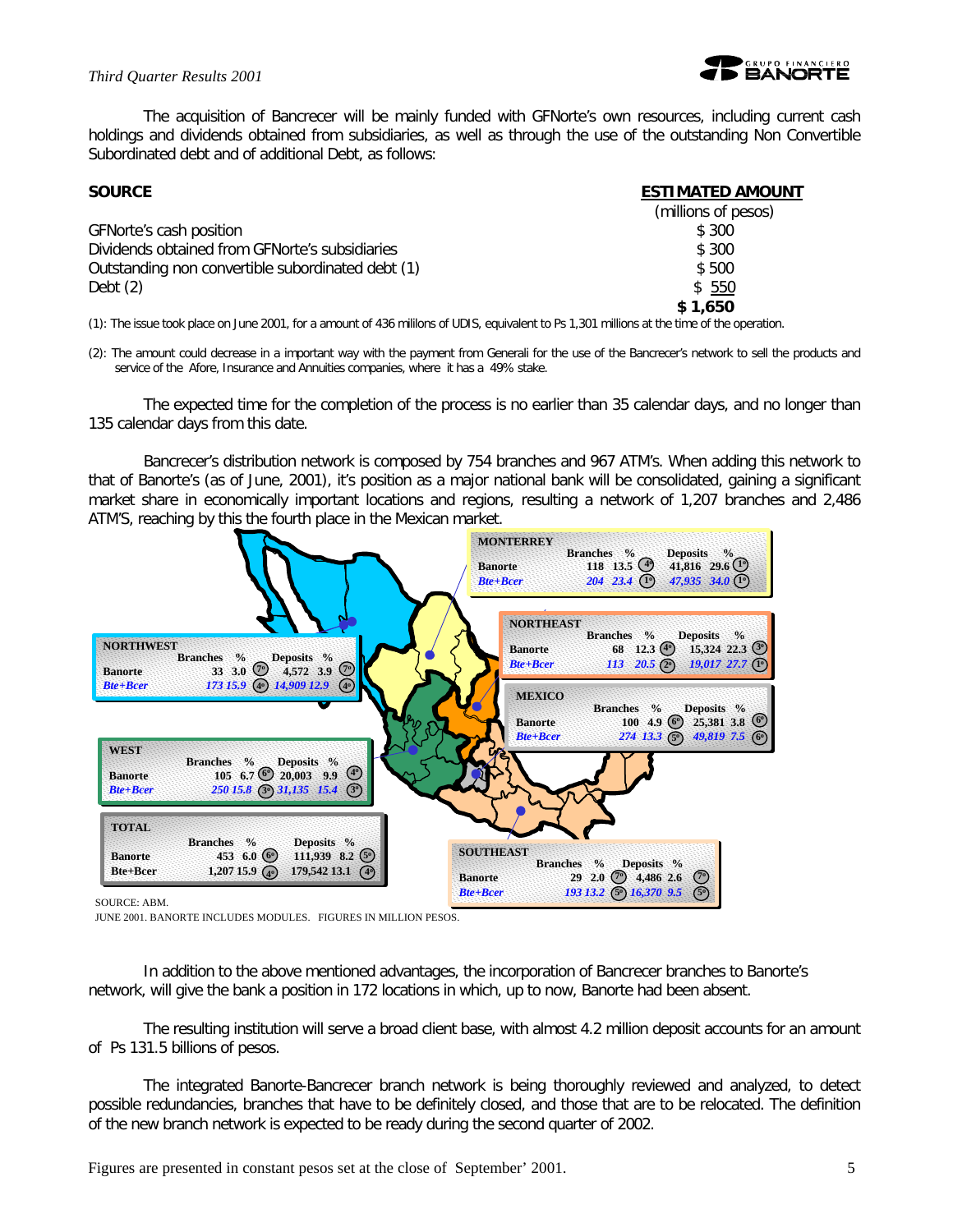The acquisition of Bancrecer will be mainly funded with GFNorte's own resources, including current cash holdings and dividends obtained from subsidiaries, as well as through the use of the outstanding Non Convertible Subordinated debt and of additional Debt, as follows:

| **SOURCE** | **ESTIMATED AMOUNT** (millions of pesos) |
|---|---|
| GFNorte's cash position | $ 300 |
| Dividends obtained from GFNorte's subsidiaries | $ 300 |
| Outstanding non convertible subordinated debt (1) | $ 500 |
| Debt (2) | $ 550 |
| | **$ 1,650** |

(1): The issue took place on June 2001, for a amount of 436 millilons of UDIS, equivalent to Ps 1,301 millions at the time of the operation.

(2): The amount could decrease in a important way with the payment from Generali for the use of the Bancrecer's network to sell the products and service of the Afore, Insurance and Annuities companies, where it has a 49% stake.

The expected time for the completion of the process is no earlier than 35 calendar days, and no longer than 135 calendar days from this date.

Bancrecer's distribution network is composed by 754 branches and 967 ATM's. When adding this network to that of Banorte's (as of June, 2001), it's position as a major national bank will be consolidated, gaining a significant market share in economically important locations and regions, resulting a network of 1,207 branches and 2,486 ATM'S, reaching by this the fourth place in the Mexican market.

| Region | | Branches | % | Rank | Deposits | % | Rank |
|---|---|---|---|---|---|---|---|
| MONTERREY | Banorte | 118 | 13.5 | 4° | 41,816 | 29.6 | 1° |
| | *Bte+Bcer* | *204* | *23.4* | 1° | *47,935* | *34.0* | 1° |
| NORTHEAST | Banorte | 68 | 12.3 | 4° | 15,324 | 22.3 | 3° |
| | *Bte+Bcer* | *113* | *20.5* | 2° | *19,017* | *27.7* | 1° |
| MEXICO | Banorte | 100 | 4.9 | 6° | 25,381 | 3.8 | 6° |
| | *Bte+Bcer* | *274* | *13.3* | 5° | *49,819* | *7.5* | 6° |
| NORTHWEST | Banorte | 33 | 3.0 | 7° | 4,572 | 3.9 | 7° |
| | *Bte+Bcer* | *173* | *15.9* | 4° | *14,909* | *12.9* | 4° |
| WEST | Banorte | 105 | 6.7 | 6° | 20,003 | 9.9 | 4° |
| | *Bte+Bcer* | *250* | *15.8* | 3° | *31,135* | *15.4* | 3° |
| SOUTHEAST | Banorte | 29 | 2.0 | 7° | 4,486 | 2.6 | 7° |
| | *Bte+Bcer* | *193* | *13.2* | 5° | *16,370* | *9.5* | 5° |
| TOTAL | Banorte | 453 | 6.0 | 6° | 111,939 | 8.2 | 5° |
| | Bte+Bcer | 1,207 | 15.9 | 4° | 179,542 | 13.1 | 4° |

SOURCE: ABM.
JUNE 2001. BANORTE INCLUDES MODULES. FIGURES IN MILLION PESOS.

In addition to the above mentioned advantages, the incorporation of Bancrecer branches to Banorte's network, will give the bank a position in 172 locations in which, up to now, Banorte had been absent.

The resulting institution will serve a broad client base, with almost 4.2 million deposit accounts for an amount of Ps 131.5 billions of pesos.

The integrated Banorte-Bancrecer branch network is being thoroughly reviewed and analyzed, to detect possible redundancies, branches that have to be definitely closed, and those that are to be relocated. The definition of the new branch network is expected to be ready during the second quarter of 2002.

Figures are presented in constant pesos set at the close of September' 2001.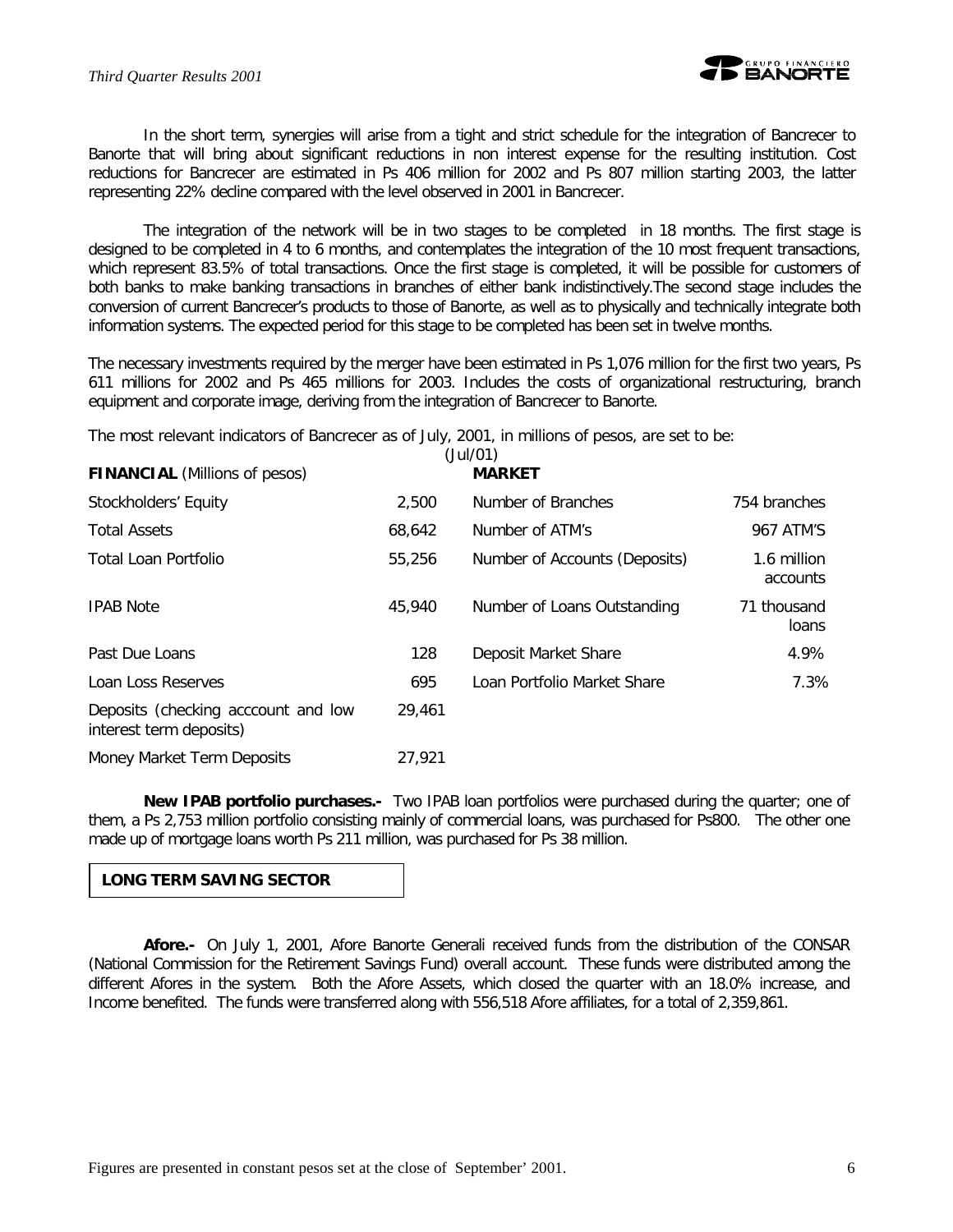In the short term, synergies will arise from a tight and strict schedule for the integration of Bancrecer to Banorte that will bring about significant reductions in non interest expense for the resulting institution. Cost reductions for Bancrecer are estimated in Ps 406 million for 2002 and Ps 807 million starting 2003, the latter representing 22% decline compared with the level observed in 2001 in Bancrecer.

The integration of the network will be in two stages to be completed in 18 months. The first stage is designed to be completed in 4 to 6 months, and contemplates the integration of the 10 most frequent transactions, which represent 83.5% of total transactions. Once the first stage is completed, it will be possible for customers of both banks to make banking transactions in branches of either bank indistinctively.The second stage includes the conversion of current Bancrecer's products to those of Banorte, as well as to physically and technically integrate both information systems. The expected period for this stage to be completed has been set in twelve months.

The necessary investments required by the merger have been estimated in Ps 1,076 million for the first two years, Ps 611 millions for 2002 and Ps 465 millions for 2003. Includes the costs of organizational restructuring, branch equipment and corporate image, deriving from the integration of Bancrecer to Banorte.

The most relevant indicators of Bancrecer as of July, 2001, in millions of pesos, are set to be:

(Jul/01)

| **FINANCIAL** (Millions of pesos) | | **MARKET** | |
|---|---|---|---|
| Stockholders' Equity | 2,500 | Number of Branches | 754 branches |
| Total Assets | 68,642 | Number of ATM's | 967 ATM'S |
| Total Loan Portfolio | 55,256 | Number of Accounts (Deposits) | 1.6 million accounts |
| IPAB Note | 45,940 | Number of Loans Outstanding | 71 thousand loans |
| Past Due Loans | 128 | Deposit Market Share | 4.9% |
| Loan Loss Reserves | 695 | Loan Portfolio Market Share | 7.3% |
| Deposits (checking acccount and low interest term deposits) | 29,461 | | |
| Money Market Term Deposits | 27,921 | | |

**New IPAB portfolio purchases.-** Two IPAB loan portfolios were purchased during the quarter; one of them, a Ps 2,753 million portfolio consisting mainly of commercial loans, was purchased for Ps800. The other one made up of mortgage loans worth Ps 211 million, was purchased for Ps 38 million.

## LONG TERM SAVING SECTOR

**Afore.-** On July 1, 2001, Afore Banorte Generali received funds from the distribution of the CONSAR (National Commission for the Retirement Savings Fund) overall account. These funds were distributed among the different Afores in the system. Both the Afore Assets, which closed the quarter with an 18.0% increase, and Income benefited. The funds were transferred along with 556,518 Afore affiliates, for a total of 2,359,861.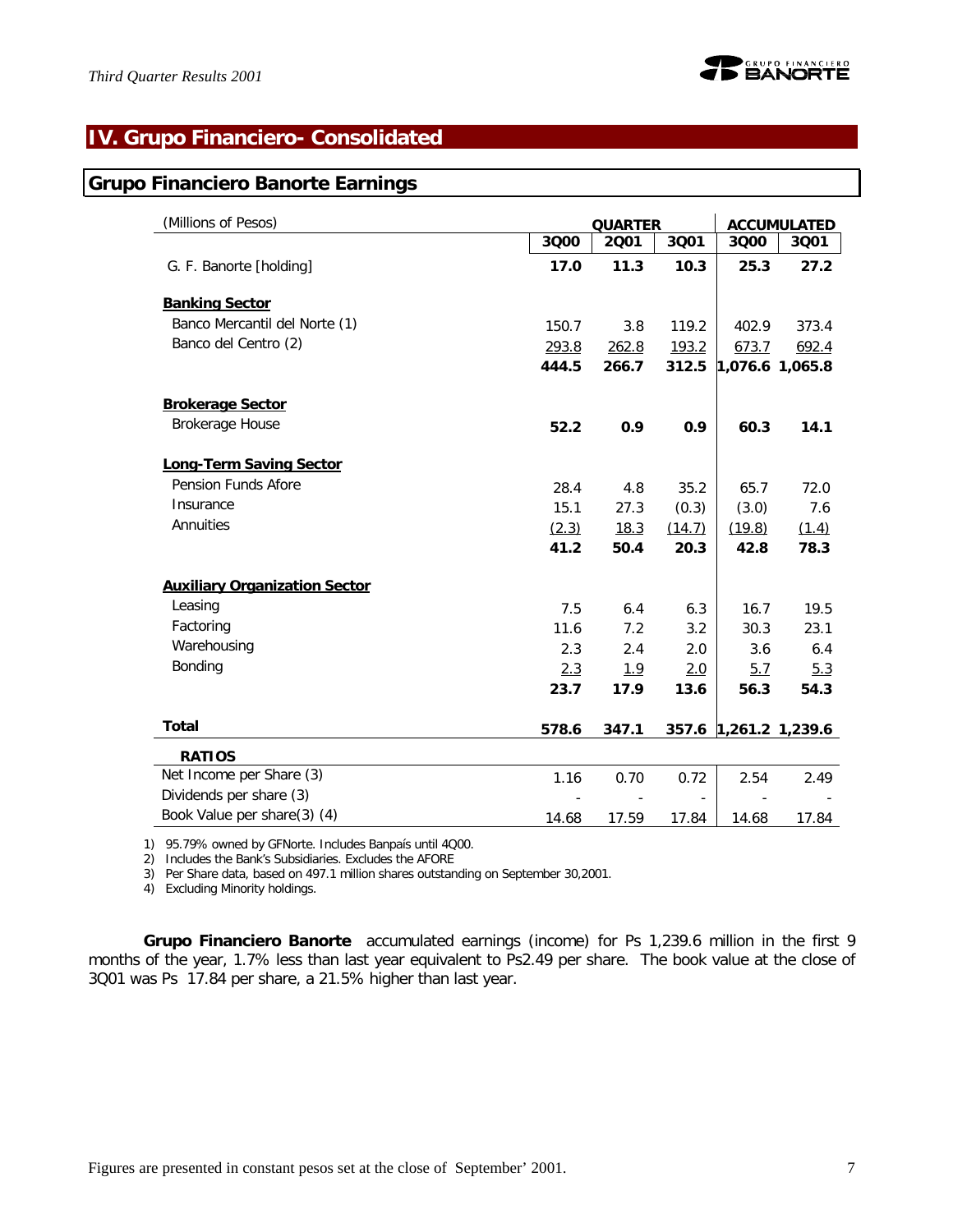## IV. Grupo Financiero- Consolidated

### Grupo Financiero Banorte Earnings

| (Millions of Pesos) | QUARTER | | | ACCUMULATED | |
|---|---|---|---|---|---|
| | **3Q00** | **2Q01** | **3Q01** | **3Q00** | **3Q01** |
| G. F. Banorte [holding] | **17.0** | **11.3** | **10.3** | **25.3** | **27.2** |
| **Banking Sector** | | | | | |
| Banco Mercantil del Norte (1) | 150.7 | 3.8 | 119.2 | 402.9 | 373.4 |
| Banco del Centro (2) | 293.8 | 262.8 | 193.2 | 673.7 | 692.4 |
| | **444.5** | **266.7** | **312.5** | **1,076.6** | **1,065.8** |
| **Brokerage Sector** | | | | | |
| Brokerage House | **52.2** | **0.9** | **0.9** | **60.3** | **14.1** |
| **Long-Term Saving Sector** | | | | | |
| Pension Funds Afore | 28.4 | 4.8 | 35.2 | 65.7 | 72.0 |
| Insurance | 15.1 | 27.3 | (0.3) | (3.0) | 7.6 |
| Annuities | (2.3) | 18.3 | (14.7) | (19.8) | (1.4) |
| | **41.2** | **50.4** | **20.3** | **42.8** | **78.3** |
| **Auxiliary Organization Sector** | | | | | |
| Leasing | 7.5 | 6.4 | 6.3 | 16.7 | 19.5 |
| Factoring | 11.6 | 7.2 | 3.2 | 30.3 | 23.1 |
| Warehousing | 2.3 | 2.4 | 2.0 | 3.6 | 6.4 |
| Bonding | 2.3 | 1.9 | 2.0 | 5.7 | 5.3 |
| | **23.7** | **17.9** | **13.6** | **56.3** | **54.3** |
| **Total** | **578.6** | **347.1** | **357.6** | **1,261.2** | **1,239.6** |
| **RATIOS** | | | | | |
| Net Income per Share (3) | 1.16 | 0.70 | 0.72 | 2.54 | 2.49 |
| Dividends per share (3) | - | - | - | - | - |
| Book Value per share(3) (4) | 14.68 | 17.59 | 17.84 | 14.68 | 17.84 |

1) 95.79% owned by GFNorte. Includes Banpaís until 4Q00.
2) Includes the Bank's Subsidiaries. Excludes the AFORE
3) Per Share data, based on 497.1 million shares outstanding on September 30,2001.
4) Excluding Minority holdings.

**Grupo Financiero Banorte** accumulated earnings (income) for Ps 1,239.6 million in the first 9 months of the year, 1.7% less than last year equivalent to Ps2.49 per share. The book value at the close of 3Q01 was Ps 17.84 per share, a 21.5% higher than last year.

Figures are presented in constant pesos set at the close of September' 2001.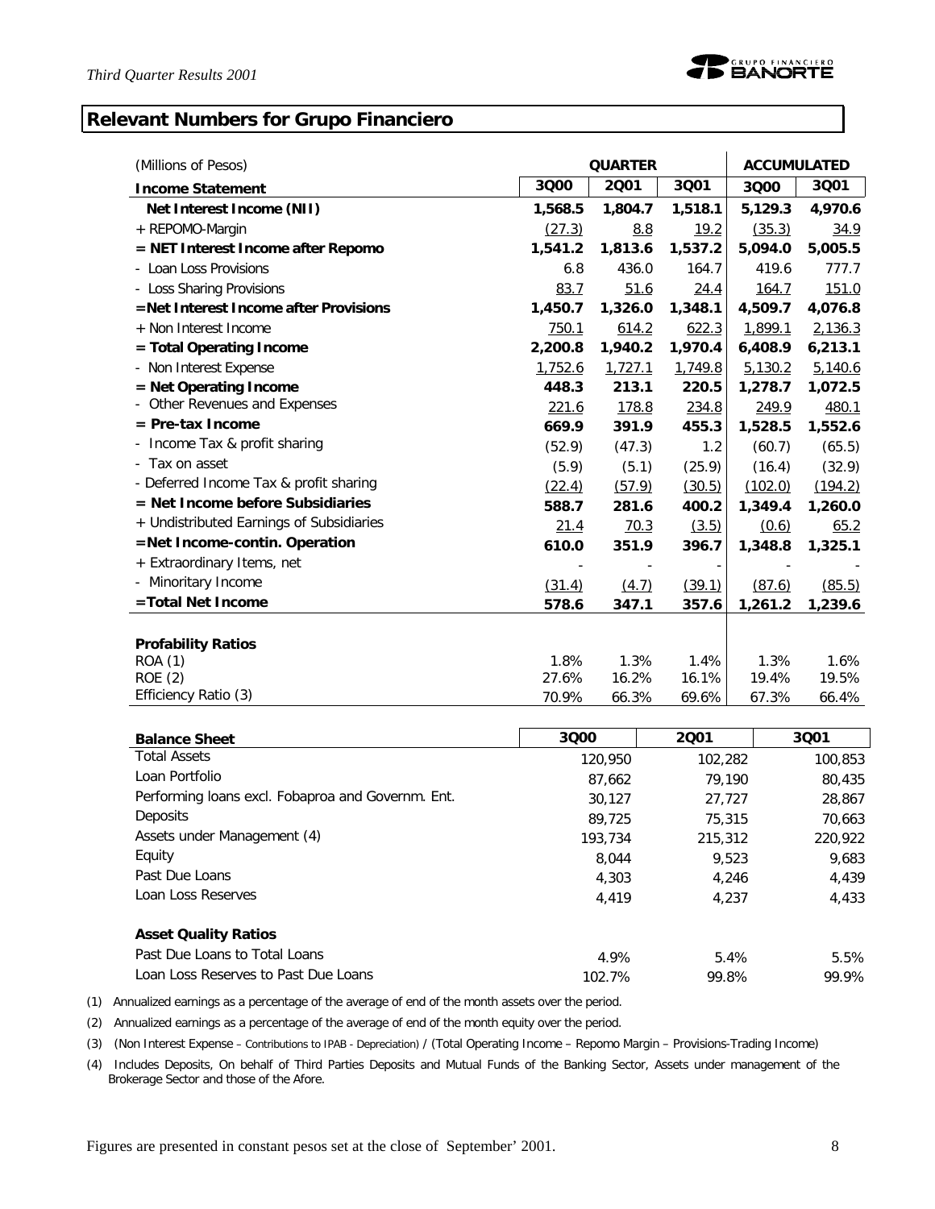## Relevant Numbers for Grupo Financiero

| (Millions of Pesos) | QUARTER | | | ACCUMULATED | |
|---|---|---|---|---|---|
| **Income Statement** | **3Q00** | **2Q01** | **3Q01** | **3Q00** | **3Q01** |
| **Net Interest Income (NII)** | **1,568.5** | **1,804.7** | **1,518.1** | **5,129.3** | **4,970.6** |
| + REPOMO-Margin | (27.3) | 8.8 | 19.2 | (35.3) | 34.9 |
| **= NET Interest Income after Repomo** | **1,541.2** | **1,813.6** | **1,537.2** | **5,094.0** | **5,005.5** |
| - Loan Loss Provisions | 6.8 | 436.0 | 164.7 | 419.6 | 777.7 |
| - Loss Sharing Provisions | 83.7 | 51.6 | 24.4 | 164.7 | 151.0 |
| **=Net Interest Income after Provisions** | **1,450.7** | **1,326.0** | **1,348.1** | **4,509.7** | **4,076.8** |
| + Non Interest Income | 750.1 | 614.2 | 622.3 | 1,899.1 | 2,136.3 |
| **= Total Operating Income** | **2,200.8** | **1,940.2** | **1,970.4** | **6,408.9** | **6,213.1** |
| - Non Interest Expense | 1,752.6 | 1,727.1 | 1,749.8 | 5,130.2 | 5,140.6 |
| **= Net Operating Income** | **448.3** | **213.1** | **220.5** | **1,278.7** | **1,072.5** |
| - Other Revenues and Expenses | 221.6 | 178.8 | 234.8 | 249.9 | 480.1 |
| **= Pre-tax Income** | **669.9** | **391.9** | **455.3** | **1,528.5** | **1,552.6** |
| - Income Tax & profit sharing | (52.9) | (47.3) | 1.2 | (60.7) | (65.5) |
| - Tax on asset | (5.9) | (5.1) | (25.9) | (16.4) | (32.9) |
| - Deferred Income Tax & profit sharing | (22.4) | (57.9) | (30.5) | (102.0) | (194.2) |
| **= Net Income before Subsidiaries** | **588.7** | **281.6** | **400.2** | **1,349.4** | **1,260.0** |
| + Undistributed Earnings of Subsidiaries | 21.4 | 70.3 | (3.5) | (0.6) | 65.2 |
| **=Net Income-contin. Operation** | **610.0** | **351.9** | **396.7** | **1,348.8** | **1,325.1** |
| + Extraordinary Items, net | - | - | - | - | - |
| - Minoritary Income | (31.4) | (4.7) | (39.1) | (87.6) | (85.5) |
| **=Total Net Income** | **578.6** | **347.1** | **357.6** | **1,261.2** | **1,239.6** |
| | | | | | |
| **Profability Ratios** | | | | | |
| ROA (1) | 1.8% | 1.3% | 1.4% | 1.3% | 1.6% |
| ROE (2) | 27.6% | 16.2% | 16.1% | 19.4% | 19.5% |
| Efficiency Ratio (3) | 70.9% | 66.3% | 69.6% | 67.3% | 66.4% |

| **Balance Sheet** | **3Q00** | **2Q01** | **3Q01** |
|---|---|---|---|
| Total Assets | 120,950 | 102,282 | 100,853 |
| Loan Portfolio | 87,662 | 79,190 | 80,435 |
| Performing loans excl. Fobaproa and Governm. Ent. | 30,127 | 27,727 | 28,867 |
| Deposits | 89,725 | 75,315 | 70,663 |
| Assets under Management (4) | 193,734 | 215,312 | 220,922 |
| Equity | 8,044 | 9,523 | 9,683 |
| Past Due Loans | 4,303 | 4,246 | 4,439 |
| Loan Loss Reserves | 4,419 | 4,237 | 4,433 |
| | | | |
| **Asset Quality Ratios** | | | |
| Past Due Loans to Total Loans | 4.9% | 5.4% | 5.5% |
| Loan Loss Reserves to Past Due Loans | 102.7% | 99.8% | 99.9% |

(1) Annualized earnings as a percentage of the average of end of the month assets over the period.

(2) Annualized earnings as a percentage of the average of end of the month equity over the period.

(3) (Non Interest Expense – Contributions to IPAB - Depreciation) / (Total Operating Income – Repomo Margin – Provisions-Trading Income)

(4) Includes Deposits, On behalf of Third Parties Deposits and Mutual Funds of the Banking Sector, Assets under management of the Brokerage Sector and those of the Afore.

Figures are presented in constant pesos set at the close of September' 2001.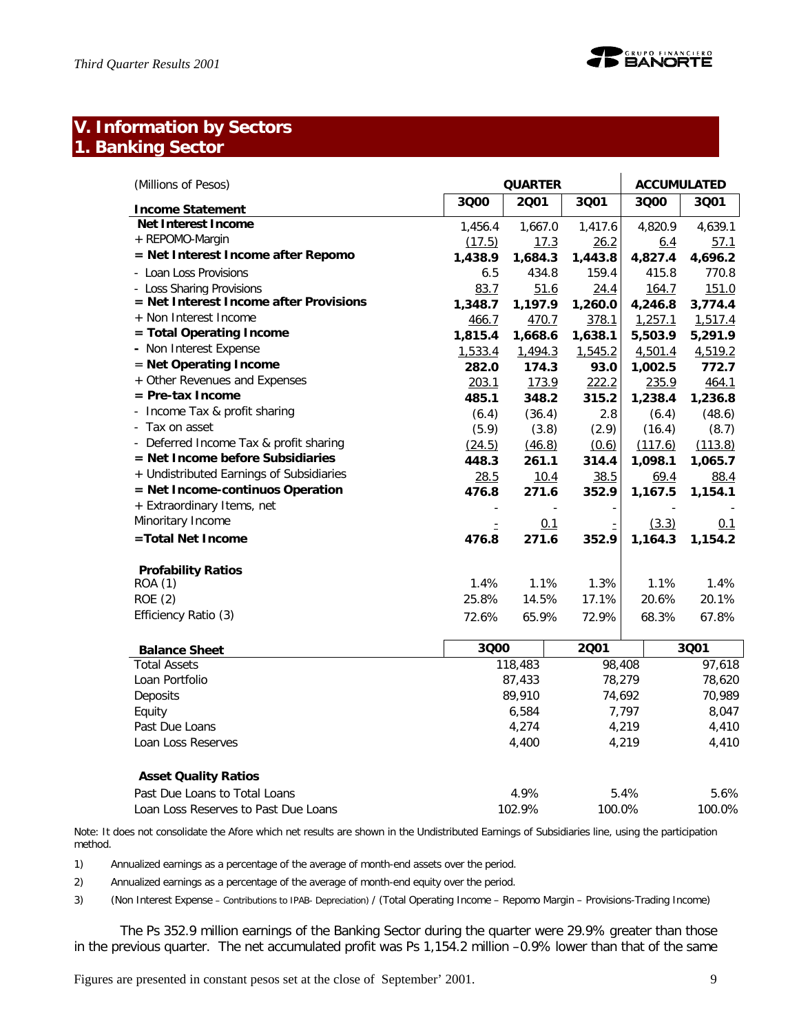## V. Information by Sectors

## 1. Banking Sector

| (Millions of Pesos) | QUARTER | | | ACCUMULATED | |
|---|---|---|---|---|---|
| **Income Statement** | 3Q00 | 2Q01 | 3Q01 | 3Q00 | 3Q01 |
| **Net Interest Income** | 1,456.4 | 1,667.0 | 1,417.6 | 4,820.9 | 4,639.1 |
| + REPOMO-Margin | (17.5) | 17.3 | 26.2 | 6.4 | 57.1 |
| **= Net Interest Income after Repomo** | **1,438.9** | **1,684.3** | **1,443.8** | **4,827.4** | **4,696.2** |
| - Loan Loss Provisions | 6.5 | 434.8 | 159.4 | 415.8 | 770.8 |
| - Loss Sharing Provisions | 83.7 | 51.6 | 24.4 | 164.7 | 151.0 |
| **= Net Interest Income after Provisions** | **1,348.7** | **1,197.9** | **1,260.0** | **4,246.8** | **3,774.4** |
| + Non Interest Income | 466.7 | 470.7 | 378.1 | 1,257.1 | 1,517.4 |
| **= Total Operating Income** | **1,815.4** | **1,668.6** | **1,638.1** | **5,503.9** | **5,291.9** |
| - Non Interest Expense | 1,533.4 | 1,494.3 | 1,545.2 | 4,501.4 | 4,519.2 |
| **= Net Operating Income** | **282.0** | **174.3** | **93.0** | **1,002.5** | **772.7** |
| + Other Revenues and Expenses | 203.1 | 173.9 | 222.2 | 235.9 | 464.1 |
| **= Pre-tax Income** | **485.1** | **348.2** | **315.2** | **1,238.4** | **1,236.8** |
| - Income Tax & profit sharing | (6.4) | (36.4) | 2.8 | (6.4) | (48.6) |
| - Tax on asset | (5.9) | (3.8) | (2.9) | (16.4) | (8.7) |
| - Deferred Income Tax & profit sharing | (24.5) | (46.8) | (0.6) | (117.6) | (113.8) |
| **= Net Income before Subsidiaries** | **448.3** | **261.1** | **314.4** | **1,098.1** | **1,065.7** |
| + Undistributed Earnings of Subsidiaries | 28.5 | 10.4 | 38.5 | 69.4 | 88.4 |
| **= Net Income-continuos Operation** | **476.8** | **271.6** | **352.9** | **1,167.5** | **1,154.1** |
| + Extraordinary Items, net | - | - | - | - | - |
| Minoritary Income | - | 0.1 | - | (3.3) | 0.1 |
| **=Total Net Income** | **476.8** | **271.6** | **352.9** | **1,164.3** | **1,154.2** |
| **Profability Ratios** | | | | | |
| ROA (1) | 1.4% | 1.1% | 1.3% | 1.1% | 1.4% |
| ROE (2) | 25.8% | 14.5% | 17.1% | 20.6% | 20.1% |
| Efficiency Ratio (3) | 72.6% | 65.9% | 72.9% | 68.3% | 67.8% |

| **Balance Sheet** | 3Q00 | 2Q01 | 3Q01 |
|---|---|---|---|
| Total Assets | 118,483 | 98,408 | 97,618 |
| Loan Portfolio | 87,433 | 78,279 | 78,620 |
| Deposits | 89,910 | 74,692 | 70,989 |
| Equity | 6,584 | 7,797 | 8,047 |
| Past Due Loans | 4,274 | 4,219 | 4,410 |
| Loan Loss Reserves | 4,400 | 4,219 | 4,410 |
| **Asset Quality Ratios** | | | |
| Past Due Loans to Total Loans | 4.9% | 5.4% | 5.6% |
| Loan Loss Reserves to Past Due Loans | 102.9% | 100.0% | 100.0% |

Note: It does not consolidate the Afore which net results are shown in the Undistributed Earnings of Subsidiaries line, using the participation method.

1) Annualized earnings as a percentage of the average of month-end assets over the period.

2) Annualized earnings as a percentage of the average of month-end equity over the period.

3) (Non Interest Expense – Contributions to IPAB- Depreciation) / (Total Operating Income – Repomo Margin – Provisions-Trading Income)

The Ps 352.9 million earnings of the Banking Sector during the quarter were 29.9% greater than those in the previous quarter. The net accumulated profit was Ps 1,154.2 million –0.9% lower than that of the same

Figures are presented in constant pesos set at the close of September' 2001.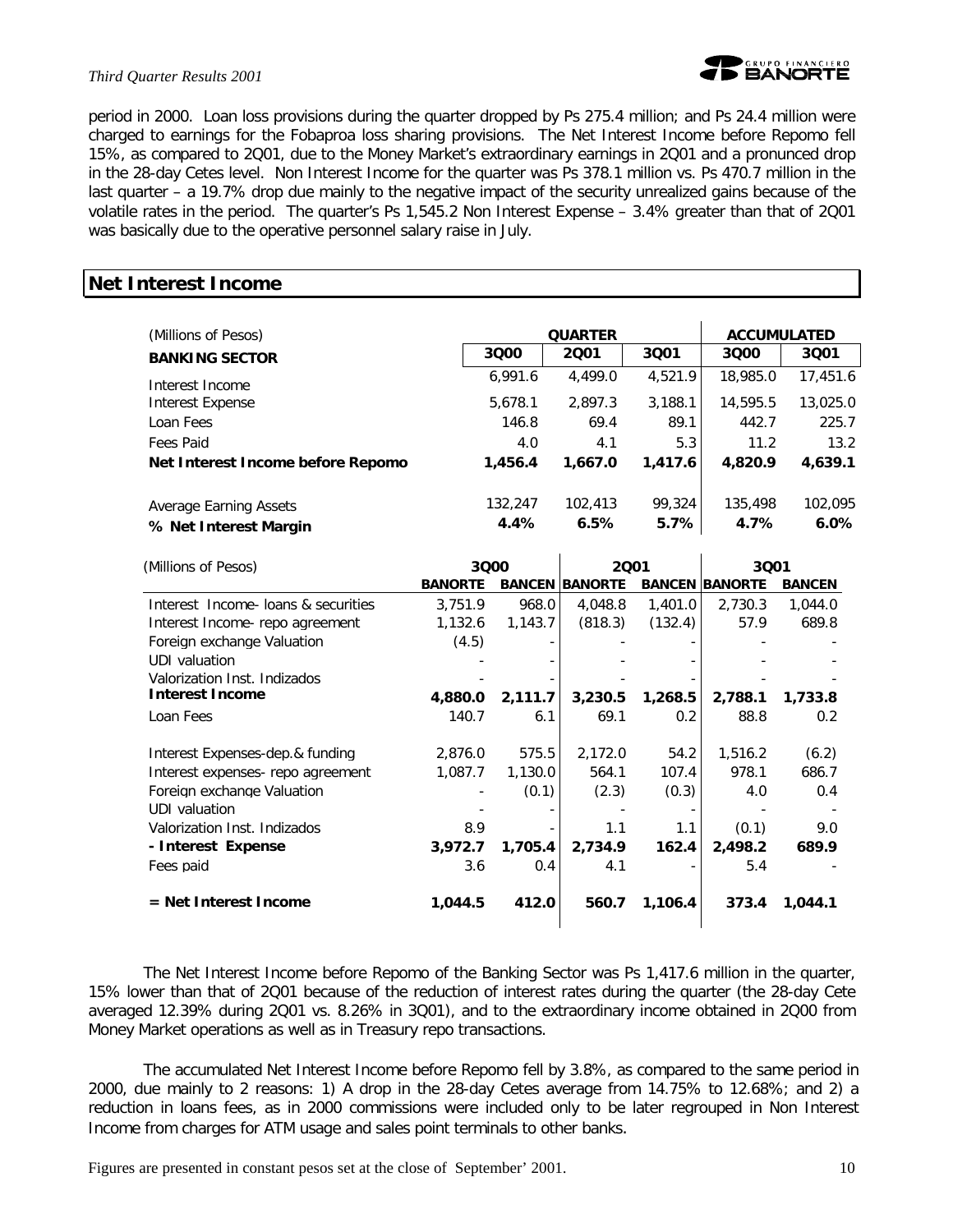period in 2000. Loan loss provisions during the quarter dropped by Ps 275.4 million; and Ps 24.4 million were charged to earnings for the Fobaproa loss sharing provisions. The Net Interest Income before Repomo fell 15%, as compared to 2Q01, due to the Money Market's extraordinary earnings in 2Q01 and a pronunced drop in the 28-day Cetes level. Non Interest Income for the quarter was Ps 378.1 million vs. Ps 470.7 million in the last quarter – a 19.7% drop due mainly to the negative impact of the security unrealized gains because of the volatile rates in the period. The quarter's Ps 1,545.2 Non Interest Expense – 3.4% greater than that of 2Q01 was basically due to the operative personnel salary raise in July.

## Net Interest Income

| (Millions of Pesos) | QUARTER | | | ACCUMULATED | |
|---|---|---|---|---|---|
| **BANKING SECTOR** | 3Q00 | 2Q01 | 3Q01 | 3Q00 | 3Q01 |
| Interest Income | 6,991.6 | 4,499.0 | 4,521.9 | 18,985.0 | 17,451.6 |
| Interest Expense | 5,678.1 | 2,897.3 | 3,188.1 | 14,595.5 | 13,025.0 |
| Loan Fees | 146.8 | 69.4 | 89.1 | 442.7 | 225.7 |
| Fees Paid | 4.0 | 4.1 | 5.3 | 11.2 | 13.2 |
| **Net Interest Income before Repomo** | **1,456.4** | **1,667.0** | **1,417.6** | **4,820.9** | **4,639.1** |
| Average Earning Assets | 132,247 | 102,413 | 99,324 | 135,498 | 102,095 |
| **% Net Interest Margin** | **4.4%** | **6.5%** | **5.7%** | **4.7%** | **6.0%** |

| (Millions of Pesos) | 3Q00 | | 2Q01 | | 3Q01 | |
|---|---|---|---|---|---|---|
| | **BANORTE** | **BANCEN** | **BANORTE** | **BANCEN** | **BANORTE** | **BANCEN** |
| Interest Income- loans & securities | 3,751.9 | 968.0 | 4,048.8 | 1,401.0 | 2,730.3 | 1,044.0 |
| Interest Income- repo agreement | 1,132.6 | 1,143.7 | (818.3) | (132.4) | 57.9 | 689.8 |
| Foreign exchange Valuation | (4.5) | - | - | - | - | - |
| UDI valuation | - | - | - | - | - | - |
| Valorization Inst. Indizados | - | - | - | - | - | - |
| **Interest Income** | **4,880.0** | **2,111.7** | **3,230.5** | **1,268.5** | **2,788.1** | **1,733.8** |
| Loan Fees | 140.7 | 6.1 | 69.1 | 0.2 | 88.8 | 0.2 |
| Interest Expenses-dep.& funding | 2,876.0 | 575.5 | 2,172.0 | 54.2 | 1,516.2 | (6.2) |
| Interest expenses- repo agreement | 1,087.7 | 1,130.0 | 564.1 | 107.4 | 978.1 | 686.7 |
| Foreign exchange Valuation | - | (0.1) | (2.3) | (0.3) | 4.0 | 0.4 |
| UDI valuation | - | - | - | - | - | - |
| Valorization Inst. Indizados | 8.9 | - | 1.1 | 1.1 | (0.1) | 9.0 |
| **- Interest Expense** | **3,972.7** | **1,705.4** | **2,734.9** | **162.4** | **2,498.2** | **689.9** |
| Fees paid | 3.6 | 0.4 | 4.1 | - | 5.4 | - |
| **= Net Interest Income** | **1,044.5** | **412.0** | **560.7** | **1,106.4** | **373.4** | **1,044.1** |

The Net Interest Income before Repomo of the Banking Sector was Ps 1,417.6 million in the quarter, 15% lower than that of 2Q01 because of the reduction of interest rates during the quarter (the 28-day Cete averaged 12.39% during 2Q01 vs. 8.26% in 3Q01), and to the extraordinary income obtained in 2Q00 from Money Market operations as well as in Treasury repo transactions.

The accumulated Net Interest Income before Repomo fell by 3.8%, as compared to the same period in 2000, due mainly to 2 reasons: 1) A drop in the 28-day Cetes average from 14.75% to 12.68%; and 2) a reduction in loans fees, as in 2000 commissions were included only to be later regrouped in Non Interest Income from charges for ATM usage and sales point terminals to other banks.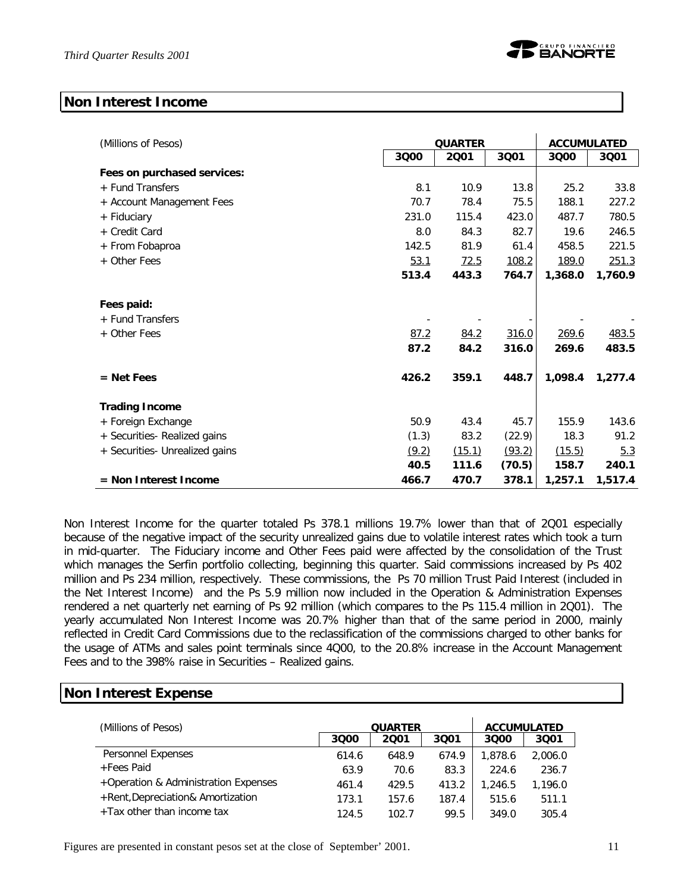## Non Interest Income

| (Millions of Pesos) | QUARTER | | | ACCUMULATED | |
|---|---|---|---|---|---|
| | 3Q00 | 2Q01 | 3Q01 | 3Q00 | 3Q01 |
| **Fees on purchased services:** | | | | | |
| + Fund Transfers | 8.1 | 10.9 | 13.8 | 25.2 | 33.8 |
| + Account Management Fees | 70.7 | 78.4 | 75.5 | 188.1 | 227.2 |
| + Fiduciary | 231.0 | 115.4 | 423.0 | 487.7 | 780.5 |
| + Credit Card | 8.0 | 84.3 | 82.7 | 19.6 | 246.5 |
| + From Fobaproa | 142.5 | 81.9 | 61.4 | 458.5 | 221.5 |
| + Other Fees | 53.1 | 72.5 | 108.2 | 189.0 | 251.3 |
| | **513.4** | **443.3** | **764.7** | **1,368.0** | **1,760.9** |
| **Fees paid:** | | | | | |
| + Fund Transfers | - | - | - | - | - |
| + Other Fees | 87.2 | 84.2 | 316.0 | 269.6 | 483.5 |
| | **87.2** | **84.2** | **316.0** | **269.6** | **483.5** |
| **= Net Fees** | **426.2** | **359.1** | **448.7** | **1,098.4** | **1,277.4** |
| **Trading Income** | | | | | |
| + Foreign Exchange | 50.9 | 43.4 | 45.7 | 155.9 | 143.6 |
| + Securities- Realized gains | (1.3) | 83.2 | (22.9) | 18.3 | 91.2 |
| + Securities- Unrealized gains | (9.2) | (15.1) | (93.2) | (15.5) | 5.3 |
| | **40.5** | **111.6** | **(70.5)** | **158.7** | **240.1** |
| **= Non Interest Income** | **466.7** | **470.7** | **378.1** | **1,257.1** | **1,517.4** |

Non Interest Income for the quarter totaled Ps 378.1 millions 19.7% lower than that of 2Q01 especially because of the negative impact of the security unrealized gains due to volatile interest rates which took a turn in mid-quarter. The Fiduciary income and Other Fees paid were affected by the consolidation of the Trust which manages the Serfin portfolio collecting, beginning this quarter. Said commissions increased by Ps 402 million and Ps 234 million, respectively. These commissions, the Ps 70 million Trust Paid Interest (included in the Net Interest Income) and the Ps 5.9 million now included in the Operation & Administration Expenses rendered a net quarterly net earning of Ps 92 million (which compares to the Ps 115.4 million in 2Q01). The yearly accumulated Non Interest Income was 20.7% higher than that of the same period in 2000, mainly reflected in Credit Card Commissions due to the reclassification of the commissions charged to other banks for the usage of ATMs and sales point terminals since 4Q00, to the 20.8% increase in the Account Management Fees and to the 398% raise in Securities – Realized gains.

## Non Interest Expense

| (Millions of Pesos) | QUARTER | | | ACCUMULATED | |
|---|---|---|---|---|---|
| | 3Q00 | 2Q01 | 3Q01 | 3Q00 | 3Q01 |
| Personnel Expenses | 614.6 | 648.9 | 674.9 | 1,878.6 | 2,006.0 |
| +Fees Paid | 63.9 | 70.6 | 83.3 | 224.6 | 236.7 |
| +Operation & Administration Expenses | 461.4 | 429.5 | 413.2 | 1,246.5 | 1,196.0 |
| +Rent,Depreciation& Amortization | 173.1 | 157.6 | 187.4 | 515.6 | 511.1 |
| +Tax other than income tax | 124.5 | 102.7 | 99.5 | 349.0 | 305.4 |

Figures are presented in constant pesos set at the close of September' 2001.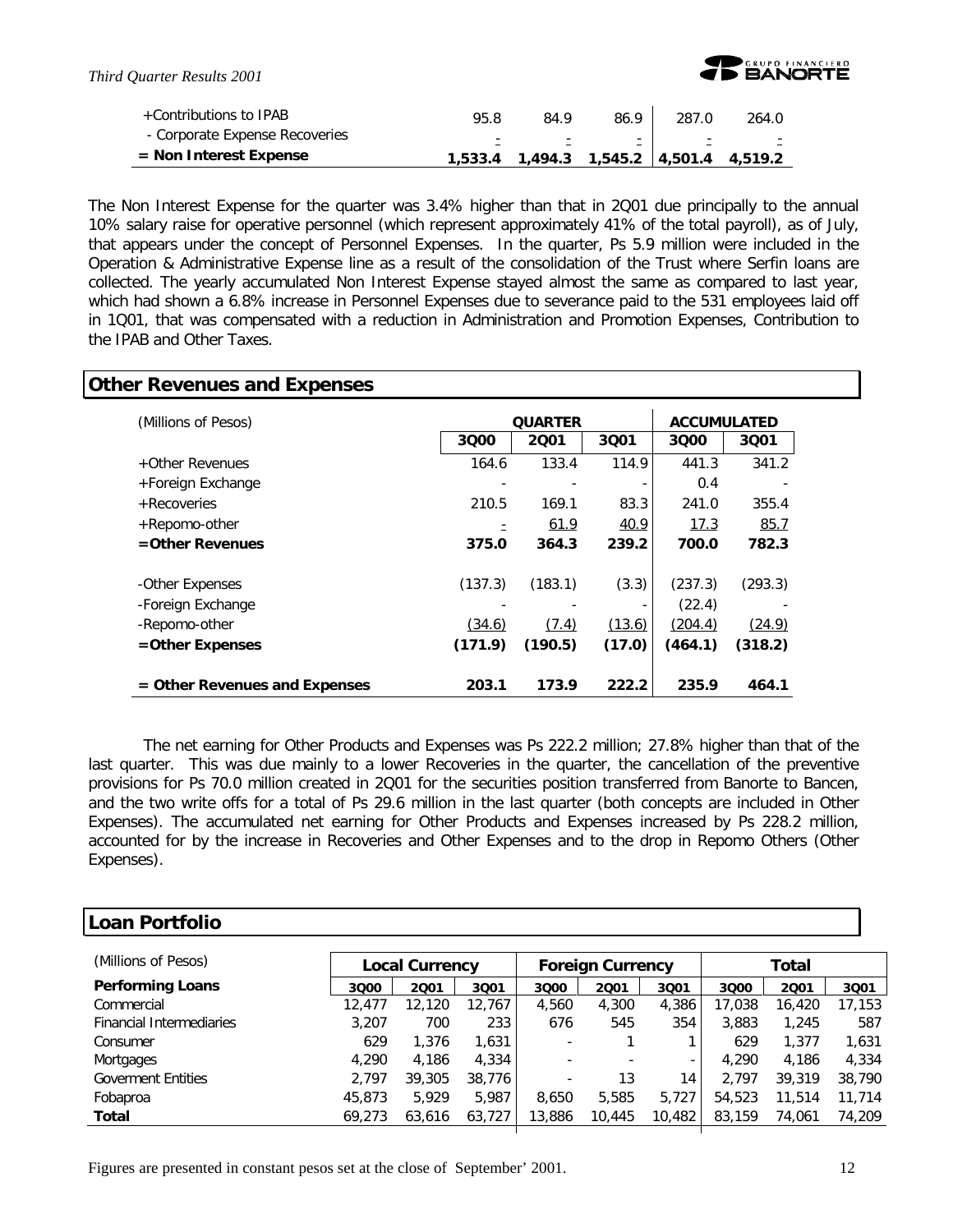| | | | | | |
|---|---|---|---|---|---|
| +Contributions to IPAB | 95.8 | 84.9 | 86.9 | 287.0 | 264.0 |
| - Corporate Expense Recoveries | - | - | - | - | - |
| **= Non Interest Expense** | **1,533.4** | **1,494.3** | **1,545.2** | **4,501.4** | **4,519.2** |

The Non Interest Expense for the quarter was 3.4% higher than that in 2Q01 due principally to the annual 10% salary raise for operative personnel (which represent approximately 41% of the total payroll), as of July, that appears under the concept of Personnel Expenses. In the quarter, Ps 5.9 million were included in the Operation & Administrative Expense line as a result of the consolidation of the Trust where Serfin loans are collected. The yearly accumulated Non Interest Expense stayed almost the same as compared to last year, which had shown a 6.8% increase in Personnel Expenses due to severance paid to the 531 employees laid off in 1Q01, that was compensated with a reduction in Administration and Promotion Expenses, Contribution to the IPAB and Other Taxes.

## Other Revenues and Expenses

| (Millions of Pesos) | QUARTER | | | ACCUMULATED | |
|---|---|---|---|---|---|
| | **3Q00** | **2Q01** | **3Q01** | **3Q00** | **3Q01** |
| +Other Revenues | 164.6 | 133.4 | 114.9 | 441.3 | 341.2 |
| +Foreign Exchange | - | - | - | 0.4 | - |
| +Recoveries | 210.5 | 169.1 | 83.3 | 241.0 | 355.4 |
| +Repomo-other | - | 61.9 | 40.9 | 17.3 | 85.7 |
| **=Other Revenues** | **375.0** | **364.3** | **239.2** | **700.0** | **782.3** |
| -Other Expenses | (137.3) | (183.1) | (3.3) | (237.3) | (293.3) |
| -Foreign Exchange | - | - | - | (22.4) | - |
| -Repomo-other | (34.6) | (7.4) | (13.6) | (204.4) | (24.9) |
| **=Other Expenses** | **(171.9)** | **(190.5)** | **(17.0)** | **(464.1)** | **(318.2)** |
| **= Other Revenues and Expenses** | **203.1** | **173.9** | **222.2** | **235.9** | **464.1** |

The net earning for Other Products and Expenses was Ps 222.2 million; 27.8% higher than that of the last quarter. This was due mainly to a lower Recoveries in the quarter, the cancellation of the preventive provisions for Ps 70.0 million created in 2Q01 for the securities position transferred from Banorte to Bancen, and the two write offs for a total of Ps 29.6 million in the last quarter (both concepts are included in Other Expenses). The accumulated net earning for Other Products and Expenses increased by Ps 228.2 million, accounted for by the increase in Recoveries and Other Expenses and to the drop in Repomo Others (Other Expenses).

## Loan Portfolio

| (Millions of Pesos) | Local Currency | | | Foreign Currency | | | Total | | |
|---|---|---|---|---|---|---|---|---|---|
| **Performing Loans** | **3Q00** | **2Q01** | **3Q01** | **3Q00** | **2Q01** | **3Q01** | **3Q00** | **2Q01** | **3Q01** |
| Commercial | 12,477 | 12,120 | 12,767 | 4,560 | 4,300 | 4,386 | 17,038 | 16,420 | 17,153 |
| Financial Intermediaries | 3,207 | 700 | 233 | 676 | 545 | 354 | 3,883 | 1,245 | 587 |
| Consumer | 629 | 1,376 | 1,631 | - | 1 | 1 | 629 | 1,377 | 1,631 |
| Mortgages | 4,290 | 4,186 | 4,334 | - | - | - | 4,290 | 4,186 | 4,334 |
| Goverment Entities | 2,797 | 39,305 | 38,776 | - | 13 | 14 | 2,797 | 39,319 | 38,790 |
| Fobaproa | 45,873 | 5,929 | 5,987 | 8,650 | 5,585 | 5,727 | 54,523 | 11,514 | 11,714 |
| **Total** | 69,273 | 63,616 | 63,727 | 13,886 | 10,445 | 10,482 | 83,159 | 74,061 | 74,209 |

Figures are presented in constant pesos set at the close of September' 2001.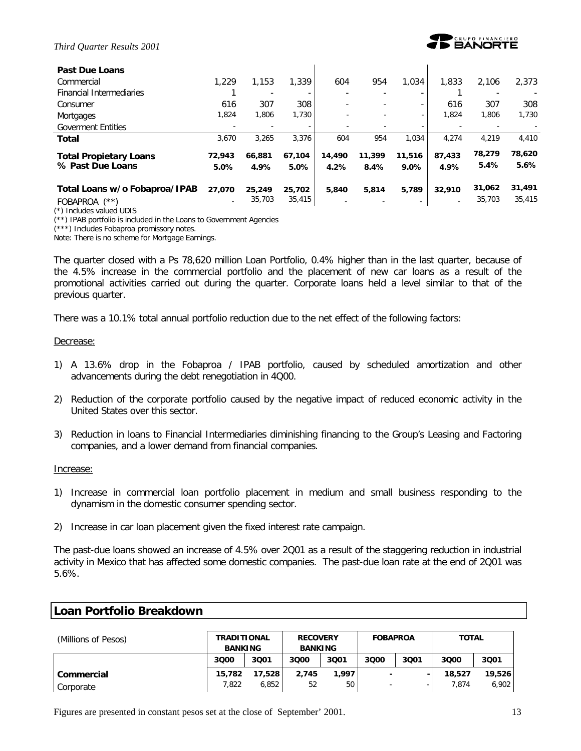| Past Due Loans | | | | | | | | | |
|---|---|---|---|---|---|---|---|---|---|
| Commercial | 1,229 | 1,153 | 1,339 | 604 | 954 | 1,034 | 1,833 | 2,106 | 2,373 |
| Financial Intermediaries | 1 | - | - | - | - | - | 1 | - | - |
| Consumer | 616 | 307 | 308 | - | - | - | 616 | 307 | 308 |
| Mortgages | 1,824 | 1,806 | 1,730 | - | - | - | 1,824 | 1,806 | 1,730 |
| Goverment Entities | - | - | - | - | - | - | - | - | - |
| **Total** | 3,670 | 3,265 | 3,376 | 604 | 954 | 1,034 | 4,274 | 4,219 | 4,410 |
| **Total Propietary Loans** | **72,943** | **66,881** | **67,104** | **14,490** | **11,399** | **11,516** | **87,433** | **78,279** | **78,620** |
| **% Past Due Loans** | **5.0%** | **4.9%** | **5.0%** | **4.2%** | **8.4%** | **9.0%** | **4.9%** | **5.4%** | **5.6%** |
| **Total Loans w/o Fobaproa/IPAB** | **27,070** | **25,249** | **25,702** | **5,840** | **5,814** | **5,789** | **32,910** | **31,062** | **31,491** |
| FOBAPROA (**) | - | 35,703 | 35,415 | - | - | - | - | 35,703 | 35,415 |

(*) Includes valued UDIS

(**) IPAB portfolio is included in the Loans to Government Agencies

(***) Includes Fobaproa promissory notes.

Note: There is no scheme for Mortgage Earnings.

The quarter closed with a Ps 78,620 million Loan Portfolio, 0.4% higher than in the last quarter, because of the 4.5% increase in the commercial portfolio and the placement of new car loans as a result of the promotional activities carried out during the quarter. Corporate loans held a level similar to that of the previous quarter.

There was a 10.1% total annual portfolio reduction due to the net effect of the following factors:

Decrease:

1) A 13.6% drop in the Fobaproa / IPAB portfolio, caused by scheduled amortization and other advancements during the debt renegotiation in 4Q00.
2) Reduction of the corporate portfolio caused by the negative impact of reduced economic activity in the United States over this sector.
3) Reduction in loans to Financial Intermediaries diminishing financing to the Group's Leasing and Factoring companies, and a lower demand from financial companies.

Increase:

1) Increase in commercial loan portfolio placement in medium and small business responding to the dynamism in the domestic consumer spending sector.
2) Increase in car loan placement given the fixed interest rate campaign.

The past-due loans showed an increase of 4.5% over 2Q01 as a result of the staggering reduction in industrial activity in Mexico that has affected some domestic companies. The past-due loan rate at the end of 2Q01 was 5.6%.

## Loan Portfolio Breakdown

| (Millions of Pesos) | TRADITIONAL BANKING | | RECOVERY BANKING | | FOBAPROA | | TOTAL | |
|---|---|---|---|---|---|---|---|---|
| | 3Q00 | 3Q01 | 3Q00 | 3Q01 | 3Q00 | 3Q01 | 3Q00 | 3Q01 |
| **Commercial** | **15,782** | **17,528** | **2,745** | **1,997** | - | - | **18,527** | **19,526** |
| Corporate | 7,822 | 6,852 | 52 | 50 | - | - | 7,874 | 6,902 |

Figures are presented in constant pesos set at the close of September' 2001.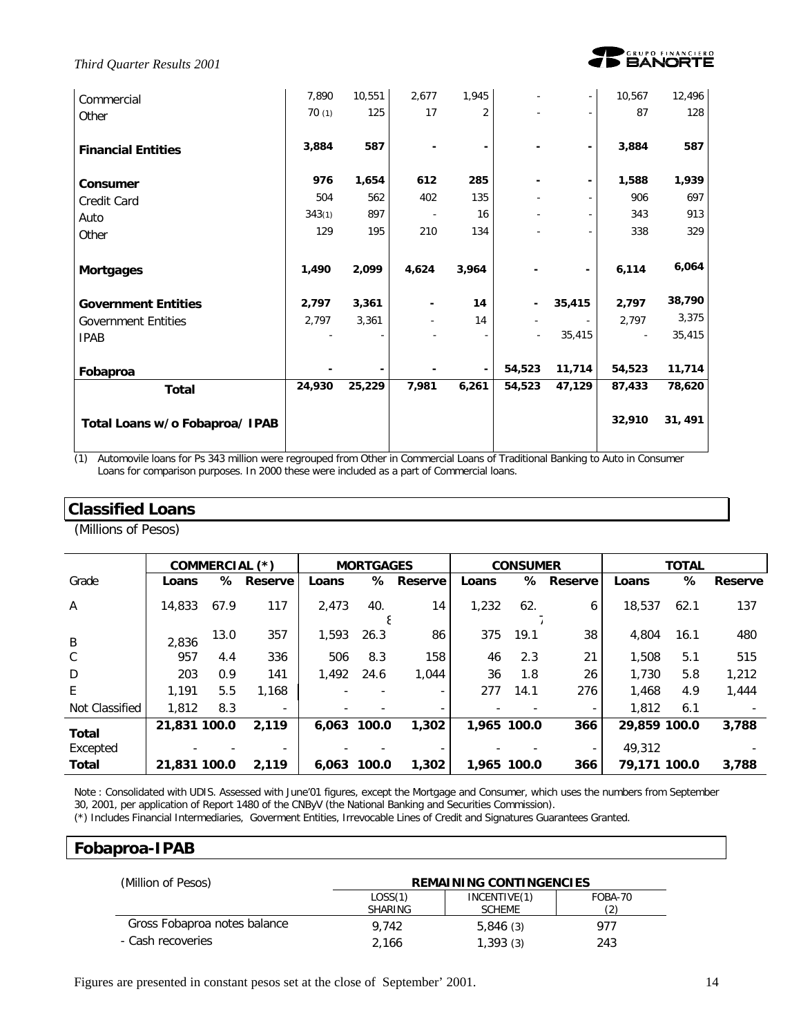| | | | | | | | | |
|---|---|---|---|---|---|---|---|---|
| Commercial | 7,890 | 10,551 | 2,677 | 1,945 | - | - | 10,567 | 12,496 |
| Other | 70 (1) | 125 | 17 | 2 | - | - | 87 | 128 |
| **Financial Entities** | **3,884** | **587** | **-** | **-** | **-** | **-** | **3,884** | **587** |
| **Consumer** | **976** | **1,654** | **612** | **285** | **-** | **-** | **1,588** | **1,939** |
| Credit Card | 504 | 562 | 402 | 135 | - | - | 906 | 697 |
| Auto | 343(1) | 897 | - | 16 | - | - | 343 | 913 |
| Other | 129 | 195 | 210 | 134 | - | - | 338 | 329 |
| **Mortgages** | **1,490** | **2,099** | **4,624** | **3,964** | **-** | **-** | **6,114** | **6,064** |
| **Government Entities** | **2,797** | **3,361** | **-** | **14** | **-** | **35,415** | **2,797** | **38,790** |
| Government Entities | 2,797 | 3,361 | - | 14 | - | - | 2,797 | 3,375 |
| IPAB | - | - | - | - | - | 35,415 | - | 35,415 |
| **Fobaproa** | **-** | **-** | **-** | **-** | **54,523** | **11,714** | **54,523** | **11,714** |
| **Total** | **24,930** | **25,229** | **7,981** | **6,261** | **54,523** | **47,129** | **87,433** | **78,620** |
| **Total Loans w/o Fobaproa/ IPAB** | | | | | | | **32,910** | **31, 491** |

(1) Automovile loans for Ps 343 million were regrouped from Other in Commercial Loans of Traditional Banking to Auto in Consumer Loans for comparison purposes. In 2000 these were included as a part of Commercial loans.

## Classified Loans

(Millions of Pesos)

| | COMMERCIAL (*) | | | MORTGAGES | | | CONSUMER | | | TOTAL | | |
|---|---|---|---|---|---|---|---|---|---|---|---|---|
| Grade | **Loans** | **%** | **Reserve** | **Loans** | **%** | **Reserve** | **Loans** | **%** | **Reserve** | **Loans** | **%** | **Reserve** |
| A | 14,833 | 67.9 | 117 | 2,473 | 40.8 | 14 | 1,232 | 62.7 | 6 | 18,537 | 62.1 | 137 |
| B | 2,836 | 13.0 | 357 | 1,593 | 26.3 | 86 | 375 | 19.1 | 38 | 4,804 | 16.1 | 480 |
| C | 957 | 4.4 | 336 | 506 | 8.3 | 158 | 46 | 2.3 | 21 | 1,508 | 5.1 | 515 |
| D | 203 | 0.9 | 141 | 1,492 | 24.6 | 1,044 | 36 | 1.8 | 26 | 1,730 | 5.8 | 1,212 |
| E | 1,191 | 5.5 | 1,168 | - | - | - | 277 | 14.1 | 276 | 1,468 | 4.9 | 1,444 |
| Not Classified | 1,812 | 8.3 | - | - | - | - | - | - | - | 1,812 | 6.1 | - |
| **Total** | **21,831** | **100.0** | **2,119** | **6,063** | **100.0** | **1,302** | **1,965** | **100.0** | **366** | **29,859** | **100.0** | **3,788** |
| Excepted | - | - | - | - | - | - | - | - | - | 49,312 | | - |
| **Total** | **21,831** | **100.0** | **2,119** | **6,063** | **100.0** | **1,302** | **1,965** | **100.0** | **366** | **79,171** | **100.0** | **3,788** |

Note : Consolidated with UDIS. Assessed with June'01 figures, except the Mortgage and Consumer, which uses the numbers from September 30, 2001, per application of Report 1480 of the CNByV (the National Banking and Securities Commission).

(*) Includes Financial Intermediaries, Goverment Entities, Irrevocable Lines of Credit and Signatures Guarantees Granted.

## Fobaproa-IPAB

| (Million of Pesos) | REMAINING CONTINGENCIES | | |
|---|---|---|---|
| | LOSS(1) SHARING | INCENTIVE(1) SCHEME | FOBA-70 (2) |
| Gross Fobaproa notes balance | 9,742 | 5,846 (3) | 977 |
| - Cash recoveries | 2,166 | 1,393 (3) | 243 |

Figures are presented in constant pesos set at the close of September' 2001.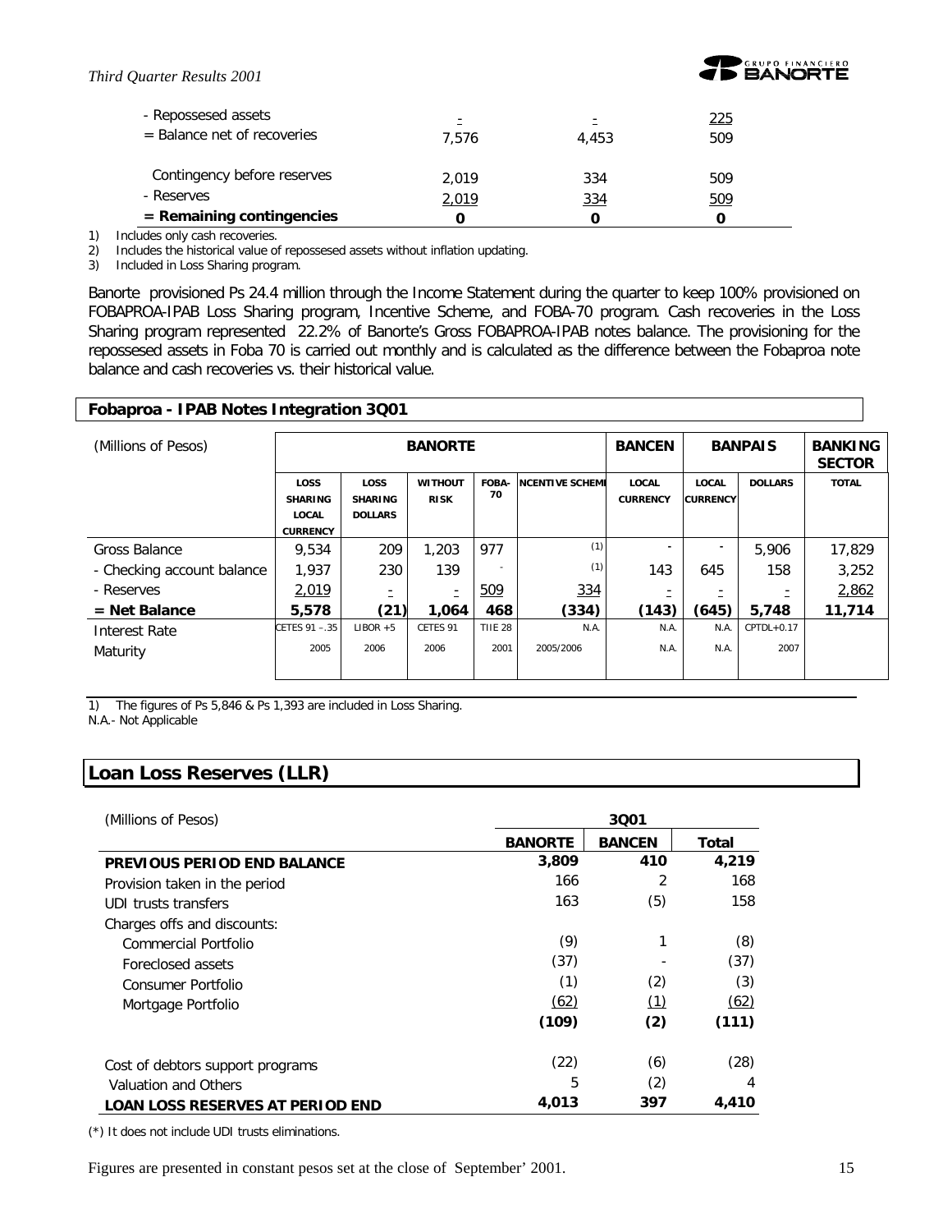| | | | |
|---|---|---|---|
| - Repossesed assets | - | - | 225 |
| = Balance net of recoveries | 7,576 | 4,453 | 509 |
| Contingency before reserves | 2,019 | 334 | 509 |
| - Reserves | 2,019 | 334 | 509 |
| **= Remaining contingencies** | **0** | **0** | **0** |

1) Includes only cash recoveries.
2) Includes the historical value of repossesed assets without inflation updating.
3) Included in Loss Sharing program.

Banorte provisioned Ps 24.4 million through the Income Statement during the quarter to keep 100% provisioned on FOBAPROA-IPAB Loss Sharing program, Incentive Scheme, and FOBA-70 program. Cash recoveries in the Loss Sharing program represented 22.2% of Banorte's Gross FOBAPROA-IPAB notes balance. The provisioning for the repossesed assets in Foba 70 is carried out monthly and is calculated as the difference between the Fobaproa note balance and cash recoveries vs. their historical value.

## Fobaproa - IPAB Notes Integration 3Q01

| (Millions of Pesos) | BANORTE | | | | | BANCEN | BANPAIS | | BANKING SECTOR |
|---|---|---|---|---|---|---|---|---|---|
| | LOSS SHARING LOCAL CURRENCY | LOSS SHARING DOLLARS | WITHOUT RISK | FOBA-70 | INCENTIVE SCHEME | LOCAL CURRENCY | LOCAL CURRENCY | DOLLARS | TOTAL |
| Gross Balance | 9,534 | 209 | 1,203 | 977 | (1) | - | - | 5,906 | 17,829 |
| - Checking account balance | 1,937 | 230 | 139 | - | (1) | 143 | 645 | 158 | 3,252 |
| - Reserves | 2,019 | - | - | 509 | 334 | - | - | - | 2,862 |
| **= Net Balance** | **5,578** | **(21)** | **1,064** | **468** | **(334)** | **(143)** | **(645)** | **5,748** | **11,714** |
| Interest Rate | CETES 91 –.35 | LIBOR +5 | CETES 91 | TIIE 28 | N.A. | N.A. | N.A. | CPTDL+0.17 | |
| Maturity | 2005 | 2006 | 2006 | 2001 | 2005/2006 | N.A. | N.A. | 2007 | |

1) The figures of Ps 5,846 & Ps 1,393 are included in Loss Sharing.
N.A.- Not Applicable

## Loan Loss Reserves (LLR)

| (Millions of Pesos) | 3Q01 | | |
|---|---|---|---|
| | **BANORTE** | **BANCEN** | **Total** |
| **PREVIOUS PERIOD END BALANCE** | **3,809** | **410** | **4,219** |
| Provision taken in the period | 166 | 2 | 168 |
| UDI trusts transfers | 163 | (5) | 158 |
| Charges offs and discounts: | | | |
| Commercial Portfolio | (9) | 1 | (8) |
| Foreclosed assets | (37) | - | (37) |
| Consumer Portfolio | (1) | (2) | (3) |
| Mortgage Portfolio | (62) | (1) | (62) |
| | **(109)** | **(2)** | **(111)** |
| Cost of debtors support programs | (22) | (6) | (28) |
| Valuation and Others | 5 | (2) | 4 |
| **LOAN LOSS RESERVES AT PERIOD END** | **4,013** | **397** | **4,410** |

(*) It does not include UDI trusts eliminations.

Figures are presented in constant pesos set at the close of September' 2001.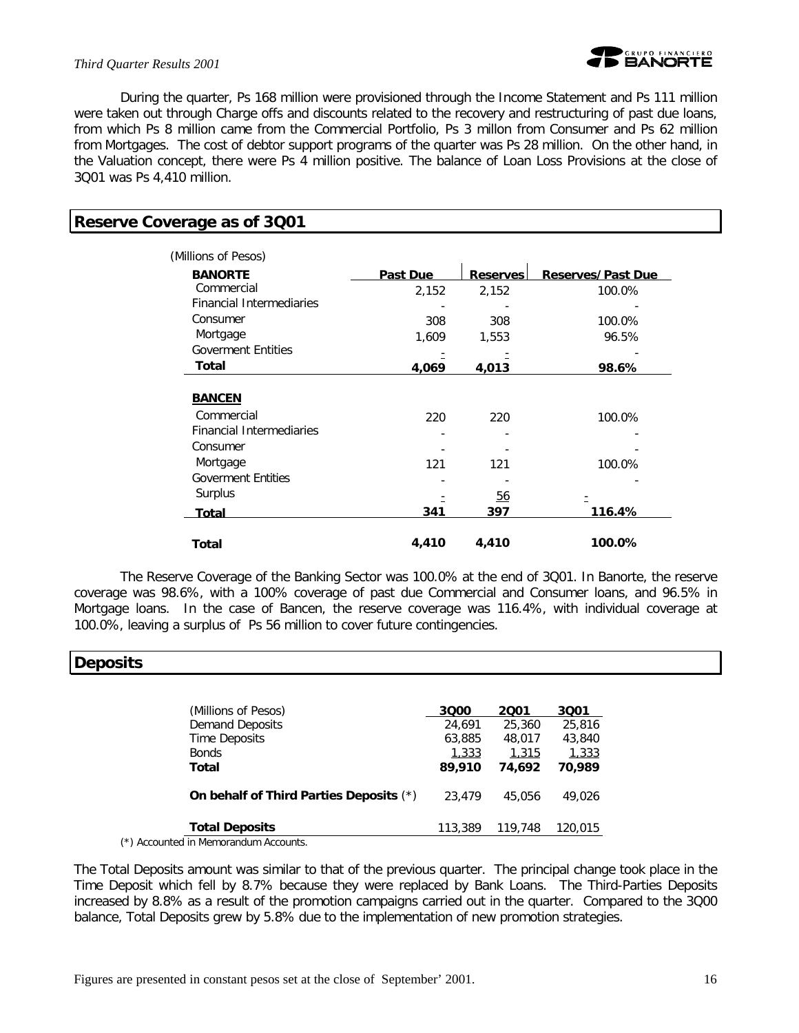During the quarter, Ps 168 million were provisioned through the Income Statement and Ps 111 million were taken out through Charge offs and discounts related to the recovery and restructuring of past due loans, from which Ps 8 million came from the Commercial Portfolio, Ps 3 millon from Consumer and Ps 62 million from Mortgages. The cost of debtor support programs of the quarter was Ps 28 million. On the other hand, in the Valuation concept, there were Ps 4 million positive. The balance of Loan Loss Provisions at the close of 3Q01 was Ps 4,410 million.

## Reserve Coverage as of 3Q01

(Millions of Pesos)

| **BANORTE** | **Past Due** | **Reserves** | **Reserves/Past Due** |
|---|---|---|---|
| Commercial | 2,152 | 2,152 | 100.0% |
| Financial Intermediaries | - | - | - |
| Consumer | 308 | 308 | 100.0% |
| Mortgage | 1,609 | 1,553 | 96.5% |
| Goverment Entities | - | - | - |
| **Total** | **4,069** | **4,013** | **98.6%** |
| **BANCEN** | | | |
| Commercial | 220 | 220 | 100.0% |
| Financial Intermediaries | - | - | - |
| Consumer | - | - | - |
| Mortgage | 121 | 121 | 100.0% |
| Goverment Entities | - | - | - |
| Surplus | - | 56 | - |
| **Total** | **341** | **397** | **116.4%** |
| **Total** | **4,410** | **4,410** | **100.0%** |

The Reserve Coverage of the Banking Sector was 100.0% at the end of 3Q01. In Banorte, the reserve coverage was 98.6%, with a 100% coverage of past due Commercial and Consumer loans, and 96.5% in Mortgage loans. In the case of Bancen, the reserve coverage was 116.4%, with individual coverage at 100.0%, leaving a surplus of Ps 56 million to cover future contingencies.

## Deposits

| (Millions of Pesos) | **3Q00** | **2Q01** | **3Q01** |
|---|---|---|---|
| Demand Deposits | 24,691 | 25,360 | 25,816 |
| Time Deposits | 63,885 | 48,017 | 43,840 |
| Bonds | 1,333 | 1,315 | 1,333 |
| **Total** | **89,910** | **74,692** | **70,989** |
| **On behalf of Third Parties Deposits** (*) | 23,479 | 45,056 | 49,026 |
| **Total Deposits** | 113,389 | 119,748 | 120,015 |

(*) Accounted in Memorandum Accounts.

The Total Deposits amount was similar to that of the previous quarter. The principal change took place in the Time Deposit which fell by 8.7% because they were replaced by Bank Loans. The Third-Parties Deposits increased by 8.8% as a result of the promotion campaigns carried out in the quarter. Compared to the 3Q00 balance, Total Deposits grew by 5.8% due to the implementation of new promotion strategies.

Figures are presented in constant pesos set at the close of September' 2001.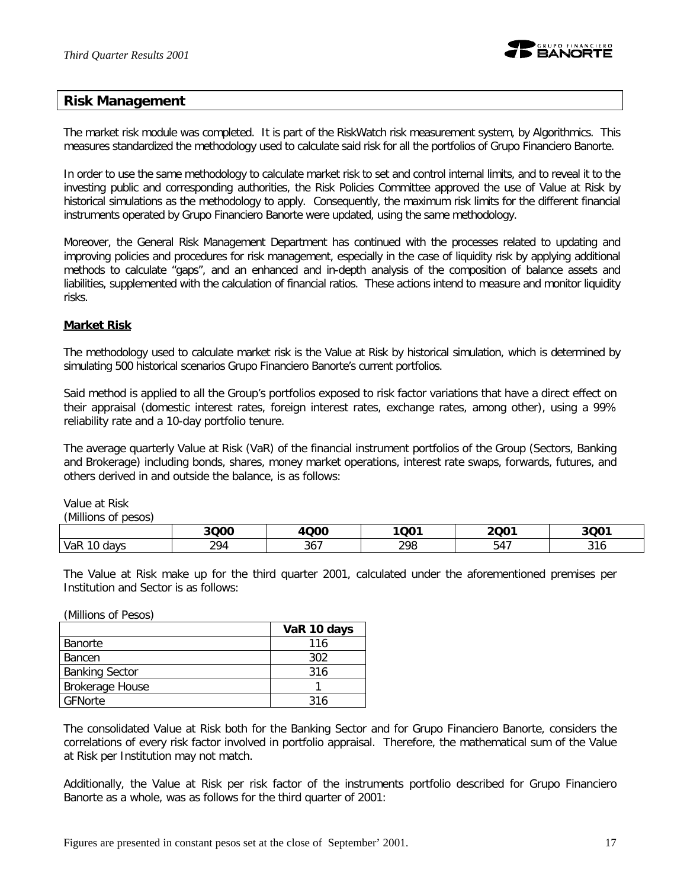## Risk Management

The market risk module was completed. It is part of the RiskWatch risk measurement system, by Algorithmics. This measures standardized the methodology used to calculate said risk for all the portfolios of Grupo Financiero Banorte.

In order to use the same methodology to calculate market risk to set and control internal limits, and to reveal it to the investing public and corresponding authorities, the Risk Policies Committee approved the use of Value at Risk by historical simulations as the methodology to apply. Consequently, the maximum risk limits for the different financial instruments operated by Grupo Financiero Banorte were updated, using the same methodology.

Moreover, the General Risk Management Department has continued with the processes related to updating and improving policies and procedures for risk management, especially in the case of liquidity risk by applying additional methods to calculate "gaps", and an enhanced and in-depth analysis of the composition of balance assets and liabilities, supplemented with the calculation of financial ratios. These actions intend to measure and monitor liquidity risks.

### Market Risk

The methodology used to calculate market risk is the Value at Risk by historical simulation, which is determined by simulating 500 historical scenarios Grupo Financiero Banorte's current portfolios.

Said method is applied to all the Group's portfolios exposed to risk factor variations that have a direct effect on their appraisal (domestic interest rates, foreign interest rates, exchange rates, among other), using a 99% reliability rate and a 10-day portfolio tenure.

The average quarterly Value at Risk (VaR) of the financial instrument portfolios of the Group (Sectors, Banking and Brokerage) including bonds, shares, money market operations, interest rate swaps, forwards, futures, and others derived in and outside the balance, is as follows:

Value at Risk
(Millions of pesos)

| | 3Q00 | 4Q00 | 1Q01 | 2Q01 | 3Q01 |
|---|---|---|---|---|---|
| VaR 10 days | 294 | 367 | 298 | 547 | 316 |

The Value at Risk make up for the third quarter 2001, calculated under the aforementioned premises per Institution and Sector is as follows:

(Millions of Pesos)

| | VaR 10 days |
|---|---|
| Banorte | 116 |
| Bancen | 302 |
| Banking Sector | 316 |
| Brokerage House | 1 |
| GFNorte | 316 |

The consolidated Value at Risk both for the Banking Sector and for Grupo Financiero Banorte, considers the correlations of every risk factor involved in portfolio appraisal. Therefore, the mathematical sum of the Value at Risk per Institution may not match.

Additionally, the Value at Risk per risk factor of the instruments portfolio described for Grupo Financiero Banorte as a whole, was as follows for the third quarter of 2001: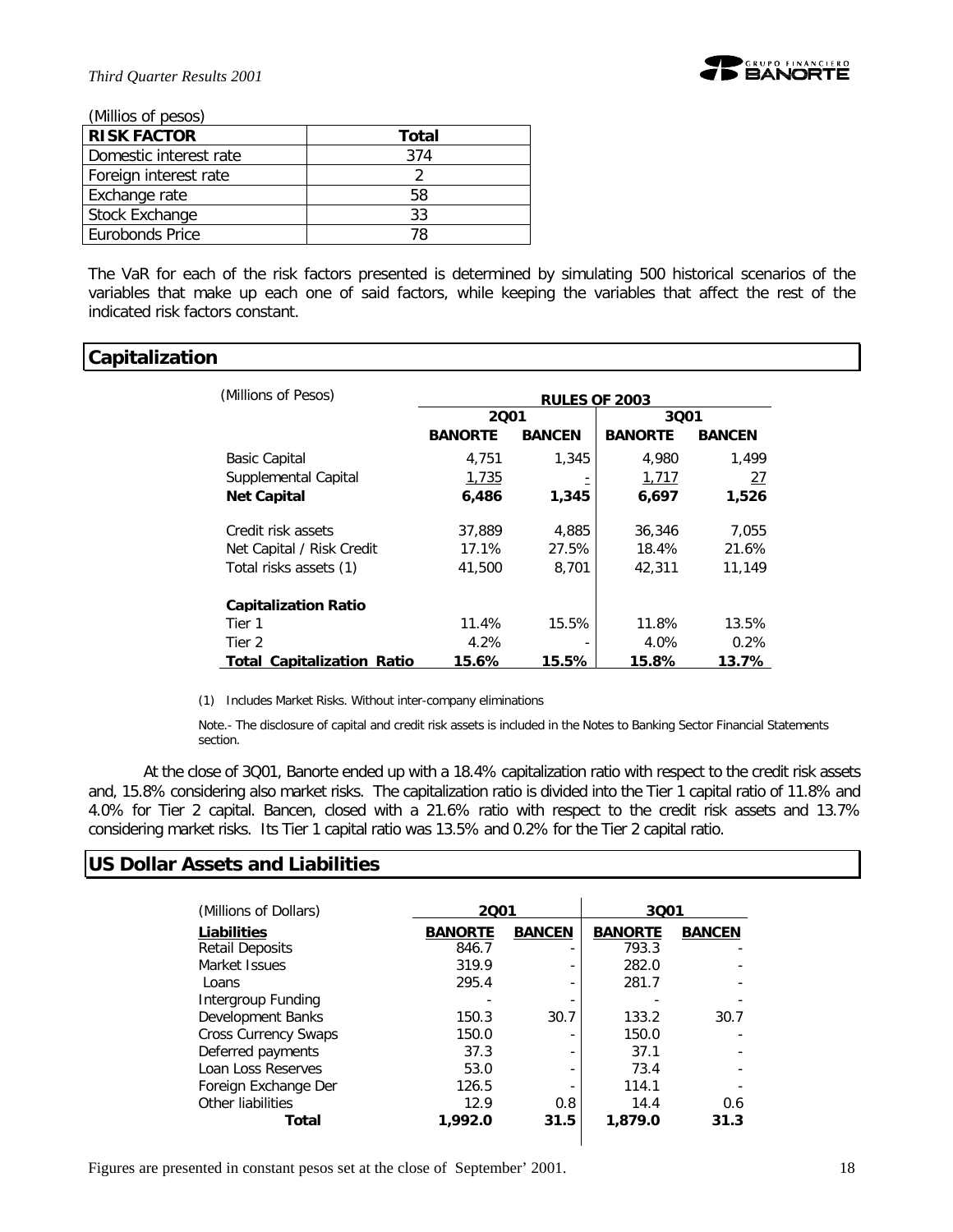(Millios of pesos)

| RISK FACTOR | Total |
|---|---|
| Domestic interest rate | 374 |
| Foreign interest rate | 2 |
| Exchange rate | 58 |
| Stock Exchange | 33 |
| Eurobonds Price | 78 |

The VaR for each of the risk factors presented is determined by simulating 500 historical scenarios of the variables that make up each one of said factors, while keeping the variables that affect the rest of the indicated risk factors constant.

## Capitalization

| (Millions of Pesos) | RULES OF 2003 | | | |
|---|---|---|---|---|
| | 2Q01 | | 3Q01 | |
| | BANORTE | BANCEN | BANORTE | BANCEN |
| Basic Capital | 4,751 | 1,345 | 4,980 | 1,499 |
| Supplemental Capital | 1,735 | - | 1,717 | 27 |
| **Net Capital** | **6,486** | **1,345** | **6,697** | **1,526** |
| Credit risk assets | 37,889 | 4,885 | 36,346 | 7,055 |
| Net Capital / Risk Credit | 17.1% | 27.5% | 18.4% | 21.6% |
| Total risks assets (1) | 41,500 | 8,701 | 42,311 | 11,149 |
| **Capitalization Ratio** | | | | |
| Tier 1 | 11.4% | 15.5% | 11.8% | 13.5% |
| Tier 2 | 4.2% | - | 4.0% | 0.2% |
| **Total Capitalization Ratio** | **15.6%** | **15.5%** | **15.8%** | **13.7%** |

(1) Includes Market Risks. Without inter-company eliminations

Note.- The disclosure of capital and credit risk assets is included in the Notes to Banking Sector Financial Statements section.

At the close of 3Q01, Banorte ended up with a 18.4% capitalization ratio with respect to the credit risk assets and, 15.8% considering also market risks. The capitalization ratio is divided into the Tier 1 capital ratio of 11.8% and 4.0% for Tier 2 capital. Bancen, closed with a 21.6% ratio with respect to the credit risk assets and 13.7% considering market risks. Its Tier 1 capital ratio was 13.5% and 0.2% for the Tier 2 capital ratio.

## US Dollar Assets and Liabilities

| (Millions of Dollars) | 2Q01 | | 3Q01 | |
|---|---|---|---|---|
| **Liabilities** | **BANORTE** | **BANCEN** | **BANORTE** | **BANCEN** |
| Retail Deposits | 846.7 | - | 793.3 | - |
| Market Issues | 319.9 | - | 282.0 | - |
| Loans | 295.4 | - | 281.7 | - |
| Intergroup Funding | - | - | - | - |
| Development Banks | 150.3 | 30.7 | 133.2 | 30.7 |
| Cross Currency Swaps | 150.0 | - | 150.0 | - |
| Deferred payments | 37.3 | - | 37.1 | - |
| Loan Loss Reserves | 53.0 | - | 73.4 | - |
| Foreign Exchange Der | 126.5 | - | 114.1 | - |
| Other liabilities | 12.9 | 0.8 | 14.4 | 0.6 |
| **Total** | **1,992.0** | **31.5** | **1,879.0** | **31.3** |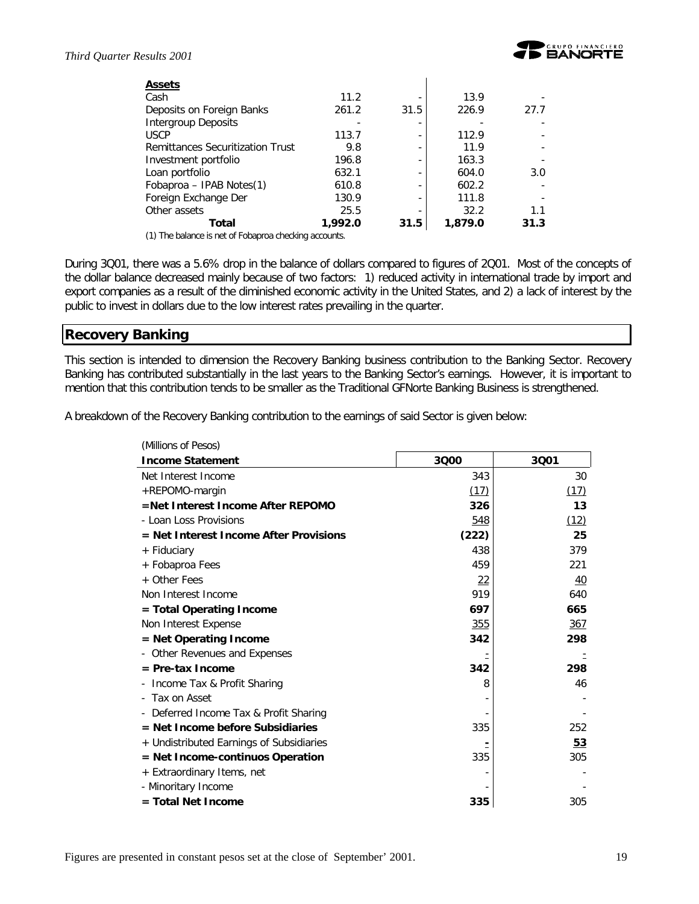| Assets | | | | |
|---|---|---|---|---|
| Cash | 11.2 | - | 13.9 | - |
| Deposits on Foreign Banks | 261.2 | 31.5 | 226.9 | 27.7 |
| Intergroup Deposits | - | - | - | - |
| USCP | 113.7 | - | 112.9 | - |
| Remittances Securitization Trust | 9.8 | - | 11.9 | - |
| Investment portfolio | 196.8 | - | 163.3 | - |
| Loan portfolio | 632.1 | - | 604.0 | 3.0 |
| Fobaproa – IPAB Notes(1) | 610.8 | - | 602.2 | - |
| Foreign Exchange Der | 130.9 | - | 111.8 | - |
| Other assets | 25.5 | - | 32.2 | 1.1 |
| **Total** | **1,992.0** | **31.5** | **1,879.0** | **31.3** |

(1) The balance is net of Fobaproa checking accounts.

During 3Q01, there was a 5.6% drop in the balance of dollars compared to figures of 2Q01. Most of the concepts of the dollar balance decreased mainly because of two factors: 1) reduced activity in international trade by import and export companies as a result of the diminished economic activity in the United States, and 2) a lack of interest by the public to invest in dollars due to the low interest rates prevailing in the quarter.

## Recovery Banking

This section is intended to dimension the Recovery Banking business contribution to the Banking Sector. Recovery Banking has contributed substantially in the last years to the Banking Sector's earnings. However, it is important to mention that this contribution tends to be smaller as the Traditional GFNorte Banking Business is strengthened.

A breakdown of the Recovery Banking contribution to the earnings of said Sector is given below:

(Millions of Pesos)

| Income Statement | 3Q00 | 3Q01 |
|---|---|---|
| Net Interest Income | 343 | 30 |
| +REPOMO-margin | (17) | (17) |
| **=Net Interest Income After REPOMO** | **326** | **13** |
| - Loan Loss Provisions | 548 | (12) |
| **= Net Interest Income After Provisions** | **(222)** | **25** |
| + Fiduciary | 438 | 379 |
| + Fobaproa Fees | 459 | 221 |
| + Other Fees | 22 | 40 |
| Non Interest Income | 919 | 640 |
| **= Total Operating Income** | **697** | **665** |
| Non Interest Expense | 355 | 367 |
| **= Net Operating Income** | **342** | **298** |
| - Other Revenues and Expenses | - | - |
| **= Pre-tax Income** | **342** | **298** |
| - Income Tax & Profit Sharing | 8 | 46 |
| - Tax on Asset | - | - |
| - Deferred Income Tax & Profit Sharing | - | - |
| **= Net Income before Subsidiaries** | 335 | 252 |
| + Undistributed Earnings of Subsidiaries | - | **53** |
| **= Net Income-continuos Operation** | 335 | 305 |
| + Extraordinary Items, net | - | - |
| - Minoritary Income | - | - |
| **= Total Net Income** | **335** | 305 |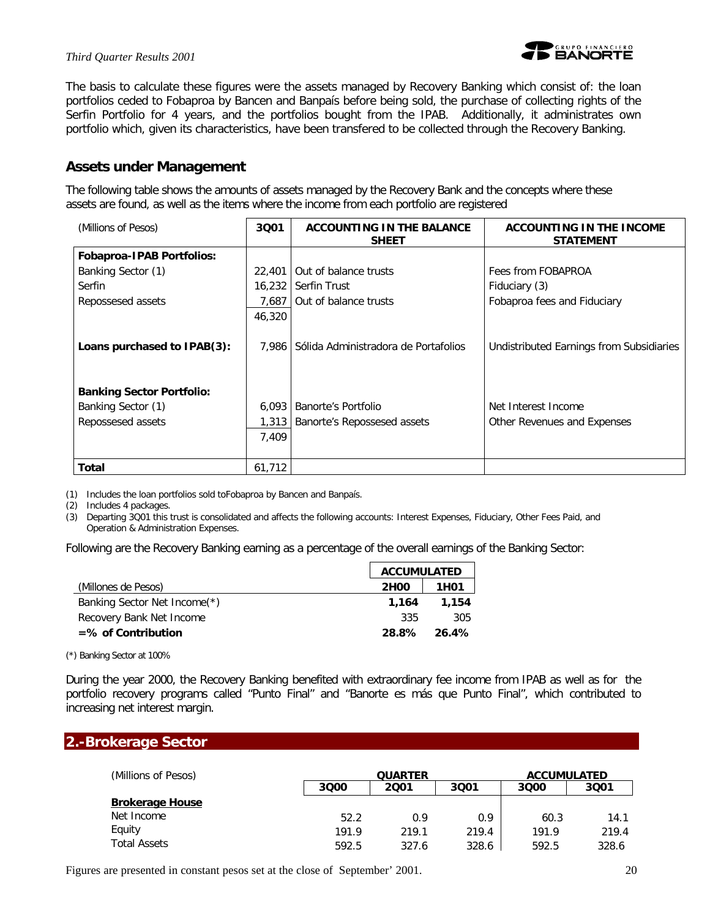The basis to calculate these figures were the assets managed by Recovery Banking which consist of: the loan portfolios ceded to Fobaproa by Bancen and Banpaís before being sold, the purchase of collecting rights of the Serfin Portfolio for 4 years, and the portfolios bought from the IPAB. Additionally, it administrates own portfolio which, given its characteristics, have been transfered to be collected through the Recovery Banking.

## Assets under Management

The following table shows the amounts of assets managed by the Recovery Bank and the concepts where these assets are found, as well as the items where the income from each portfolio are registered

| (Millions of Pesos) | 3Q01 | ACCOUNTING IN THE BALANCE SHEET | ACCOUNTING IN THE INCOME STATEMENT |
|---|---|---|---|
| **Fobaproa-IPAB Portfolios:** | | | |
| Banking Sector (1) | 22,401 | Out of balance trusts | Fees from FOBAPROA |
| Serfin | 16,232 | Serfin Trust | Fiduciary (3) |
| Repossesed assets | 7,687 | Out of balance trusts | Fobaproa fees and Fiduciary |
| | 46,320 | | |
| **Loans purchased to IPAB(3):** | 7,986 | Sólida Administradora de Portafolios | Undistributed Earnings from Subsidiaries |
| **Banking Sector Portfolio:** | | | |
| Banking Sector (1) | 6,093 | Banorte's Portfolio | Net Interest Income |
| Repossesed assets | 1,313 | Banorte's Repossesed assets | Other Revenues and Expenses |
| | 7,409 | | |
| **Total** | 61,712 | | |

(1) Includes the loan portfolios sold toFobaproa by Bancen and Banpaís.
(2) Includes 4 packages.
(3) Departing 3Q01 this trust is consolidated and affects the following accounts: Interest Expenses, Fiduciary, Other Fees Paid, and Operation & Administration Expenses.

Following are the Recovery Banking earning as a percentage of the overall earnings of the Banking Sector:

| | ACCUMULATED | |
|---|---|---|
| (Millones de Pesos) | 2H00 | 1H01 |
| Banking Sector Net Income(*) | **1,164** | **1,154** |
| Recovery Bank Net Income | 335 | 305 |
| **=% of Contribution** | **28.8%** | **26.4%** |

(*) Banking Sector at 100%

During the year 2000, the Recovery Banking benefited with extraordinary fee income from IPAB as well as for the portfolio recovery programs called "Punto Final" and "Banorte es más que Punto Final", which contributed to increasing net interest margin.

## 2.-Brokerage Sector

| (Millions of Pesos) | QUARTER | | | ACCUMULATED | |
|---|---|---|---|---|---|
| | 3Q00 | 2Q01 | 3Q01 | 3Q00 | 3Q01 |
| **Brokerage House** | | | | | |
| Net Income | 52.2 | 0.9 | 0.9 | 60.3 | 14.1 |
| Equity | 191.9 | 219.1 | 219.4 | 191.9 | 219.4 |
| Total Assets | 592.5 | 327.6 | 328.6 | 592.5 | 328.6 |

Figures are presented in constant pesos set at the close of September' 2001.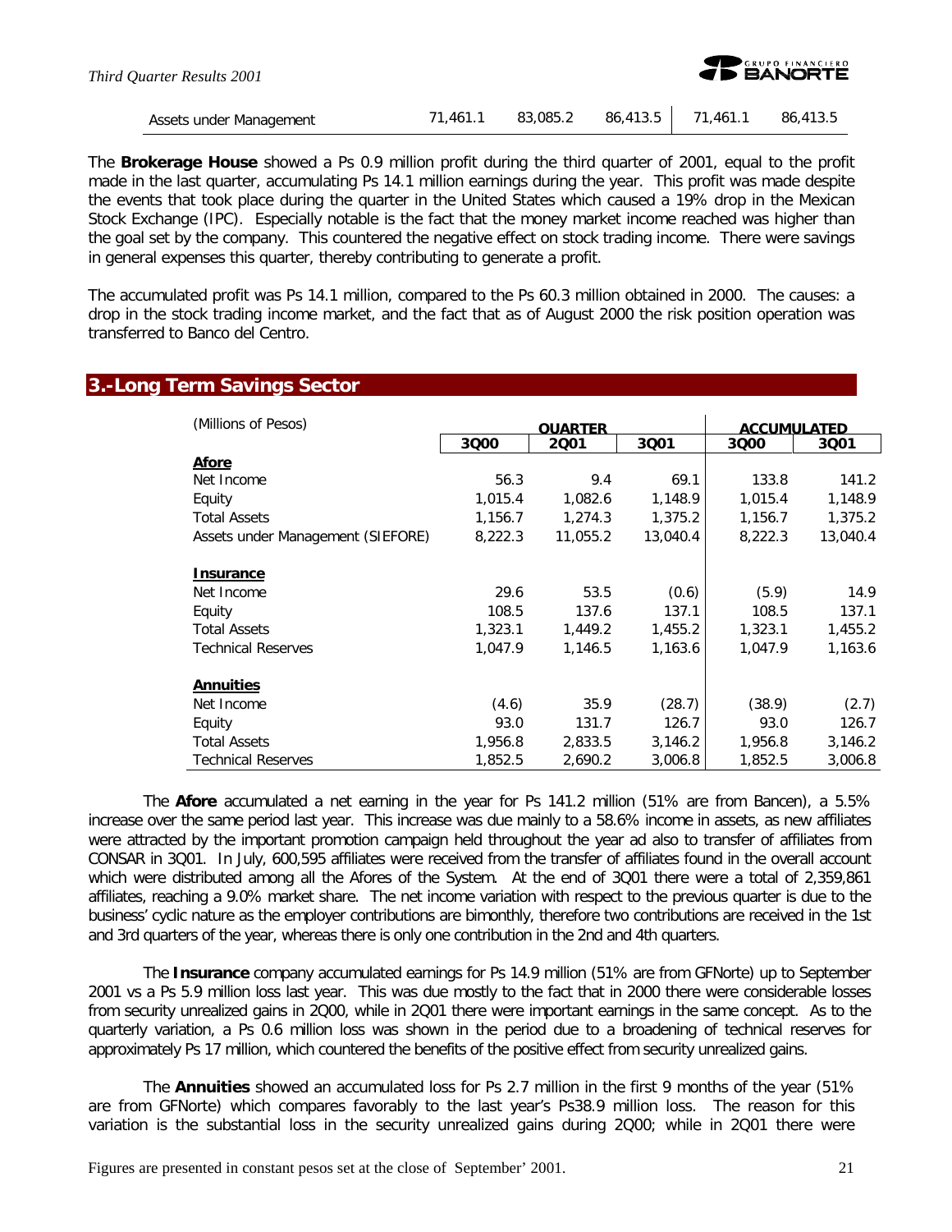| Assets under Management | 71,461.1 | 83,085.2 | 86,413.5 | 71,461.1 | 86,413.5 |
|---|---|---|---|---|---|

The **Brokerage House** showed a Ps 0.9 million profit during the third quarter of 2001, equal to the profit made in the last quarter, accumulating Ps 14.1 million earnings during the year. This profit was made despite the events that took place during the quarter in the United States which caused a 19% drop in the Mexican Stock Exchange (IPC). Especially notable is the fact that the money market income reached was higher than the goal set by the company. This countered the negative effect on stock trading income. There were savings in general expenses this quarter, thereby contributing to generate a profit.

The accumulated profit was Ps 14.1 million, compared to the Ps 60.3 million obtained in 2000. The causes: a drop in the stock trading income market, and the fact that as of August 2000 the risk position operation was transferred to Banco del Centro.

## 3.-Long Term Savings Sector

| (Millions of Pesos) | QUARTER | | | ACCUMULATED | |
|---|---|---|---|---|---|
| | 3Q00 | 2Q01 | 3Q01 | 3Q00 | 3Q01 |
| **Afore** | | | | | |
| Net Income | 56.3 | 9.4 | 69.1 | 133.8 | 141.2 |
| Equity | 1,015.4 | 1,082.6 | 1,148.9 | 1,015.4 | 1,148.9 |
| Total Assets | 1,156.7 | 1,274.3 | 1,375.2 | 1,156.7 | 1,375.2 |
| Assets under Management (SIEFORE) | 8,222.3 | 11,055.2 | 13,040.4 | 8,222.3 | 13,040.4 |
| **Insurance** | | | | | |
| Net Income | 29.6 | 53.5 | (0.6) | (5.9) | 14.9 |
| Equity | 108.5 | 137.6 | 137.1 | 108.5 | 137.1 |
| Total Assets | 1,323.1 | 1,449.2 | 1,455.2 | 1,323.1 | 1,455.2 |
| Technical Reserves | 1,047.9 | 1,146.5 | 1,163.6 | 1,047.9 | 1,163.6 |
| **Annuities** | | | | | |
| Net Income | (4.6) | 35.9 | (28.7) | (38.9) | (2.7) |
| Equity | 93.0 | 131.7 | 126.7 | 93.0 | 126.7 |
| Total Assets | 1,956.8 | 2,833.5 | 3,146.2 | 1,956.8 | 3,146.2 |
| Technical Reserves | 1,852.5 | 2,690.2 | 3,006.8 | 1,852.5 | 3,006.8 |

The **Afore** accumulated a net earning in the year for Ps 141.2 million (51% are from Bancen), a 5.5% increase over the same period last year. This increase was due mainly to a 58.6% income in assets, as new affiliates were attracted by the important promotion campaign held throughout the year ad also to transfer of affiliates from CONSAR in 3Q01. In July, 600,595 affiliates were received from the transfer of affiliates found in the overall account which were distributed among all the Afores of the System. At the end of 3Q01 there were a total of 2,359,861 affiliates, reaching a 9.0% market share. The net income variation with respect to the previous quarter is due to the business' cyclic nature as the employer contributions are bimonthly, therefore two contributions are received in the 1st and 3rd quarters of the year, whereas there is only one contribution in the 2nd and 4th quarters.

The **Insurance** company accumulated earnings for Ps 14.9 million (51% are from GFNorte) up to September 2001 vs a Ps 5.9 million loss last year. This was due mostly to the fact that in 2000 there were considerable losses from security unrealized gains in 2Q00, while in 2Q01 there were important earnings in the same concept. As to the quarterly variation, a Ps 0.6 million loss was shown in the period due to a broadening of technical reserves for approximately Ps 17 million, which countered the benefits of the positive effect from security unrealized gains.

The **Annuities** showed an accumulated loss for Ps 2.7 million in the first 9 months of the year (51% are from GFNorte) which compares favorably to the last year's Ps38.9 million loss. The reason for this variation is the substantial loss in the security unrealized gains during 2Q00; while in 2Q01 there were

Figures are presented in constant pesos set at the close of September' 2001.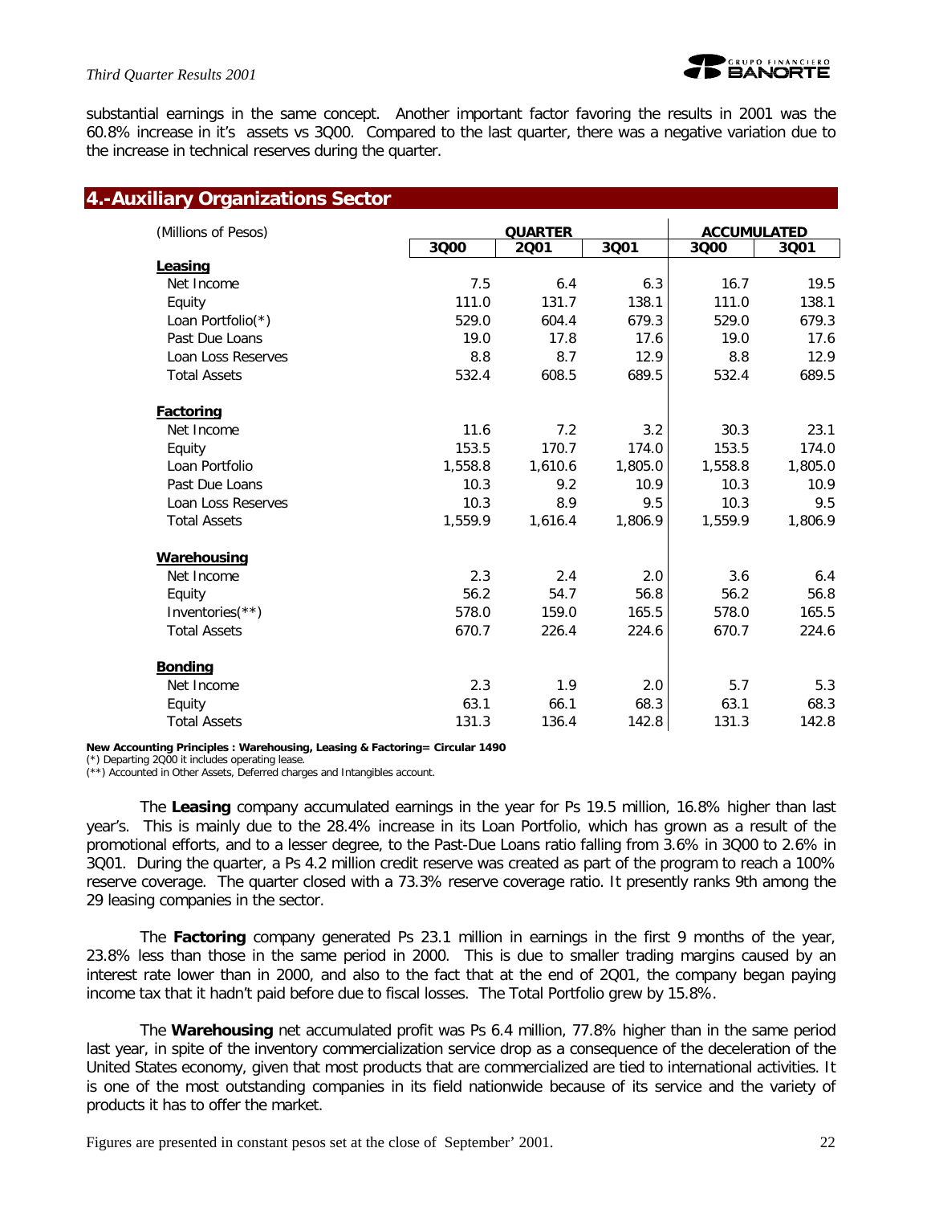substantial earnings in the same concept. Another important factor favoring the results in 2001 was the 60.8% increase in it's assets vs 3Q00. Compared to the last quarter, there was a negative variation due to the increase in technical reserves during the quarter.

## 4.-Auxiliary Organizations Sector

| (Millions of Pesos) | QUARTER | | | ACCUMULATED | |
|---|---|---|---|---|---|
| | 3Q00 | 2Q01 | 3Q01 | 3Q00 | 3Q01 |
| **Leasing** | | | | | |
| Net Income | 7.5 | 6.4 | 6.3 | 16.7 | 19.5 |
| Equity | 111.0 | 131.7 | 138.1 | 111.0 | 138.1 |
| Loan Portfolio(*) | 529.0 | 604.4 | 679.3 | 529.0 | 679.3 |
| Past Due Loans | 19.0 | 17.8 | 17.6 | 19.0 | 17.6 |
| Loan Loss Reserves | 8.8 | 8.7 | 12.9 | 8.8 | 12.9 |
| Total Assets | 532.4 | 608.5 | 689.5 | 532.4 | 689.5 |
| **Factoring** | | | | | |
| Net Income | 11.6 | 7.2 | 3.2 | 30.3 | 23.1 |
| Equity | 153.5 | 170.7 | 174.0 | 153.5 | 174.0 |
| Loan Portfolio | 1,558.8 | 1,610.6 | 1,805.0 | 1,558.8 | 1,805.0 |
| Past Due Loans | 10.3 | 9.2 | 10.9 | 10.3 | 10.9 |
| Loan Loss Reserves | 10.3 | 8.9 | 9.5 | 10.3 | 9.5 |
| Total Assets | 1,559.9 | 1,616.4 | 1,806.9 | 1,559.9 | 1,806.9 |
| **Warehousing** | | | | | |
| Net Income | 2.3 | 2.4 | 2.0 | 3.6 | 6.4 |
| Equity | 56.2 | 54.7 | 56.8 | 56.2 | 56.8 |
| Inventories(**) | 578.0 | 159.0 | 165.5 | 578.0 | 165.5 |
| Total Assets | 670.7 | 226.4 | 224.6 | 670.7 | 224.6 |
| **Bonding** | | | | | |
| Net Income | 2.3 | 1.9 | 2.0 | 5.7 | 5.3 |
| Equity | 63.1 | 66.1 | 68.3 | 63.1 | 68.3 |
| Total Assets | 131.3 | 136.4 | 142.8 | 131.3 | 142.8 |

**New Accounting Principles : Warehousing, Leasing & Factoring= Circular 1490**
(*) Departing 2Q00 it includes operating lease.
(**) Accounted in Other Assets, Deferred charges and Intangibles account.

The **Leasing** company accumulated earnings in the year for Ps 19.5 million, 16.8% higher than last year's. This is mainly due to the 28.4% increase in its Loan Portfolio, which has grown as a result of the promotional efforts, and to a lesser degree, to the Past-Due Loans ratio falling from 3.6% in 3Q00 to 2.6% in 3Q01. During the quarter, a Ps 4.2 million credit reserve was created as part of the program to reach a 100% reserve coverage. The quarter closed with a 73.3% reserve coverage ratio. It presently ranks 9th among the 29 leasing companies in the sector.

The **Factoring** company generated Ps 23.1 million in earnings in the first 9 months of the year, 23.8% less than those in the same period in 2000. This is due to smaller trading margins caused by an interest rate lower than in 2000, and also to the fact that at the end of 2Q01, the company began paying income tax that it hadn't paid before due to fiscal losses. The Total Portfolio grew by 15.8%.

The **Warehousing** net accumulated profit was Ps 6.4 million, 77.8% higher than in the same period last year, in spite of the inventory commercialization service drop as a consequence of the deceleration of the United States economy, given that most products that are commercialized are tied to international activities. It is one of the most outstanding companies in its field nationwide because of its service and the variety of products it has to offer the market.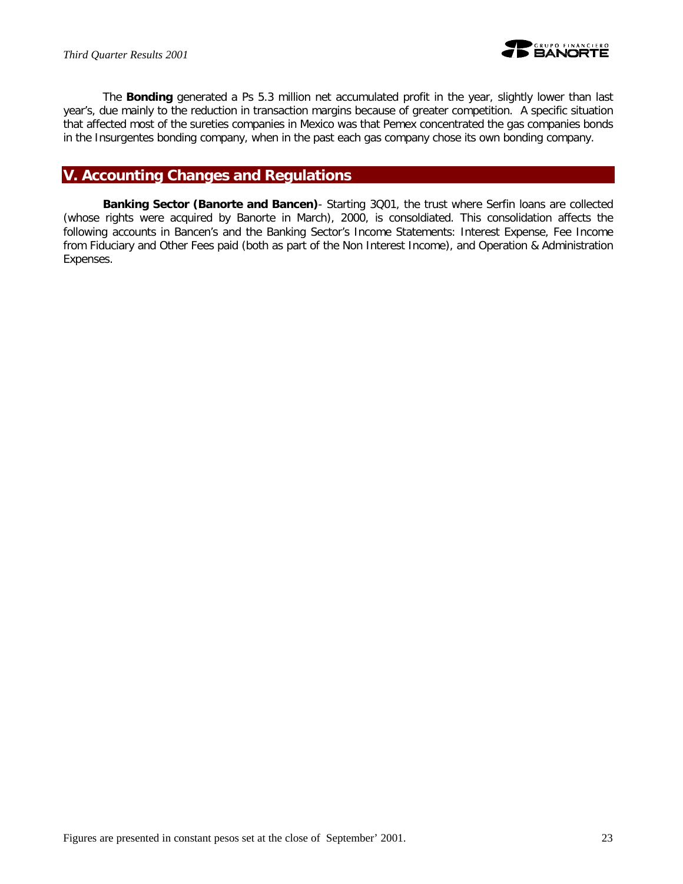The **Bonding** generated a Ps 5.3 million net accumulated profit in the year, slightly lower than last year's, due mainly to the reduction in transaction margins because of greater competition. A specific situation that affected most of the sureties companies in Mexico was that Pemex concentrated the gas companies bonds in the Insurgentes bonding company, when in the past each gas company chose its own bonding company.

## V. Accounting Changes and Regulations

**Banking Sector (Banorte and Bancen)**- Starting 3Q01, the trust where Serfin loans are collected (whose rights were acquired by Banorte in March), 2000, is consoldiated. This consolidation affects the following accounts in Bancen's and the Banking Sector's Income Statements: Interest Expense, Fee Income from Fiduciary and Other Fees paid (both as part of the Non Interest Income), and Operation & Administration Expenses.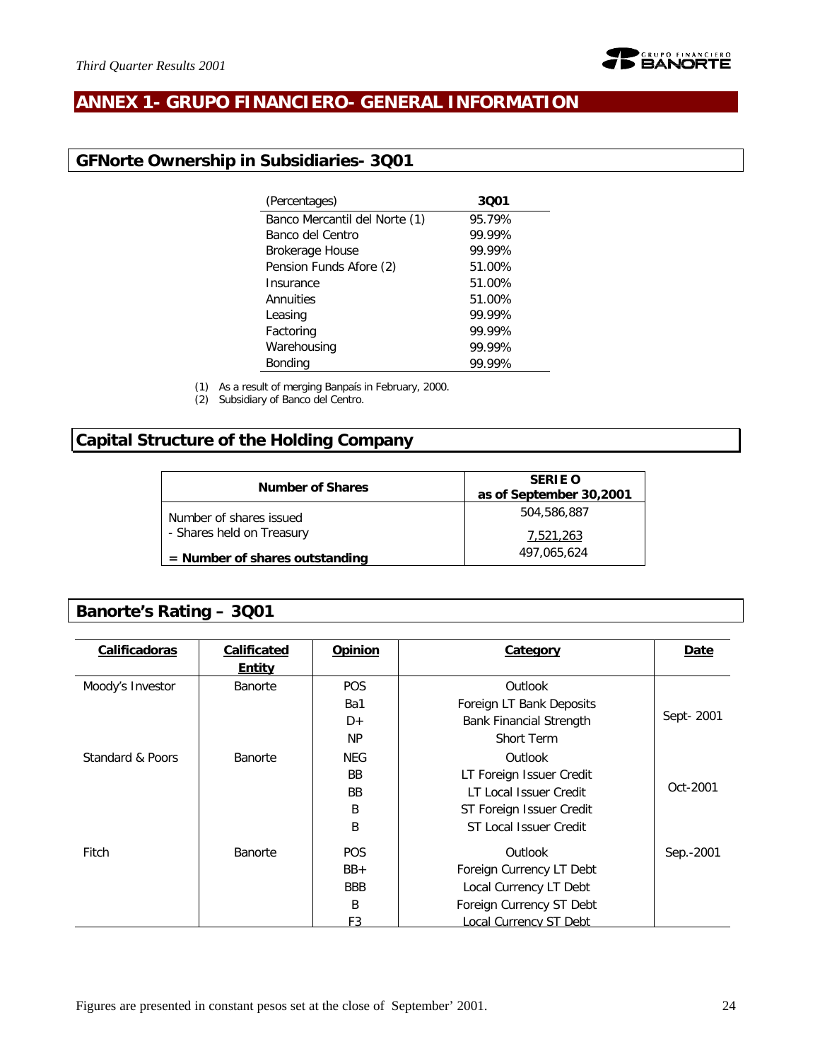# ANNEX 1- GRUPO FINANCIERO- GENERAL INFORMATION

## GFNorte Ownership in Subsidiaries- 3Q01

| (Percentages) | 3Q01 |
|---|---|
| Banco Mercantil del Norte (1) | 95.79% |
| Banco del Centro | 99.99% |
| Brokerage House | 99.99% |
| Pension Funds Afore (2) | 51.00% |
| Insurance | 51.00% |
| Annuities | 51.00% |
| Leasing | 99.99% |
| Factoring | 99.99% |
| Warehousing | 99.99% |
| Bonding | 99.99% |

(1) As a result of merging Banpaís in February, 2000.
(2) Subsidiary of Banco del Centro.

## Capital Structure of the Holding Company

| Number of Shares | SERIE O as of September 30,2001 |
|---|---|
| Number of shares issued | 504,586,887 |
| - Shares held on Treasury | 7,521,263 |
| **= Number of shares outstanding** | 497,065,624 |

## Banorte's Rating – 3Q01

| Calificadoras | Calificated Entity | Opinion | Category | Date |
|---|---|---|---|---|
| Moody's Investor | Banorte | POS | Outlook | Sept- 2001 |
| | | Ba1 | Foreign LT Bank Deposits | |
| | | D+ | Bank Financial Strength | |
| | | NP | Short Term | |
| Standard & Poors | Banorte | NEG | Outlook | Oct-2001 |
| | | BB | LT Foreign Issuer Credit | |
| | | BB | LT Local Issuer Credit | |
| | | B | ST Foreign Issuer Credit | |
| | | B | ST Local Issuer Credit | |
| Fitch | Banorte | POS | Outlook | Sep.-2001 |
| | | BB+ | Foreign Currency LT Debt | |
| | | BBB | Local Currency LT Debt | |
| | | B | Foreign Currency ST Debt | |
| | | F3 | Local Currency ST Debt | |

Figures are presented in constant pesos set at the close of September' 2001.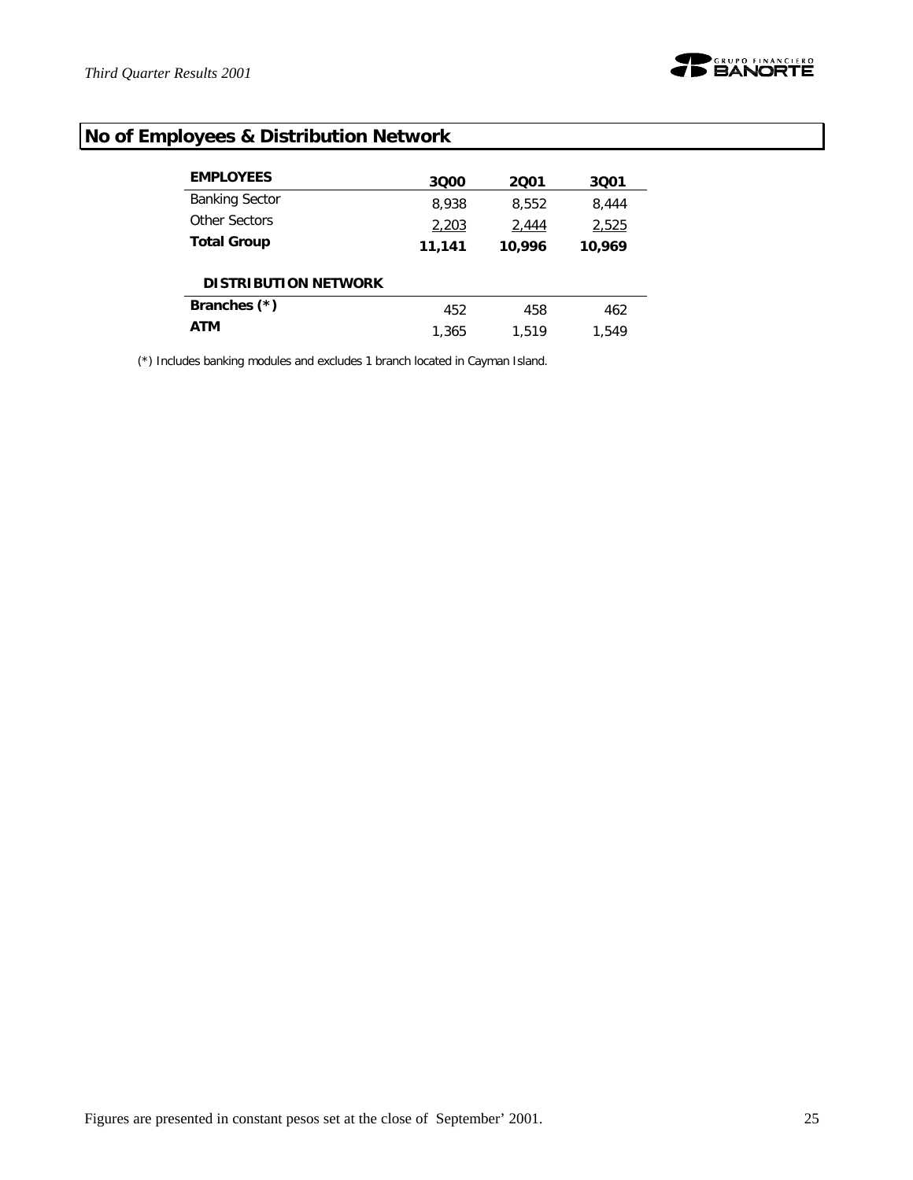## No of Employees & Distribution Network

| **EMPLOYEES** | **3Q00** | **2Q01** | **3Q01** |
|---|---|---|---|
| Banking Sector | 8,938 | 8,552 | 8,444 |
| Other Sectors | 2,203 | 2,444 | 2,525 |
| **Total Group** | **11,141** | **10,996** | **10,969** |

| **DISTRIBUTION NETWORK** | | | |
|---|---|---|---|
| **Branches (*)** | 452 | 458 | 462 |
| **ATM** | 1,365 | 1,519 | 1,549 |

(*) Includes banking modules and excludes 1 branch located in Cayman Island.

Figures are presented in constant pesos set at the close of September' 2001.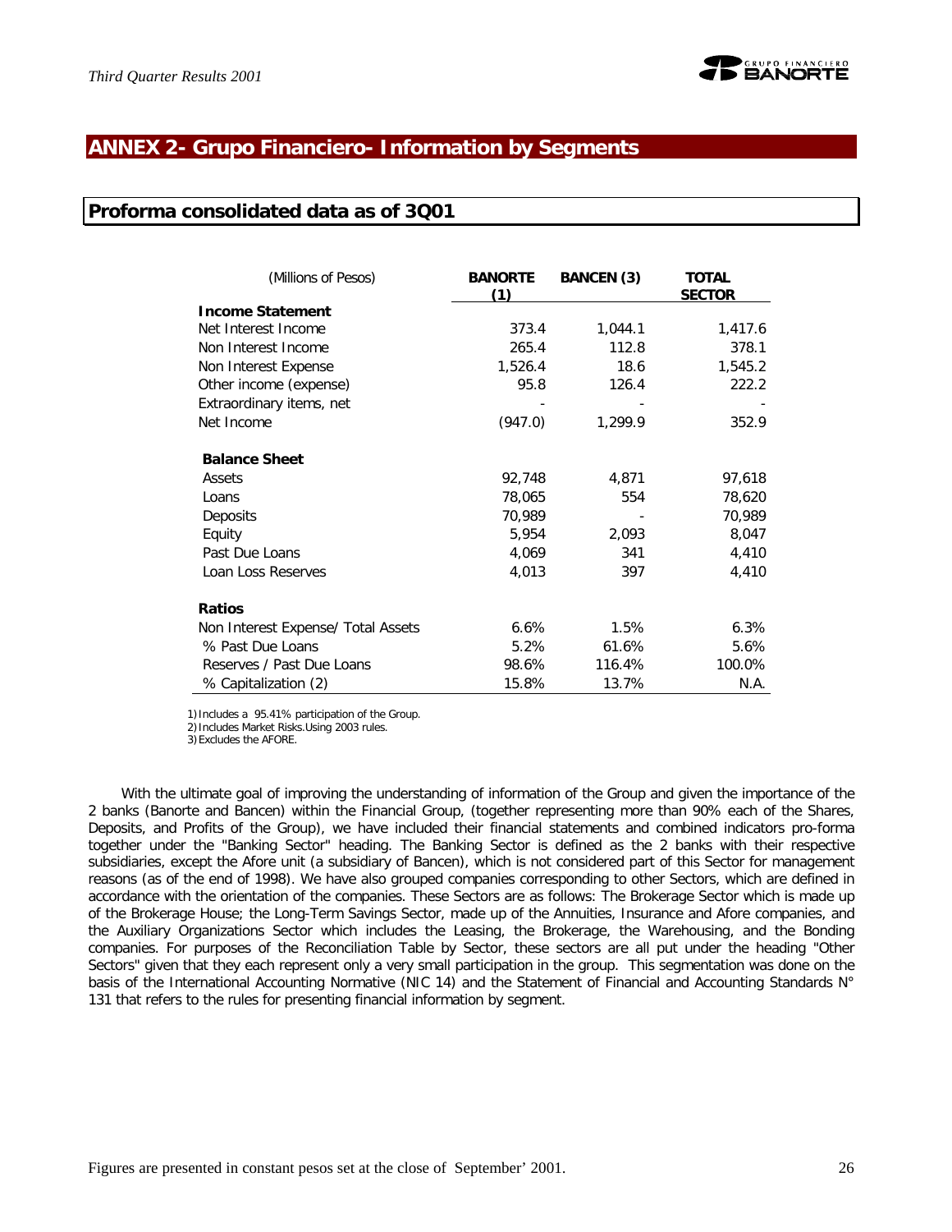## ANNEX 2- Grupo Financiero- Information by Segments

### Proforma consolidated data as of 3Q01

| (Millions of Pesos) | BANORTE (1) | BANCEN (3) | TOTAL SECTOR |
|---|---|---|---|
| **Income Statement** | | | |
| Net Interest Income | 373.4 | 1,044.1 | 1,417.6 |
| Non Interest Income | 265.4 | 112.8 | 378.1 |
| Non Interest Expense | 1,526.4 | 18.6 | 1,545.2 |
| Other income (expense) | 95.8 | 126.4 | 222.2 |
| Extraordinary items, net | - | - | - |
| Net Income | (947.0) | 1,299.9 | 352.9 |
| **Balance Sheet** | | | |
| Assets | 92,748 | 4,871 | 97,618 |
| Loans | 78,065 | 554 | 78,620 |
| Deposits | 70,989 | - | 70,989 |
| Equity | 5,954 | 2,093 | 8,047 |
| Past Due Loans | 4,069 | 341 | 4,410 |
| Loan Loss Reserves | 4,013 | 397 | 4,410 |
| **Ratios** | | | |
| Non Interest Expense/ Total Assets | 6.6% | 1.5% | 6.3% |
| % Past Due Loans | 5.2% | 61.6% | 5.6% |
| Reserves / Past Due Loans | 98.6% | 116.4% | 100.0% |
| % Capitalization (2) | 15.8% | 13.7% | N.A. |

1) Includes a 95.41% participation of the Group.
2) Includes Market Risks.Using 2003 rules.
3) Excludes the AFORE.

With the ultimate goal of improving the understanding of information of the Group and given the importance of the 2 banks (Banorte and Bancen) within the Financial Group, (together representing more than 90% each of the Shares, Deposits, and Profits of the Group), we have included their financial statements and combined indicators pro-forma together under the "Banking Sector" heading. The Banking Sector is defined as the 2 banks with their respective subsidiaries, except the Afore unit (a subsidiary of Bancen), which is not considered part of this Sector for management reasons (as of the end of 1998). We have also grouped companies corresponding to other Sectors, which are defined in accordance with the orientation of the companies. These Sectors are as follows: The Brokerage Sector which is made up of the Brokerage House; the Long-Term Savings Sector, made up of the Annuities, Insurance and Afore companies, and the Auxiliary Organizations Sector which includes the Leasing, the Brokerage, the Warehousing, and the Bonding companies. For purposes of the Reconciliation Table by Sector, these sectors are all put under the heading "Other Sectors" given that they each represent only a very small participation in the group. This segmentation was done on the basis of the International Accounting Normative (NIC 14) and the Statement of Financial and Accounting Standards N° 131 that refers to the rules for presenting financial information by segment.

Figures are presented in constant pesos set at the close of September' 2001.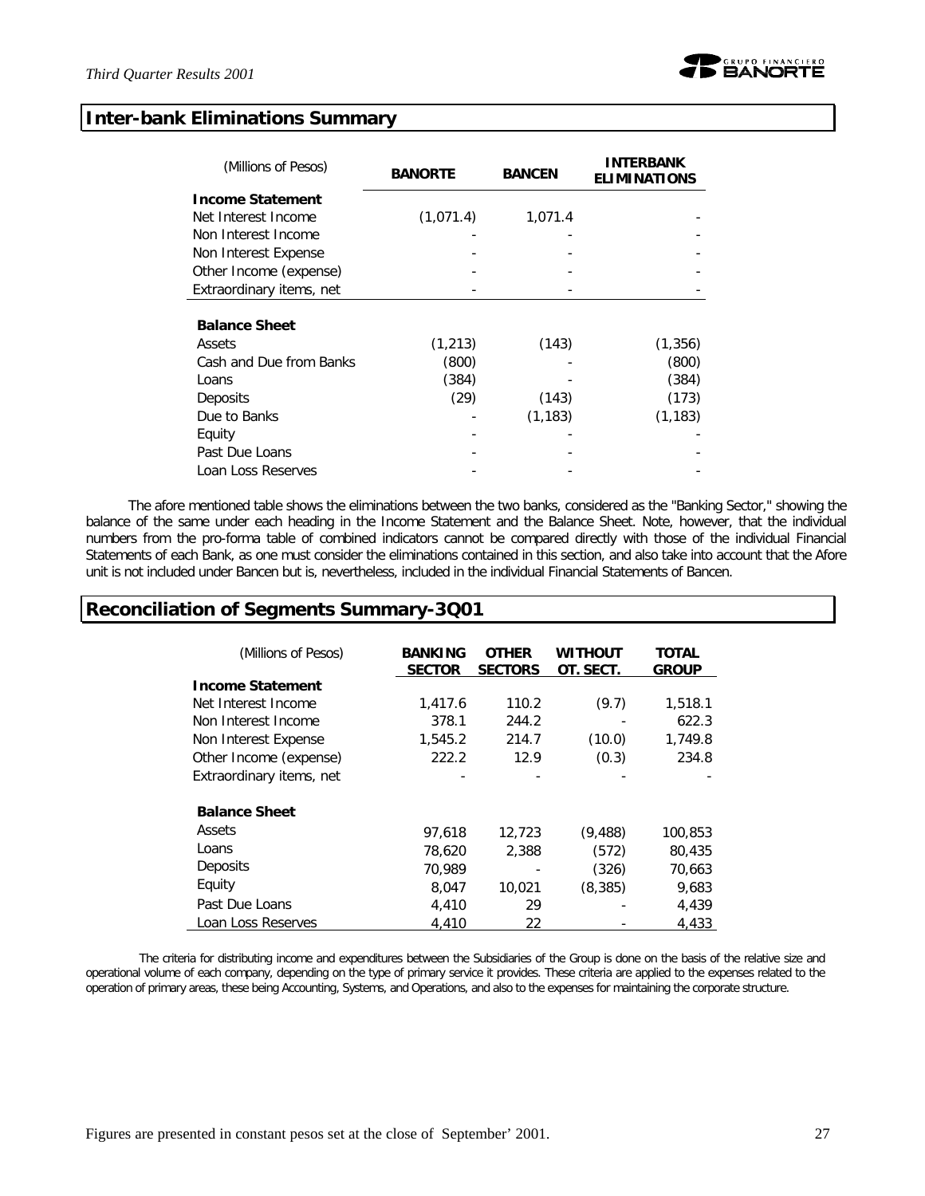## Inter-bank Eliminations Summary

| (Millions of Pesos) | BANORTE | BANCEN | INTERBANK ELIMINATIONS |
|---|---|---|---|
| **Income Statement** | | | |
| Net Interest Income | (1,071.4) | 1,071.4 | - |
| Non Interest Income | - | - | - |
| Non Interest Expense | - | - | - |
| Other Income (expense) | - | - | - |
| Extraordinary items, net | - | - | - |
| **Balance Sheet** | | | |
| Assets | (1,213) | (143) | (1,356) |
| Cash and Due from Banks | (800) | - | (800) |
| Loans | (384) | - | (384) |
| Deposits | (29) | (143) | (173) |
| Due to Banks | - | (1,183) | (1,183) |
| Equity | - | - | - |
| Past Due Loans | - | - | - |
| Loan Loss Reserves | - | - | - |

The afore mentioned table shows the eliminations between the two banks, considered as the "Banking Sector," showing the balance of the same under each heading in the Income Statement and the Balance Sheet. Note, however, that the individual numbers from the pro-forma table of combined indicators cannot be compared directly with those of the individual Financial Statements of each Bank, as one must consider the eliminations contained in this section, and also take into account that the Afore unit is not included under Bancen but is, nevertheless, included in the individual Financial Statements of Bancen.

## Reconciliation of Segments Summary-3Q01

| (Millions of Pesos) | BANKING SECTOR | OTHER SECTORS | WITHOUT OT. SECT. | TOTAL GROUP |
|---|---|---|---|---|
| **Income Statement** | | | | |
| Net Interest Income | 1,417.6 | 110.2 | (9.7) | 1,518.1 |
| Non Interest Income | 378.1 | 244.2 | - | 622.3 |
| Non Interest Expense | 1,545.2 | 214.7 | (10.0) | 1,749.8 |
| Other Income (expense) | 222.2 | 12.9 | (0.3) | 234.8 |
| Extraordinary items, net | - | - | - | - |
| **Balance Sheet** | | | | |
| Assets | 97,618 | 12,723 | (9,488) | 100,853 |
| Loans | 78,620 | 2,388 | (572) | 80,435 |
| Deposits | 70,989 | - | (326) | 70,663 |
| Equity | 8,047 | 10,021 | (8,385) | 9,683 |
| Past Due Loans | 4,410 | 29 | - | 4,439 |
| Loan Loss Reserves | 4,410 | 22 | - | 4,433 |

The criteria for distributing income and expenditures between the Subsidiaries of the Group is done on the basis of the relative size and operational volume of each company, depending on the type of primary service it provides. These criteria are applied to the expenses related to the operation of primary areas, these being Accounting, Systems, and Operations, and also to the expenses for maintaining the corporate structure.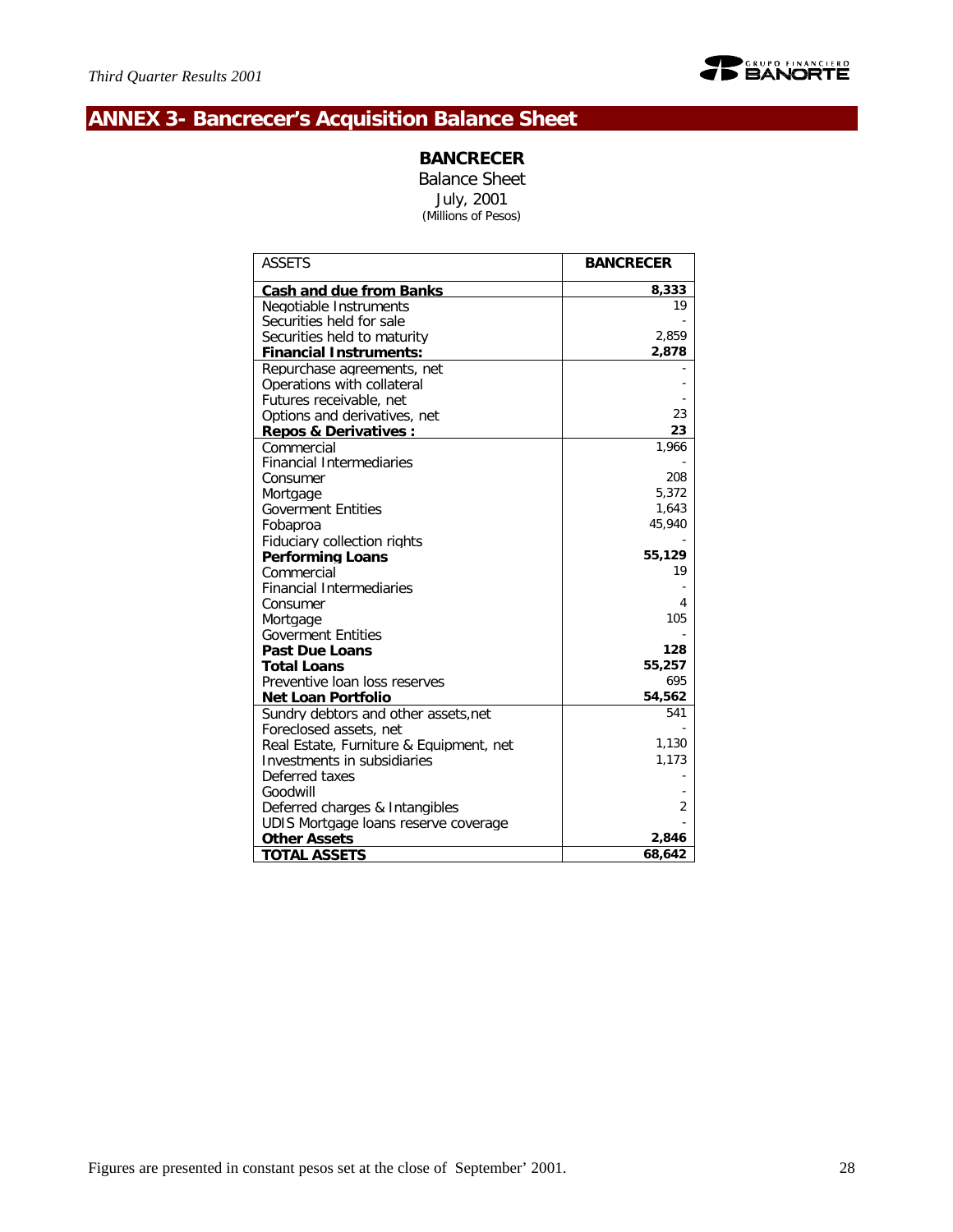# ANNEX 3- Bancrecer's Acquisition Balance Sheet

**BANCRECER**

Balance Sheet

July, 2001

(Millions of Pesos)

| ASSETS | BANCRECER |
|---|---|
| **Cash and due from Banks** | **8,333** |
| Negotiable Instruments | 19 |
| Securities held for sale | - |
| Securities held to maturity | 2,859 |
| **Financial Instruments:** | **2,878** |
| Repurchase agreements, net | - |
| Operations with collateral | - |
| Futures receivable, net | - |
| Options and derivatives, net | 23 |
| **Repos & Derivatives :** | **23** |
| Commercial | 1,966 |
| Financial Intermediaries | - |
| Consumer | 208 |
| Mortgage | 5,372 |
| Goverment Entities | 1,643 |
| Fobaproa | 45,940 |
| Fiduciary collection rights | - |
| **Performing Loans** | **55,129** |
| Commercial | 19 |
| Financial Intermediaries | - |
| Consumer | 4 |
| Mortgage | 105 |
| Goverment Entities | - |
| **Past Due Loans** | **128** |
| **Total Loans** | **55,257** |
| Preventive loan loss reserves | 695 |
| **Net Loan Portfolio** | **54,562** |
| Sundry debtors and other assets,net | 541 |
| Foreclosed assets, net | - |
| Real Estate, Furniture & Equipment, net | 1,130 |
| Investments in subsidiaries | 1,173 |
| Deferred taxes | - |
| Goodwill | - |
| Deferred charges & Intangibles | 2 |
| UDIS Mortgage loans reserve coverage | - |
| **Other Assets** | **2,846** |
| **TOTAL ASSETS** | **68,642** |

Figures are presented in constant pesos set at the close of September' 2001.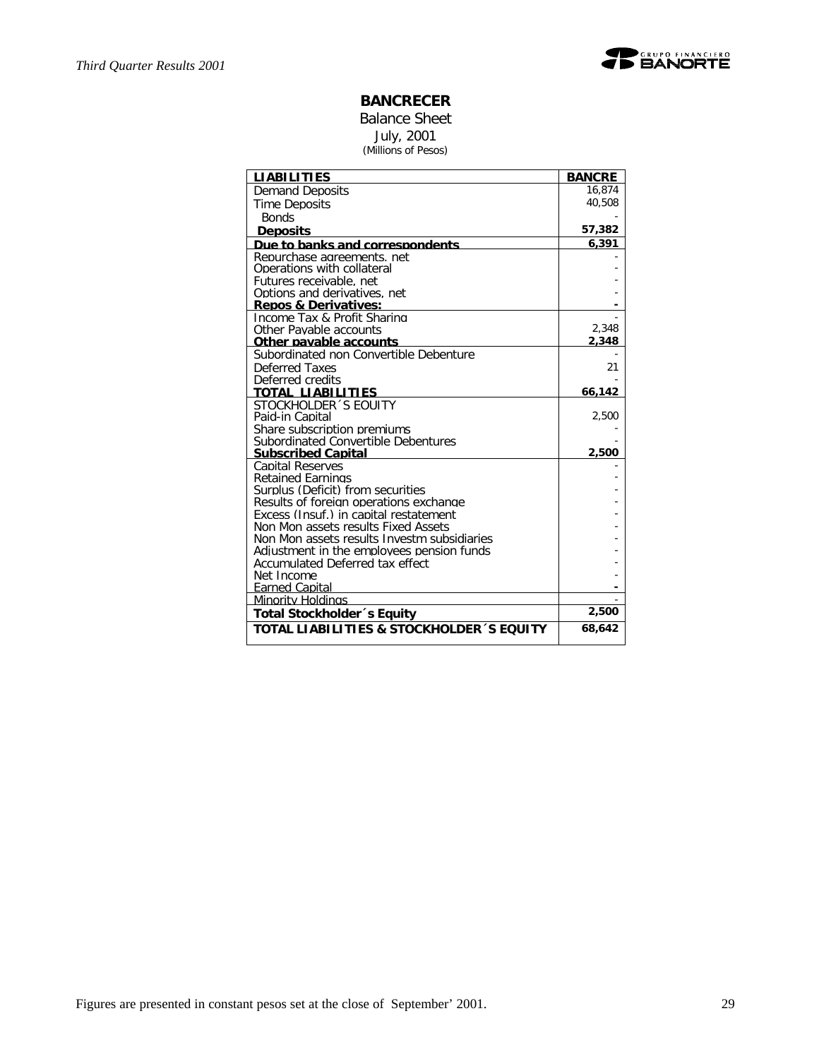## BANCRECER

Balance Sheet
July, 2001
(Millions of Pesos)

| LIABILITIES | BANCRE |
|---|---|
| Demand Deposits | 16,874 |
| Time Deposits | 40,508 |
| Bonds | - |
| **Deposits** | **57,382** |
| **Due to banks and correspondents** | **6,391** |
| Repurchase agreements, net | - |
| Operations with collateral | - |
| Futures receivable, net | - |
| Options and derivatives, net | - |
| **Repos & Derivatives:** | **-** |
| Income Tax & Profit Sharing | - |
| Other Payable accounts | 2,348 |
| **Other payable accounts** | **2,348** |
| Subordinated non Convertible Debenture | - |
| Deferred Taxes | 21 |
| Deferred credits | - |
| **TOTAL LIABILITIES** | **66,142** |
| STOCKHOLDER´S EQUITY | |
| Paid-in Capital | 2,500 |
| Share subscription premiums | - |
| Subordinated Convertible Debentures | - |
| **Subscribed Capital** | **2,500** |
| Capital Reserves | - |
| Retained Earnings | - |
| Surplus (Deficit) from securities | - |
| Results of foreign operations exchange | - |
| Excess (Insuf.) in capital restatement | - |
| Non Mon assets results Fixed Assets | - |
| Non Mon assets results Investm subsidiaries | - |
| Adjustment in the employees pension funds | - |
| Accumulated Deferred tax effect | - |
| Net Income | - |
| Earned Capital | **-** |
| Minority Holdings | - |
| **Total Stockholder´s Equity** | **2,500** |
| **TOTAL LIABILITIES & STOCKHOLDER´S EQUITY** | **68,642** |

Figures are presented in constant pesos set at the close of September' 2001.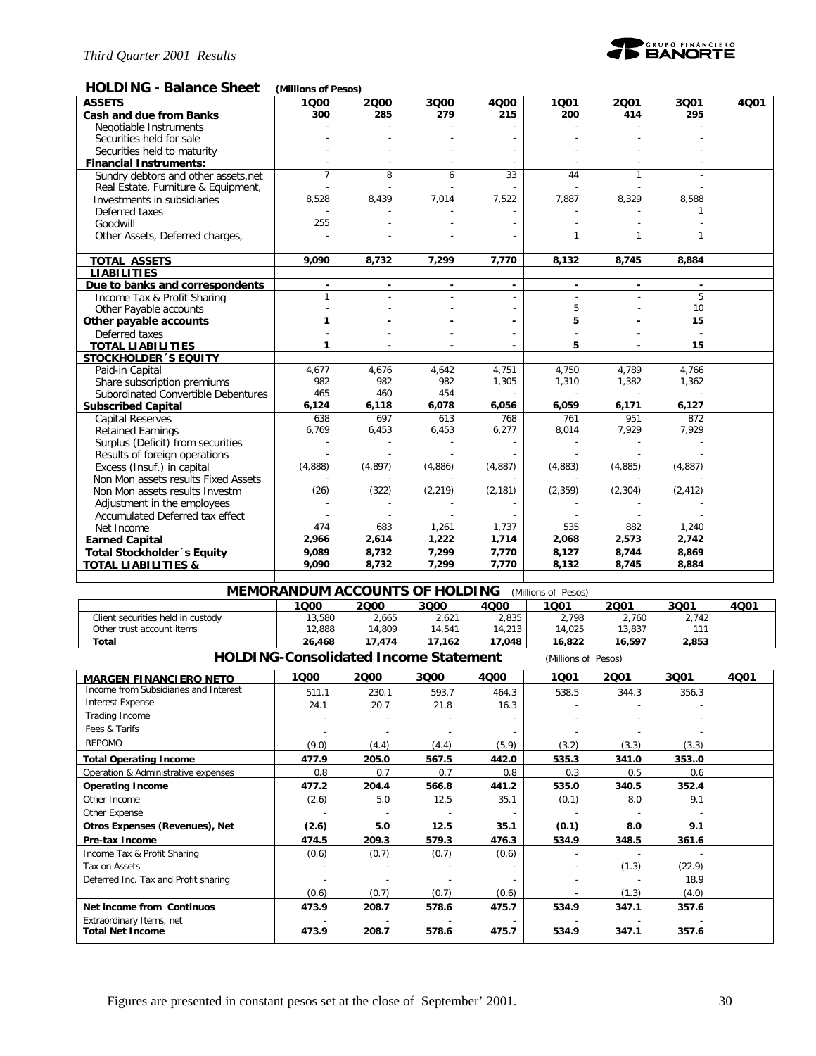## HOLDING - Balance Sheet (Millions of Pesos)

| ASSETS | 1Q00 | 2Q00 | 3Q00 | 4Q00 | 1Q01 | 2Q01 | 3Q01 | 4Q01 |
|---|---|---|---|---|---|---|---|---|
| **Cash and due from Banks** | 300 | 285 | 279 | 215 | 200 | 414 | 295 | |
| Negotiable Instruments | - | - | - | - | - | - | - | |
| Securities held for sale | - | - | - | - | - | - | - | |
| Securities held to maturity | - | - | - | - | - | - | - | |
| **Financial Instruments:** | - | - | - | - | - | - | - | |
| Sundry debtors and other assets,net | 7 | 8 | 6 | 33 | 44 | 1 | - | |
| Real Estate, Furniture & Equipment, | - | - | - | - | - | - | - | |
| Investments in subsidiaries | 8,528 | 8,439 | 7,014 | 7,522 | 7,887 | 8,329 | 8,588 | |
| Deferred taxes | - | - | - | - | - | - | 1 | |
| Goodwill | 255 | - | - | - | - | - | - | |
| Other Assets, Deferred charges, | - | - | - | - | 1 | 1 | 1 | |
| **TOTAL ASSETS** | 9,090 | 8,732 | 7,299 | 7,770 | 8,132 | 8,745 | 8,884 | |
| **LIABILITIES** | | | | | | | | |
| **Due to banks and correspondents** | - | - | - | - | - | - | - | |
| Income Tax & Profit Sharing | 1 | - | - | - | - | - | 5 | |
| Other Payable accounts | - | - | - | - | 5 | - | 10 | |
| **Other payable accounts** | 1 | - | - | - | 5 | - | 15 | |
| Deferred taxes | - | - | - | - | - | - | - | |
| **TOTAL LIABILITIES** | 1 | - | - | - | 5 | - | 15 | |
| **STOCKHOLDER´S EQUITY** | | | | | | | | |
| Paid-in Capital | 4,677 | 4,676 | 4,642 | 4,751 | 4,750 | 4,789 | 4,766 | |
| Share subscription premiums | 982 | 982 | 982 | 1,305 | 1,310 | 1,382 | 1,362 | |
| Subordinated Convertible Debentures | 465 | 460 | 454 | - | - | - | - | |
| **Subscribed Capital** | 6,124 | 6,118 | 6,078 | 6,056 | 6,059 | 6,171 | 6,127 | |
| Capital Reserves | 638 | 697 | 613 | 768 | 761 | 951 | 872 | |
| Retained Earnings | 6,769 | 6,453 | 6,453 | 6,277 | 8,014 | 7,929 | 7,929 | |
| Surplus (Deficit) from securities | - | - | - | - | - | - | - | |
| Results of foreign operations | - | - | - | - | - | - | - | |
| Excess (Insuf.) in capital | (4,888) | (4,897) | (4,886) | (4,887) | (4,883) | (4,885) | (4,887) | |
| Non Mon assets results Fixed Assets | - | - | - | - | - | - | - | |
| Non Mon assets results Investm | (26) | (322) | (2,219) | (2,181) | (2,359) | (2,304) | (2,412) | |
| Adjustment in the employees | - | - | - | - | - | - | - | |
| Accumulated Deferred tax effect | - | - | - | - | - | - | - | |
| Net Income | 474 | 683 | 1,261 | 1,737 | 535 | 882 | 1,240 | |
| **Earned Capital** | 2,966 | 2,614 | 1,222 | 1,714 | 2,068 | 2,573 | 2,742 | |
| **Total Stockholder´s Equity** | 9,089 | 8,732 | 7,299 | 7,770 | 8,127 | 8,744 | 8,869 | |
| **TOTAL LIABILITIES &** | 9,090 | 8,732 | 7,299 | 7,770 | 8,132 | 8,745 | 8,884 | |

## MEMORANDUM ACCOUNTS OF HOLDING (Millions of Pesos)

| | 1Q00 | 2Q00 | 3Q00 | 4Q00 | 1Q01 | 2Q01 | 3Q01 | 4Q01 |
|---|---|---|---|---|---|---|---|---|
| Client securities held in custody | 13,580 | 2,665 | 2,621 | 2,835 | 2,798 | 2,760 | 2,742 | |
| Other trust account items | 12,888 | 14,809 | 14,541 | 14,213 | 14,025 | 13,837 | 111 | |
| **Total** | 26,468 | 17,474 | 17,162 | 17,048 | 16,822 | 16,597 | 2,853 | |

## HOLDING-Consolidated Income Statement (Millions of Pesos)

| MARGEN FINANCIERO NETO | 1Q00 | 2Q00 | 3Q00 | 4Q00 | 1Q01 | 2Q01 | 3Q01 | 4Q01 |
|---|---|---|---|---|---|---|---|---|
| Income from Subsidiaries and Interest | 511.1 | 230.1 | 593.7 | 464.3 | 538.5 | 344.3 | 356.3 | |
| Interest Expense | 24.1 | 20.7 | 21.8 | 16.3 | - | - | - | |
| Trading Income | - | - | - | - | - | - | - | |
| Fees & Tarifs | - | - | - | - | - | - | - | |
| REPOMO | (9.0) | (4.4) | (4.4) | (5.9) | (3.2) | (3.3) | (3.3) | |
| **Total Operating Income** | 477.9 | 205.0 | 567.5 | 442.0 | 535.3 | 341.0 | 353..0 | |
| Operation & Administrative expenses | 0.8 | 0.7 | 0.7 | 0.8 | 0.3 | 0.5 | 0.6 | |
| **Operating Income** | 477.2 | 204.4 | 566.8 | 441.2 | 535.0 | 340.5 | 352.4 | |
| Other Income | (2.6) | 5.0 | 12.5 | 35.1 | (0.1) | 8.0 | 9.1 | |
| Other Expense | - | - | - | - | - | - | - | |
| **Otros Expenses (Revenues), Net** | (2.6) | 5.0 | 12.5 | 35.1 | (0.1) | 8.0 | 9.1 | |
| **Pre-tax Income** | 474.5 | 209.3 | 579.3 | 476.3 | 534.9 | 348.5 | 361.6 | |
| Income Tax & Profit Sharing | (0.6) | (0.7) | (0.7) | (0.6) | - | - | - | |
| Tax on Assets | - | - | - | - | - | (1.3) | (22.9) | |
| Deferred Inc. Tax and Profit sharing | - | - | - | - | - | - | 18.9 | |
| | (0.6) | (0.7) | (0.7) | (0.6) | - | (1.3) | (4.0) | |
| **Net income from Continuos** | 473.9 | 208.7 | 578.6 | 475.7 | 534.9 | 347.1 | 357.6 | |
| Extraordinary Items, net | - | - | - | - | - | - | - | |
| **Total Net Income** | 473.9 | 208.7 | 578.6 | 475.7 | 534.9 | 347.1 | 357.6 | |

Figures are presented in constant pesos set at the close of September' 2001.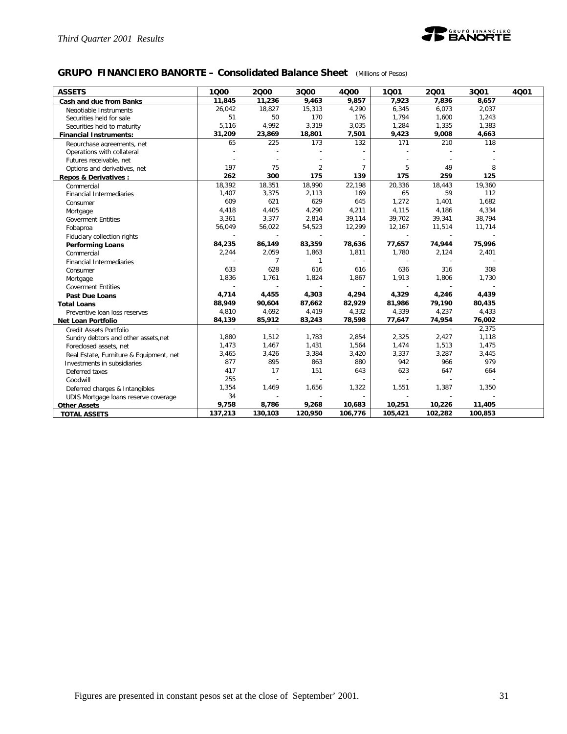## GRUPO FINANCIERO BANORTE – Consolidated Balance Sheet (Millions of Pesos)

| ASSETS | 1Q00 | 2Q00 | 3Q00 | 4Q00 | 1Q01 | 2Q01 | 3Q01 | 4Q01 |
|---|---|---|---|---|---|---|---|---|
| **Cash and due from Banks** | **11,845** | **11,236** | **9,463** | **9,857** | **7,923** | **7,836** | **8,657** | |
| Negotiable Instruments | 26,042 | 18,827 | 15,313 | 4,290 | 6,345 | 6,073 | 2,037 | |
| Securities held for sale | 51 | 50 | 170 | 176 | 1,794 | 1,600 | 1,243 | |
| Securities held to maturity | 5,116 | 4,992 | 3,319 | 3,035 | 1,284 | 1,335 | 1,383 | |
| **Financial Instruments:** | **31,209** | **23,869** | **18,801** | **7,501** | **9,423** | **9,008** | **4,663** | |
| Repurchase agreements, net | 65 | 225 | 173 | 132 | 171 | 210 | 118 | |
| Operations with collateral | - | - | - | - | - | - | - | |
| Futures receivable, net | - | - | - | - | - | - | - | |
| Options and derivatives, net | 197 | 75 | 2 | 7 | 5 | 49 | 8 | |
| **Repos & Derivatives :** | **262** | **300** | **175** | **139** | **175** | **259** | **125** | |
| Commercial | 18,392 | 18,351 | 18,990 | 22,198 | 20,336 | 18,443 | 19,360 | |
| Financial Intermediaries | 1,407 | 3,375 | 2,113 | 169 | 65 | 59 | 112 | |
| Consumer | 609 | 621 | 629 | 645 | 1,272 | 1,401 | 1,682 | |
| Mortgage | 4,418 | 4,405 | 4,290 | 4,211 | 4,115 | 4,186 | 4,334 | |
| Goverment Entities | 3,361 | 3,377 | 2,814 | 39,114 | 39,702 | 39,341 | 38,794 | |
| Fobaproa | 56,049 | 56,022 | 54,523 | 12,299 | 12,167 | 11,514 | 11,714 | |
| Fiduciary collection rights | - | - | - | - | - | - | - | |
| **Performing Loans** | **84,235** | **86,149** | **83,359** | **78,636** | **77,657** | **74,944** | **75,996** | |
| Commercial | 2,244 | 2,059 | 1,863 | 1,811 | 1,780 | 2,124 | 2,401 | |
| Financial Intermediaries | - | 7 | 1 | - | - | - | - | |
| Consumer | 633 | 628 | 616 | 616 | 636 | 316 | 308 | |
| Mortgage | 1,836 | 1,761 | 1,824 | 1,867 | 1,913 | 1,806 | 1,730 | |
| Goverment Entities | - | - | - | - | - | - | - | |
| **Past Due Loans** | **4,714** | **4,455** | **4,303** | **4,294** | **4,329** | **4,246** | **4,439** | |
| **Total Loans** | **88,949** | **90,604** | **87,662** | **82,929** | **81,986** | **79,190** | **80,435** | |
| Preventive loan loss reserves | 4,810 | 4,692 | 4,419 | 4,332 | 4,339 | 4,237 | 4,433 | |
| **Net Loan Portfolio** | **84,139** | **85,912** | **83,243** | **78,598** | **77,647** | **74,954** | **76,002** | |
| Credit Assets Portfolio | - | - | - | - | - | - | 2,375 | |
| Sundry debtors and other assets,net | 1,880 | 1,512 | 1,783 | 2,854 | 2,325 | 2,427 | 1,118 | |
| Foreclosed assets, net | 1,473 | 1,467 | 1,431 | 1,564 | 1,474 | 1,513 | 1,475 | |
| Real Estate, Furniture & Equipment, net | 3,465 | 3,426 | 3,384 | 3,420 | 3,337 | 3,287 | 3,445 | |
| Investments in subsidiaries | 877 | 895 | 863 | 880 | 942 | 966 | 979 | |
| Deferred taxes | 417 | 17 | 151 | 643 | 623 | 647 | 664 | |
| Goodwill | 255 | - | - | - | - | - | - | |
| Deferred charges & Intangibles | 1,354 | 1,469 | 1,656 | 1,322 | 1,551 | 1,387 | 1,350 | |
| UDIS Mortgage loans reserve coverage | 34 | - | - | - | - | - | - | |
| **Other Assets** | **9,758** | **8,786** | **9,268** | **10,683** | **10,251** | **10,226** | **11,405** | |
| **TOTAL ASSETS** | **137,213** | **130,103** | **120,950** | **106,776** | **105,421** | **102,282** | **100,853** | |

Figures are presented in constant pesos set at the close of September' 2001.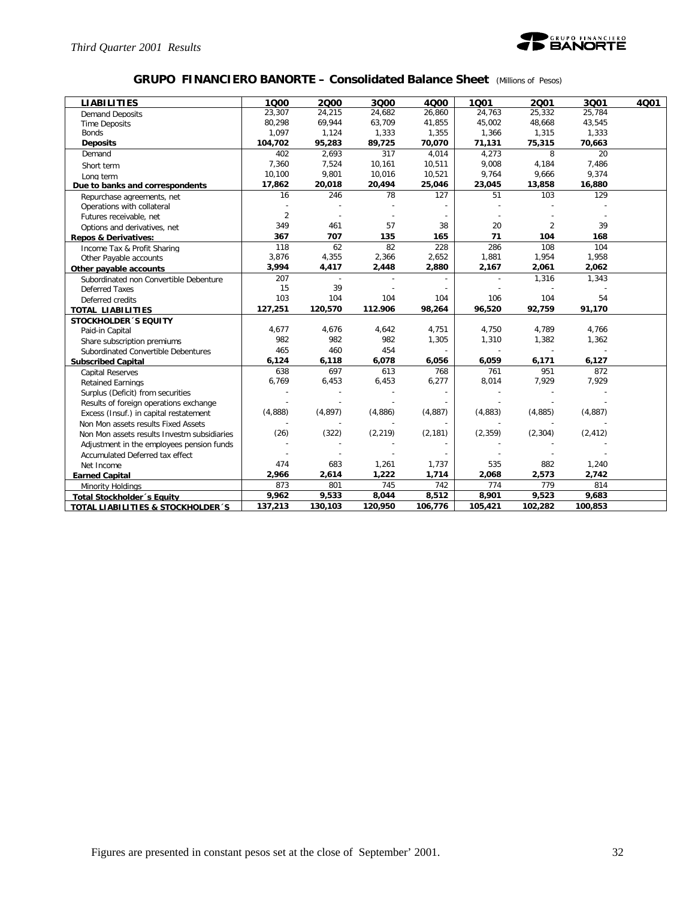## GRUPO FINANCIERO BANORTE – Consolidated Balance Sheet (Millions of Pesos)

| LIABILITIES | 1Q00 | 2Q00 | 3Q00 | 4Q00 | 1Q01 | 2Q01 | 3Q01 | 4Q01 |
|---|---|---|---|---|---|---|---|---|
| Demand Deposits | 23,307 | 24,215 | 24,682 | 26,860 | 24,763 | 25,332 | 25,784 | |
| Time Deposits | 80,298 | 69,944 | 63,709 | 41,855 | 45,002 | 48,668 | 43,545 | |
| Bonds | 1,097 | 1,124 | 1,333 | 1,355 | 1,366 | 1,315 | 1,333 | |
| **Deposits** | **104,702** | **95,283** | **89,725** | **70,070** | **71,131** | **75,315** | **70,663** | |
| Demand | 402 | 2,693 | 317 | 4,014 | 4,273 | 8 | 20 | |
| Short term | 7,360 | 7,524 | 10,161 | 10,511 | 9,008 | 4,184 | 7,486 | |
| Long term | 10,100 | 9,801 | 10,016 | 10,521 | 9,764 | 9,666 | 9,374 | |
| **Due to banks and correspondents** | **17,862** | **20,018** | **20,494** | **25,046** | **23,045** | **13,858** | **16,880** | |
| Repurchase agreements, net | 16 | 246 | 78 | 127 | 51 | 103 | 129 | |
| Operations with collateral | - | - | - | - | - | - | - | |
| Futures receivable, net | 2 | - | - | - | - | - | - | |
| Options and derivatives, net | 349 | 461 | 57 | 38 | 20 | 2 | 39 | |
| **Repos & Derivatives:** | **367** | **707** | **135** | **165** | **71** | **104** | **168** | |
| Income Tax & Profit Sharing | 118 | 62 | 82 | 228 | 286 | 108 | 104 | |
| Other Payable accounts | 3,876 | 4,355 | 2,366 | 2,652 | 1,881 | 1,954 | 1,958 | |
| **Other payable accounts** | **3,994** | **4,417** | **2,448** | **2,880** | **2,167** | **2,061** | **2,062** | |
| Subordinated non Convertible Debenture | 207 | - | - | - | - | 1,316 | 1,343 | |
| Deferred Taxes | 15 | 39 | - | - | - | - | - | |
| Deferred credits | 103 | 104 | 104 | 104 | 106 | 104 | 54 | |
| **TOTAL LIABILITIES** | **127,251** | **120,570** | **112.906** | **98,264** | **96,520** | **92,759** | **91,170** | |
| **STOCKHOLDER´S EQUITY** | | | | | | | | |
| Paid-in Capital | 4,677 | 4,676 | 4,642 | 4,751 | 4,750 | 4,789 | 4,766 | |
| Share subscription premiums | 982 | 982 | 982 | 1,305 | 1,310 | 1,382 | 1,362 | |
| Subordinated Convertible Debentures | 465 | 460 | 454 | - | - | - | - | |
| **Subscribed Capital** | **6,124** | **6,118** | **6,078** | **6,056** | **6,059** | **6,171** | **6,127** | |
| Capital Reserves | 638 | 697 | 613 | 768 | 761 | 951 | 872 | |
| Retained Earnings | 6,769 | 6,453 | 6,453 | 6,277 | 8,014 | 7,929 | 7,929 | |
| Surplus (Deficit) from securities | - | - | - | - | - | - | - | |
| Results of foreign operations exchange | - | - | - | - | - | - | - | |
| Excess (Insuf.) in capital restatement | (4,888) | (4,897) | (4,886) | (4,887) | (4,883) | (4,885) | (4,887) | |
| Non Mon assets results Fixed Assets | - | - | - | - | - | - | - | |
| Non Mon assets results Investm subsidiaries | (26) | (322) | (2,219) | (2,181) | (2,359) | (2,304) | (2,412) | |
| Adjustment in the employees pension funds | - | - | - | - | - | - | - | |
| Accumulated Deferred tax effect | - | - | - | - | - | - | - | |
| Net Income | 474 | 683 | 1,261 | 1,737 | 535 | 882 | 1,240 | |
| **Earned Capital** | **2,966** | **2,614** | **1,222** | **1,714** | **2,068** | **2,573** | **2,742** | |
| Minority Holdings | 873 | 801 | 745 | 742 | 774 | 779 | 814 | |
| **Total Stockholder´s Equity** | **9,962** | **9,533** | **8,044** | **8,512** | **8,901** | **9,523** | **9,683** | |
| **TOTAL LIABILITIES & STOCKHOLDER´S** | **137,213** | **130,103** | **120,950** | **106,776** | **105,421** | **102,282** | **100,853** | |

Figures are presented in constant pesos set at the close of September' 2001.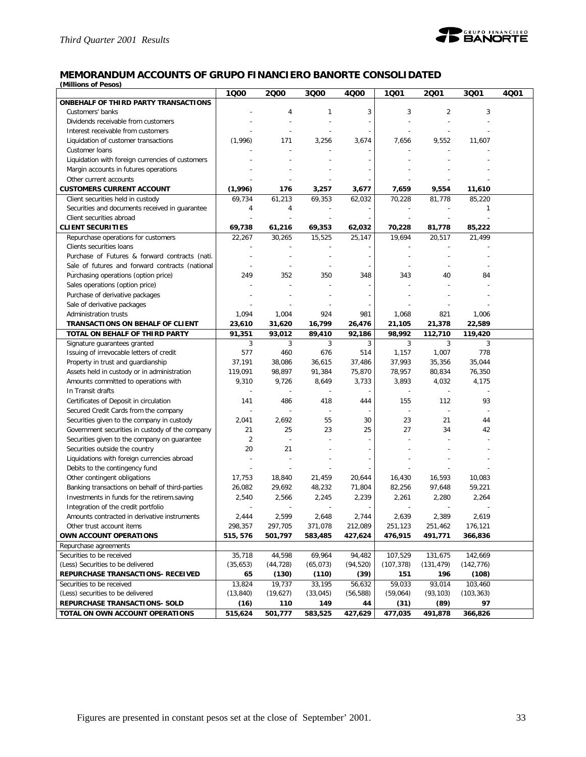## MEMORANDUM ACCOUNTS OF GRUPO FINANCIERO BANORTE CONSOLIDATED

**(Millions of Pesos)**

| | 1Q00 | 2Q00 | 3Q00 | 4Q00 | 1Q01 | 2Q01 | 3Q01 | 4Q01 |
|---|---|---|---|---|---|---|---|---|
| **ONBEHALF OF THIRD PARTY TRANSACTIONS** | | | | | | | | |
| Customers' banks | - | 4 | 1 | 3 | 3 | 2 | 3 | |
| Dividends receivable from customers | - | - | - | - | - | - | - | |
| Interest receivable from customers | - | - | - | - | - | - | - | |
| Liquidation of customer transactions | (1,996) | 171 | 3,256 | 3,674 | 7,656 | 9,552 | 11,607 | |
| Customer loans | - | - | - | - | - | - | - | |
| Liquidation with foreign currencies of customers | - | - | - | - | - | - | - | |
| Margin accounts in futures operations | - | - | - | - | - | - | - | |
| Other current accounts | - | - | - | - | - | - | - | |
| **CUSTOMERS CURRENT ACCOUNT** | **(1,996)** | **176** | **3,257** | **3,677** | **7,659** | **9,554** | **11,610** | |
| Client securities held in custody | 69,734 | 61,213 | 69,353 | 62,032 | 70,228 | 81,778 | 85,220 | |
| Securities and documents received in guarantee | 4 | 4 | - | - | - | - | 1 | |
| Client securities abroad | - | - | - | - | - | - | - | |
| **CLIENT SECURITIES** | **69,738** | **61,216** | **69,353** | **62,032** | **70,228** | **81,778** | **85,222** | |
| Repurchase operations for customers | 22,267 | 30,265 | 15,525 | 25,147 | 19,694 | 20,517 | 21,499 | |
| Clients securities loans | - | - | - | - | - | - | - | |
| Purchase of Futures & forward contracts (nati. | - | - | - | - | - | - | - | |
| Sale of futures and forward contracts (national | - | - | - | - | - | - | - | |
| Purchasing operations (option price) | 249 | 352 | 350 | 348 | 343 | 40 | 84 | |
| Sales operations (option price) | - | - | - | - | - | - | - | |
| Purchase of derivative packages | - | - | - | - | - | - | - | |
| Sale of derivative packages | - | - | - | - | - | - | - | |
| Administration trusts | 1,094 | 1,004 | 924 | 981 | 1,068 | 821 | 1,006 | |
| **TRANSACTIONS ON BEHALF OF CLIENT** | **23,610** | **31,620** | **16,799** | **26,476** | **21,105** | **21,378** | **22,589** | |
| **TOTAL ON BEHALF OF THIRD PARTY** | **91,351** | **93,012** | **89,410** | **92,186** | **98,992** | **112,710** | **119,420** | |
| Signature guarantees granted | 3 | 3 | 3 | 3 | 3 | 3 | 3 | |
| Issuing of irrevocable letters of credit | 577 | 460 | 676 | 514 | 1,157 | 1,007 | 778 | |
| Property in trust and guardianship | 37,191 | 38,086 | 36,615 | 37,486 | 37,993 | 35,356 | 35,044 | |
| Assets held in custody or in administration | 119,091 | 98,897 | 91,384 | 75,870 | 78,957 | 80,834 | 76,350 | |
| Amounts committed to operations with | 9,310 | 9,726 | 8,649 | 3,733 | 3,893 | 4,032 | 4,175 | |
| In Transit drafts | - | - | - | - | - | - | - | |
| Certificates of Deposit in circulation | 141 | 486 | 418 | 444 | 155 | 112 | 93 | |
| Secured Credit Cards from the company | - | - | - | - | - | - | - | |
| Securities given to the company in custody | 2,041 | 2,692 | 55 | 30 | 23 | 21 | 44 | |
| Government securities in custody of the company | 21 | 25 | 23 | 25 | 27 | 34 | 42 | |
| Securities given to the company on guarantee | 2 | - | - | - | - | - | - | |
| Securities outside the country | 20 | 21 | - | - | - | - | - | |
| Liquidations with foreign currencies abroad | - | - | - | - | - | - | - | |
| Debits to the contingency fund | - | - | - | - | - | - | - | |
| Other contingent obligations | 17,753 | 18,840 | 21,459 | 20,644 | 16,430 | 16,593 | 10,083 | |
| Banking transactions on behalf of third-parties | 26,082 | 29,692 | 48,232 | 71,804 | 82,256 | 97,648 | 59,221 | |
| Investments in funds for the retirem.saving | 2,540 | 2,566 | 2,245 | 2,239 | 2,261 | 2,280 | 2,264 | |
| Integration of the credit portfolio | - | - | - | - | - | - | - | |
| Amounts contracted in derivative instruments | 2,444 | 2,599 | 2,648 | 2,744 | 2,639 | 2,389 | 2,619 | |
| Other trust account items | 298,357 | 297,705 | 371,078 | 212,089 | 251,123 | 251,462 | 176,121 | |
| **OWN ACCOUNT OPERATIONS** | **515, 576** | **501,797** | **583,485** | **427,624** | **476,915** | **491,771** | **366,836** | |
| Repurchase agreements | | | | | | | | |
| Securities to be received | 35,718 | 44,598 | 69,964 | 94,482 | 107,529 | 131,675 | 142,669 | |
| (Less) Securities to be delivered | (35,653) | (44,728) | (65,073) | (94,520) | (107,378) | (131,479) | (142,776) | |
| **REPURCHASE TRANSACTIONS- RECEIVED** | **65** | **(130)** | **(110)** | **(39)** | **151** | **196** | **(108)** | |
| Securities to be received | 13,824 | 19,737 | 33,195 | 56,632 | 59,033 | 93,014 | 103,460 | |
| (Less) securities to be delivered | (13,840) | (19,627) | (33,045) | (56,588) | (59,064) | (93,103) | (103,363) | |
| **REPURCHASE TRANSACTIONS- SOLD** | **(16)** | **110** | **149** | **44** | **(31)** | **(89)** | **97** | |
| **TOTAL ON OWN ACCOUNT OPERATIONS** | **515,624** | **501,777** | **583,525** | **427,629** | **477,035** | **491,878** | **366,826** | |

Figures are presented in constant pesos set at the close of September' 2001.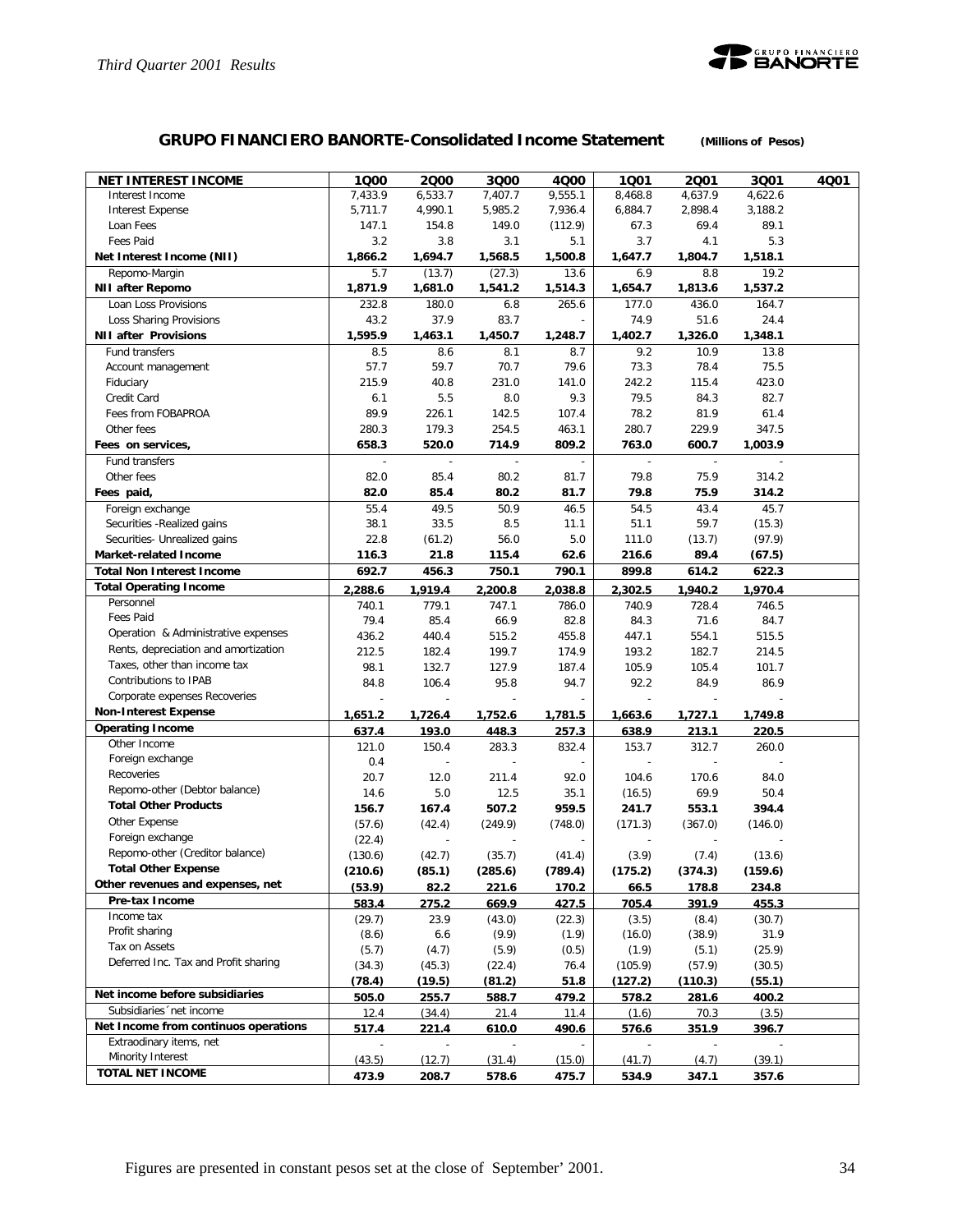## GRUPO FINANCIERO BANORTE-Consolidated Income Statement (Millions of Pesos)

| NET INTEREST INCOME | 1Q00 | 2Q00 | 3Q00 | 4Q00 | 1Q01 | 2Q01 | 3Q01 | 4Q01 |
|---|---|---|---|---|---|---|---|---|
| Interest Income | 7,433.9 | 6,533.7 | 7,407.7 | 9,555.1 | 8,468.8 | 4,637.9 | 4,622.6 | |
| Interest Expense | 5,711.7 | 4,990.1 | 5,985.2 | 7,936.4 | 6,884.7 | 2,898.4 | 3,188.2 | |
| Loan Fees | 147.1 | 154.8 | 149.0 | (112.9) | 67.3 | 69.4 | 89.1 | |
| Fees Paid | 3.2 | 3.8 | 3.1 | 5.1 | 3.7 | 4.1 | 5.3 | |
| **Net Interest Income (NII)** | **1,866.2** | **1,694.7** | **1,568.5** | **1,500.8** | **1,647.7** | **1,804.7** | **1,518.1** | |
| Repomo-Margin | 5.7 | (13.7) | (27.3) | 13.6 | 6.9 | 8.8 | 19.2 | |
| **NII after Repomo** | **1,871.9** | **1,681.0** | **1,541.2** | **1,514.3** | **1,654.7** | **1,813.6** | **1,537.2** | |
| Loan Loss Provisions | 232.8 | 180.0 | 6.8 | 265.6 | 177.0 | 436.0 | 164.7 | |
| Loss Sharing Provisions | 43.2 | 37.9 | 83.7 | - | 74.9 | 51.6 | 24.4 | |
| **NII after Provisions** | **1,595.9** | **1,463.1** | **1,450.7** | **1,248.7** | **1,402.7** | **1,326.0** | **1,348.1** | |
| Fund transfers | 8.5 | 8.6 | 8.1 | 8.7 | 9.2 | 10.9 | 13.8 | |
| Account management | 57.7 | 59.7 | 70.7 | 79.6 | 73.3 | 78.4 | 75.5 | |
| Fiduciary | 215.9 | 40.8 | 231.0 | 141.0 | 242.2 | 115.4 | 423.0 | |
| Credit Card | 6.1 | 5.5 | 8.0 | 9.3 | 79.5 | 84.3 | 82.7 | |
| Fees from FOBAPROA | 89.9 | 226.1 | 142.5 | 107.4 | 78.2 | 81.9 | 61.4 | |
| Other fees | 280.3 | 179.3 | 254.5 | 463.1 | 280.7 | 229.9 | 347.5 | |
| **Fees on services,** | **658.3** | **520.0** | **714.9** | **809.2** | **763.0** | **600.7** | **1,003.9** | |
| Fund transfers | - | - | - | - | - | - | - | |
| Other fees | 82.0 | 85.4 | 80.2 | 81.7 | 79.8 | 75.9 | 314.2 | |
| **Fees paid,** | **82.0** | **85.4** | **80.2** | **81.7** | **79.8** | **75.9** | **314.2** | |
| Foreign exchange | 55.4 | 49.5 | 50.9 | 46.5 | 54.5 | 43.4 | 45.7 | |
| Securities -Realized gains | 38.1 | 33.5 | 8.5 | 11.1 | 51.1 | 59.7 | (15.3) | |
| Securities- Unrealized gains | 22.8 | (61.2) | 56.0 | 5.0 | 111.0 | (13.7) | (97.9) | |
| **Market-related Income** | **116.3** | **21.8** | **115.4** | **62.6** | **216.6** | **89.4** | **(67.5)** | |
| **Total Non Interest Income** | **692.7** | **456.3** | **750.1** | **790.1** | **899.8** | **614.2** | **622.3** | |
| **Total Operating Income** | **2,288.6** | **1,919.4** | **2,200.8** | **2,038.8** | **2,302.5** | **1,940.2** | **1,970.4** | |
| Personnel | 740.1 | 779.1 | 747.1 | 786.0 | 740.9 | 728.4 | 746.5 | |
| Fees Paid | 79.4 | 85.4 | 66.9 | 82.8 | 84.3 | 71.6 | 84.7 | |
| Operation & Administrative expenses | 436.2 | 440.4 | 515.2 | 455.8 | 447.1 | 554.1 | 515.5 | |
| Rents, depreciation and amortization | 212.5 | 182.4 | 199.7 | 174.9 | 193.2 | 182.7 | 214.5 | |
| Taxes, other than income tax | 98.1 | 132.7 | 127.9 | 187.4 | 105.9 | 105.4 | 101.7 | |
| Contributions to IPAB | 84.8 | 106.4 | 95.8 | 94.7 | 92.2 | 84.9 | 86.9 | |
| Corporate expenses Recoveries | - | - | - | - | - | - | - | |
| **Non-Interest Expense** | **1,651.2** | **1,726.4** | **1,752.6** | **1,781.5** | **1,663.6** | **1,727.1** | **1,749.8** | |
| **Operating Income** | **637.4** | **193.0** | **448.3** | **257.3** | **638.9** | **213.1** | **220.5** | |
| Other Income | 121.0 | 150.4 | 283.3 | 832.4 | 153.7 | 312.7 | 260.0 | |
| Foreign exchange | 0.4 | - | - | - | - | - | - | |
| Recoveries | 20.7 | 12.0 | 211.4 | 92.0 | 104.6 | 170.6 | 84.0 | |
| Repomo-other (Debtor balance) | 14.6 | 5.0 | 12.5 | 35.1 | (16.5) | 69.9 | 50.4 | |
| **Total Other Products** | **156.7** | **167.4** | **507.2** | **959.5** | **241.7** | **553.1** | **394.4** | |
| Other Expense | (57.6) | (42.4) | (249.9) | (748.0) | (171.3) | (367.0) | (146.0) | |
| Foreign exchange | (22.4) | - | - | - | - | - | - | |
| Repomo-other (Creditor balance) | (130.6) | (42.7) | (35.7) | (41.4) | (3.9) | (7.4) | (13.6) | |
| **Total Other Expense** | **(210.6)** | **(85.1)** | **(285.6)** | **(789.4)** | **(175.2)** | **(374.3)** | **(159.6)** | |
| **Other revenues and expenses, net** | **(53.9)** | **82.2** | **221.6** | **170.2** | **66.5** | **178.8** | **234.8** | |
| **Pre-tax Income** | **583.4** | **275.2** | **669.9** | **427.5** | **705.4** | **391.9** | **455.3** | |
| Income tax | (29.7) | 23.9 | (43.0) | (22.3) | (3.5) | (8.4) | (30.7) | |
| Profit sharing | (8.6) | 6.6 | (9.9) | (1.9) | (16.0) | (38.9) | 31.9 | |
| Tax on Assets | (5.7) | (4.7) | (5.9) | (0.5) | (1.9) | (5.1) | (25.9) | |
| Deferred Inc. Tax and Profit sharing | (34.3) | (45.3) | (22.4) | 76.4 | (105.9) | (57.9) | (30.5) | |
| | **(78.4)** | **(19.5)** | **(81.2)** | **51.8** | **(127.2)** | **(110.3)** | **(55.1)** | |
| **Net income before subsidiaries** | **505.0** | **255.7** | **588.7** | **479.2** | **578.2** | **281.6** | **400.2** | |
| Subsidiaries´net income | 12.4 | (34.4) | 21.4 | 11.4 | (1.6) | 70.3 | (3.5) | |
| **Net Income from continuos operations** | **517.4** | **221.4** | **610.0** | **490.6** | **576.6** | **351.9** | **396.7** | |
| Extradinary items, net | - | - | - | - | - | - | - | |
| Minority Interest | (43.5) | (12.7) | (31.4) | (15.0) | (41.7) | (4.7) | (39.1) | |
| **TOTAL NET INCOME** | **473.9** | **208.7** | **578.6** | **475.7** | **534.9** | **347.1** | **357.6** | |

Figures are presented in constant pesos set at the close of September' 2001.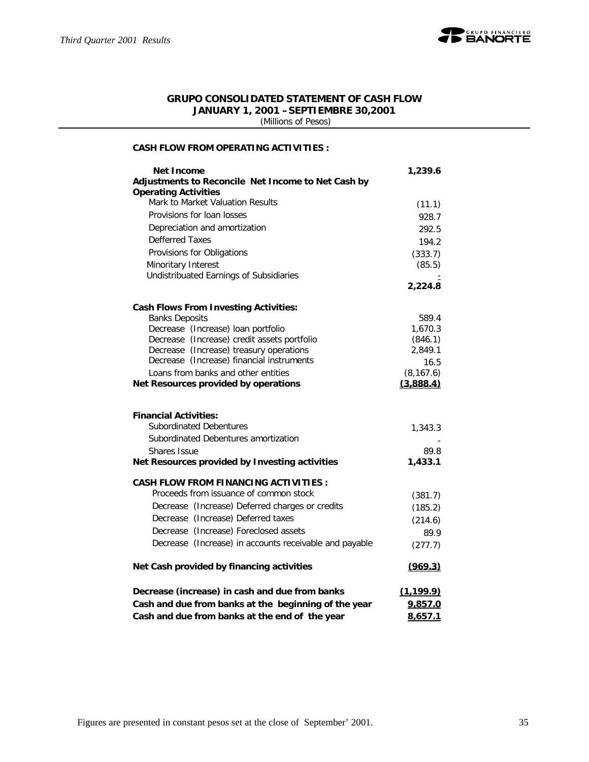## GRUPO CONSOLIDATED STATEMENT OF CASH FLOW

**JANUARY 1, 2001 –SEPTIEMBRE 30,2001**

(Millions of Pesos)

**CASH FLOW FROM OPERATING ACTIVITIES :**

| | |
|---|---|
| **Net Income** | **1,239.6** |
| **Adjustments to Reconcile Net Income to Net Cash by Operating Activities** | |
| Mark to Market Valuation Results | (11.1) |
| Provisions for loan losses | 928.7 |
| Depreciation and amortization | 292.5 |
| Defferred Taxes | 194.2 |
| Provisions for Obligations | (333.7) |
| Minoritary Interest | (85.5) |
| Undistribuated Earnings of Subsidiaries | - |
| | **2,224.8** |
| **Cash Flows From Investing Activities:** | |
| Banks Deposits | 589.4 |
| Decrease (Increase) loan portfolio | 1,670.3 |
| Decrease (Increase) credit assets portfolio | (846.1) |
| Decrease (Increase) treasury operations | 2,849.1 |
| Decrease (Increase) financial instruments | 16.5 |
| Loans from banks and other entities | (8,167.6) |
| **Net Resources provided by operations** | **(3,888.4)** |
| **Financial Activities:** | |
| Subordinated Debentures | 1,343.3 |
| Subordinated Debentures amortization | - |
| Shares Issue | 89.8 |
| **Net Resources provided by Investing activities** | **1,433.1** |
| **CASH FLOW FROM FINANCING ACTIVITIES :** | |
| Proceeds from issuance of common stock | (381.7) |
| Decrease (Increase) Deferred charges or credits | (185.2) |
| Decrease (Increase) Deferred taxes | (214.6) |
| Decrease (Increase) Foreclosed assets | 89.9 |
| Decrease (Increase) in accounts receivable and payable | (277.7) |
| **Net Cash provided by financing activities** | **(969.3)** |
| **Decrease (increase) in cash and due from banks** | **(1,199.9)** |
| **Cash and due from banks at the beginning of the year** | **9,857.0** |
| **Cash and due from banks at the end of the year** | **8,657.1** |

Figures are presented in constant pesos set at the close of September' 2001.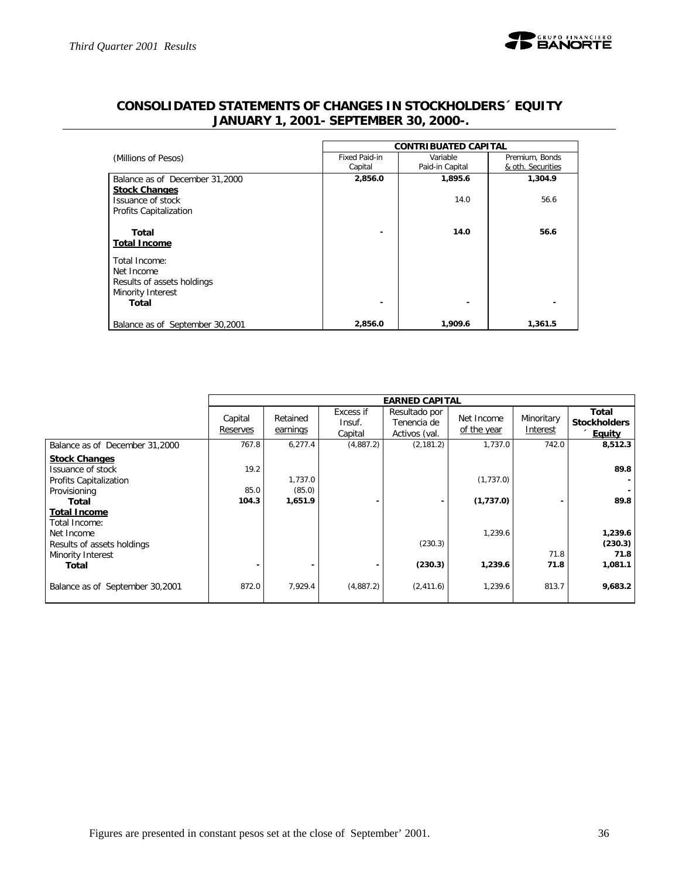## CONSOLIDATED STATEMENTS OF CHANGES IN STOCKHOLDERS´ EQUITY JANUARY 1, 2001- SEPTEMBER 30, 2000-.

| (Millions of Pesos) | CONTRIBUATED CAPITAL | | |
|---|---|---|---|
| | Fixed Paid-in Capital | Variable Paid-in Capital | Premium, Bonds & oth. Securities |
| Balance as of December 31,2000 | **2,856.0** | **1,895.6** | **1,304.9** |
| **Stock Changes** | | | |
| Issuance of stock | | 14.0 | 56.6 |
| Profits Capitalization | | | |
| **Total** | **-** | **14.0** | **56.6** |
| **Total Income** | | | |
| Total Income: | | | |
| Net Income | | | |
| Results of assets holdings | | | |
| Minority Interest | | | |
| **Total** | **-** | **-** | **-** |
| Balance as of September 30,2001 | **2,856.0** | **1,909.6** | **1,361.5** |

| | EARNED CAPITAL | | | | | | |
|---|---|---|---|---|---|---|---|
| | Capital Reserves | Retained earnings | Excess if Insuf. Capital | Resultado por Tenencia de Activos (val. | Net Income of the year | Minoritary Interest | Total Stockholders´ Equity |
| Balance as of December 31,2000 | 767.8 | 6,277.4 | (4,887.2) | (2,181.2) | 1,737.0 | 742.0 | **8,512.3** |
| **Stock Changes** | | | | | | | |
| Issuance of stock | 19.2 | | | | | | **89.8** |
| Profits Capitalization | | 1,737.0 | | | (1,737.0) | | **-** |
| Provisioning | 85.0 | (85.0) | | | | | **-** |
| **Total** | **104.3** | **1,651.9** | **-** | **-** | **(1,737.0)** | **-** | **89.8** |
| **Total Income** | | | | | | | |
| Total Income: | | | | | | | |
| Net Income | | | | | 1,239.6 | | **1,239.6** |
| Results of assets holdings | | | | (230.3) | | | **(230.3)** |
| Minority Interest | | | | | | 71.8 | **71.8** |
| **Total** | **-** | **-** | **-** | **(230.3)** | **1,239.6** | **71.8** | **1,081.1** |
| Balance as of September 30,2001 | 872.0 | 7,929.4 | (4,887.2) | (2,411.6) | 1,239.6 | 813.7 | **9,683.2** |

Figures are presented in constant pesos set at the close of September' 2001.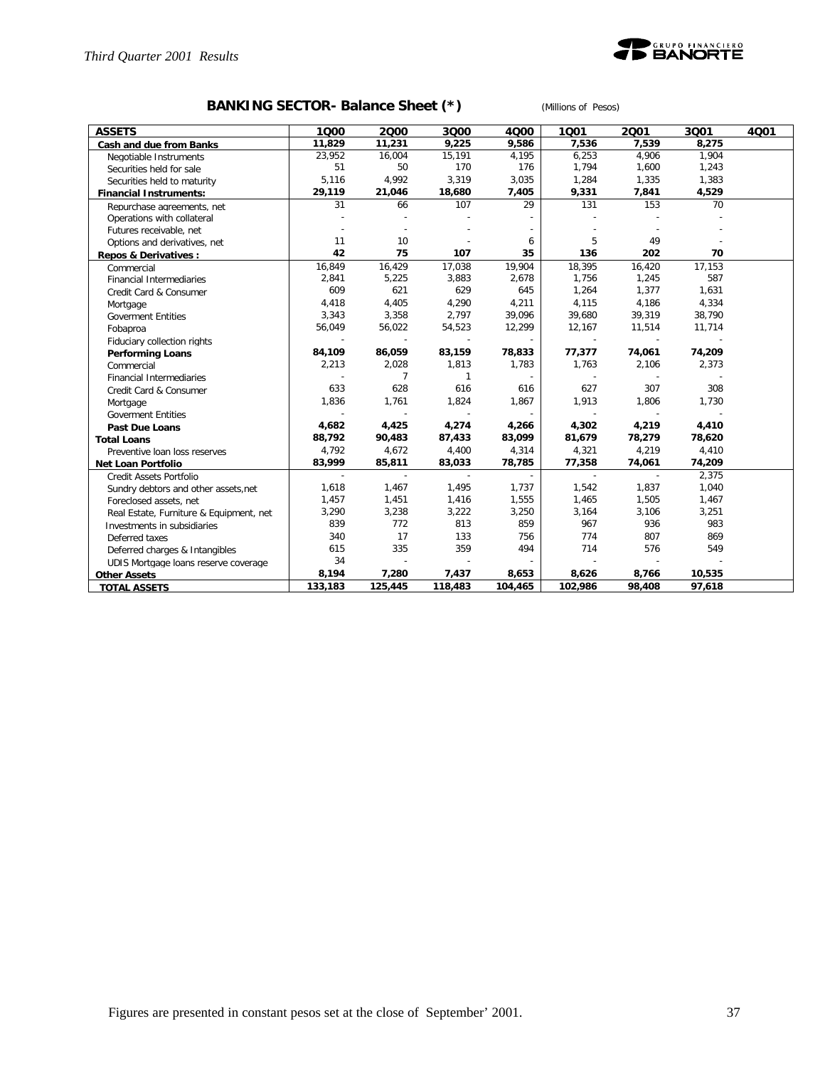## BANKING SECTOR- Balance Sheet (*)

(Millions of Pesos)

| ASSETS | 1Q00 | 2Q00 | 3Q00 | 4Q00 | 1Q01 | 2Q01 | 3Q01 | 4Q01 |
|---|---|---|---|---|---|---|---|---|
| **Cash and due from Banks** | **11,829** | **11,231** | **9,225** | **9,586** | **7,536** | **7,539** | **8,275** | |
| Negotiable Instruments | 23,952 | 16,004 | 15,191 | 4,195 | 6,253 | 4,906 | 1,904 | |
| Securities held for sale | 51 | 50 | 170 | 176 | 1,794 | 1,600 | 1,243 | |
| Securities held to maturity | 5,116 | 4,992 | 3,319 | 3,035 | 1,284 | 1,335 | 1,383 | |
| **Financial Instruments:** | **29,119** | **21,046** | **18,680** | **7,405** | **9,331** | **7,841** | **4,529** | |
| Repurchase agreements, net | 31 | 66 | 107 | 29 | 131 | 153 | 70 | |
| Operations with collateral | - | - | - | - | - | - | - | |
| Futures receivable, net | - | - | - | - | - | - | - | |
| Options and derivatives, net | 11 | 10 | - | 6 | 5 | 49 | - | |
| **Repos & Derivatives :** | **42** | **75** | **107** | **35** | **136** | **202** | **70** | |
| Commercial | 16,849 | 16,429 | 17,038 | 19,904 | 18,395 | 16,420 | 17,153 | |
| Financial Intermediaries | 2,841 | 5,225 | 3,883 | 2,678 | 1,756 | 1,245 | 587 | |
| Credit Card & Consumer | 609 | 621 | 629 | 645 | 1,264 | 1,377 | 1,631 | |
| Mortgage | 4,418 | 4,405 | 4,290 | 4,211 | 4,115 | 4,186 | 4,334 | |
| Goverment Entities | 3,343 | 3,358 | 2,797 | 39,096 | 39,680 | 39,319 | 38,790 | |
| Fobaproa | 56,049 | 56,022 | 54,523 | 12,299 | 12,167 | 11,514 | 11,714 | |
| Fiduciary collection rights | - | - | - | - | - | - | - | |
| **Performing Loans** | **84,109** | **86,059** | **83,159** | **78,833** | **77,377** | **74,061** | **74,209** | |
| Commercial | 2,213 | 2,028 | 1,813 | 1,783 | 1,763 | 2,106 | 2,373 | |
| Financial Intermediaries | - | 7 | 1 | - | - | - | - | |
| Credit Card & Consumer | 633 | 628 | 616 | 616 | 627 | 307 | 308 | |
| Mortgage | 1,836 | 1,761 | 1,824 | 1,867 | 1,913 | 1,806 | 1,730 | |
| Goverment Entities | - | - | - | - | - | - | - | |
| **Past Due Loans** | **4,682** | **4,425** | **4,274** | **4,266** | **4,302** | **4,219** | **4,410** | |
| **Total Loans** | **88,792** | **90,483** | **87,433** | **83,099** | **81,679** | **78,279** | **78,620** | |
| Preventive loan loss reserves | 4,792 | 4,672 | 4,400 | 4,314 | 4,321 | 4,219 | 4,410 | |
| **Net Loan Portfolio** | **83,999** | **85,811** | **83,033** | **78,785** | **77,358** | **74,061** | **74,209** | |
| Credit Assets Portfolio | - | - | - | - | - | - | 2,375 | |
| Sundry debtors and other assets,net | 1,618 | 1,467 | 1,495 | 1,737 | 1,542 | 1,837 | 1,040 | |
| Foreclosed assets, net | 1,457 | 1,451 | 1,416 | 1,555 | 1,465 | 1,505 | 1,467 | |
| Real Estate, Furniture & Equipment, net | 3,290 | 3,238 | 3,222 | 3,250 | 3,164 | 3,106 | 3,251 | |
| Investments in subsidiaries | 839 | 772 | 813 | 859 | 967 | 936 | 983 | |
| Deferred taxes | 340 | 17 | 133 | 756 | 774 | 807 | 869 | |
| Deferred charges & Intangibles | 615 | 335 | 359 | 494 | 714 | 576 | 549 | |
| UDIS Mortgage loans reserve coverage | 34 | - | - | - | - | - | - | |
| **Other Assets** | **8,194** | **7,280** | **7,437** | **8,653** | **8,626** | **8,766** | **10,535** | |
| **TOTAL ASSETS** | **133,183** | **125,445** | **118,483** | **104,465** | **102,986** | **98,408** | **97,618** | |

Figures are presented in constant pesos set at the close of September' 2001.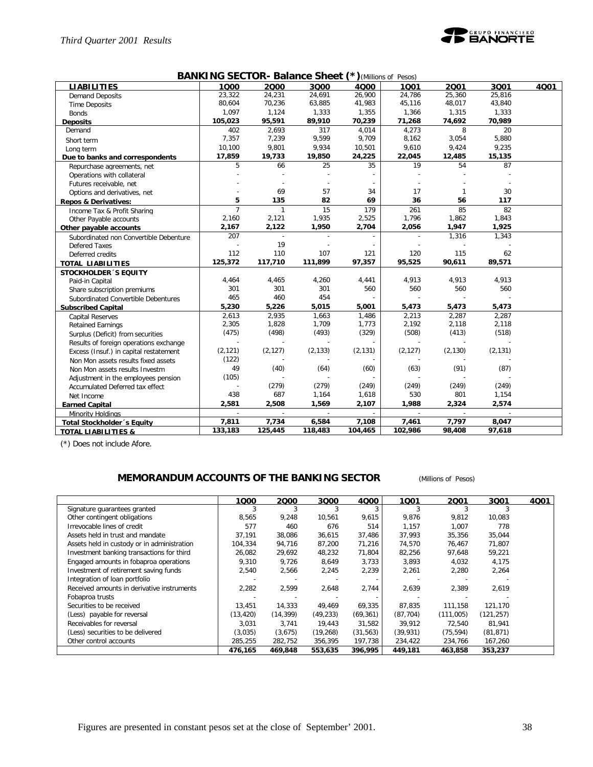## BANKING SECTOR- Balance Sheet (*) (Millions of Pesos)

| LIABILITIES | 1Q00 | 2Q00 | 3Q00 | 4Q00 | 1Q01 | 2Q01 | 3Q01 | 4Q01 |
|---|---|---|---|---|---|---|---|---|
| Demand Deposits | 23,322 | 24,231 | 24,691 | 26,900 | 24,786 | 25,360 | 25,816 | |
| Time Deposits | 80,604 | 70,236 | 63,885 | 41,983 | 45,116 | 48,017 | 43,840 | |
| Bonds | 1,097 | 1,124 | 1,333 | 1,355 | 1,366 | 1,315 | 1,333 | |
| **Deposits** | **105,023** | **95,591** | **89,910** | **70,239** | **71,268** | **74,692** | **70,989** | |
| Demand | 402 | 2,693 | 317 | 4,014 | 4,273 | 8 | 20 | |
| Short term | 7,357 | 7,239 | 9,599 | 9,709 | 8,162 | 3,054 | 5,880 | |
| Long term | 10,100 | 9,801 | 9,934 | 10,501 | 9,610 | 9,424 | 9,235 | |
| **Due to banks and correspondents** | **17,859** | **19,733** | **19,850** | **24,225** | **22,045** | **12,485** | **15,135** | |
| Repurchase agreements, net | 5 | 66 | 25 | 35 | 19 | 54 | 87 | |
| Operations with collateral | - | - | - | - | - | - | - | |
| Futures receivable, net | - | - | - | - | - | - | - | |
| Options and derivatives, net | - | 69 | 57 | 34 | 17 | 1 | 30 | |
| **Repos & Derivatives:** | **5** | **135** | **82** | **69** | **36** | **56** | **117** | |
| Income Tax & Profit Sharing | 7 | 1 | 15 | 179 | 261 | 85 | 82 | |
| Other Payable accounts | 2,160 | 2,121 | 1,935 | 2,525 | 1,796 | 1,862 | 1,843 | |
| **Other payable accounts** | **2,167** | **2,122** | **1,950** | **2,704** | **2,056** | **1,947** | **1,925** | |
| Subordinated non Convertible Debenture | 207 | - | - | - | - | 1,316 | 1,343 | |
| Defered Taxes | - | 19 | - | - | - | - | - | |
| Deferred credits | 112 | 110 | 107 | 121 | 120 | 115 | 62 | |
| **TOTAL LIABILITIES** | **125,372** | **117,710** | **111,899** | **97,357** | **95,525** | **90,611** | **89,571** | |
| **STOCKHOLDER´S EQUITY** | | | | | | | | |
| Paid-in Capital | 4,464 | 4,465 | 4,260 | 4,441 | 4,913 | 4,913 | 4,913 | |
| Share subscription premiums | 301 | 301 | 301 | 560 | 560 | 560 | 560 | |
| Subordinated Convertible Debentures | 465 | 460 | 454 | - | - | - | - | |
| **Subscribed Capital** | **5,230** | **5,226** | **5,015** | **5,001** | **5,473** | **5,473** | **5,473** | |
| Capital Reserves | 2,613 | 2,935 | 1,663 | 1,486 | 2,213 | 2,287 | 2,287 | |
| Retained Earnings | 2,305 | 1,828 | 1,709 | 1,773 | 2,192 | 2,118 | 2,118 | |
| Surplus (Deficit) from securities | (475) | (498) | (493) | (329) | (508) | (413) | (518) | |
| Results of foreign operations exchange | - | - | - | - | - | - | - | |
| Excess (Insuf.) in capital restatement | (2,121) | (2,127) | (2,133) | (2,131) | (2,127) | (2,130) | (2,131) | |
| Non Mon assets results fixed assets | (122) | - | - | - | - | - | - | |
| Non Mon assets results Investm | 49 | (40) | (64) | (60) | (63) | (91) | (87) | |
| Adjustment in the employees pension | (105) | - | - | - | - | - | - | |
| Accumulated Deferred tax effect | - | (279) | (279) | (249) | (249) | (249) | (249) | |
| Net Income | 438 | 687 | 1,164 | 1,618 | 530 | 801 | 1,154 | |
| **Earned Capital** | **2,581** | **2,508** | **1,569** | **2,107** | **1,988** | **2,324** | **2,574** | |
| Minority Holdings | - | - | - | - | - | - | - | |
| **Total Stockholder´s Equity** | **7,811** | **7,734** | **6,584** | **7,108** | **7,461** | **7,797** | **8,047** | |
| **TOTAL LIABILITIES &** | **133,183** | **125,445** | **118,483** | **104,465** | **102,986** | **98,408** | **97,618** | |

(*) Does not include Afore.

## MEMORANDUM ACCOUNTS OF THE BANKING SECTOR (Millions of Pesos)

| | 1Q00 | 2Q00 | 3Q00 | 4Q00 | 1Q01 | 2Q01 | 3Q01 | 4Q01 |
|---|---|---|---|---|---|---|---|---|
| Signature guarantees granted | 3 | 3 | 3 | 3 | 3 | 3 | 3 | |
| Other contingent obligations | 8,565 | 9,248 | 10,561 | 9,615 | 9,876 | 9,812 | 10,083 | |
| Irrevocable lines of credit | 577 | 460 | 676 | 514 | 1,157 | 1,007 | 778 | |
| Assets held in trust and mandate | 37,191 | 38,086 | 36,615 | 37,486 | 37,993 | 35,356 | 35,044 | |
| Assets held in custody or in administration | 104,334 | 94,716 | 87,200 | 71,216 | 74,570 | 76,467 | 71,807 | |
| Investment banking transactions for third | 26,082 | 29,692 | 48,232 | 71,804 | 82,256 | 97,648 | 59,221 | |
| Engaged amounts in fobaproa operations | 9,310 | 9,726 | 8,649 | 3,733 | 3,893 | 4,032 | 4,175 | |
| Investment of retirement saving funds | 2,540 | 2,566 | 2,245 | 2,239 | 2,261 | 2,280 | 2,264 | |
| Integration of loan portfolio | - | - | - | - | - | - | - | |
| Received amounts in derivative instruments | 2,282 | 2,599 | 2,648 | 2,744 | 2,639 | 2,389 | 2,619 | |
| Fobaproa trusts | - | - | - | - | - | - | - | |
| Securities to be received | 13,451 | 14,333 | 49,469 | 69,335 | 87,835 | 111,158 | 121,170 | |
| (Less) payable for reversal | (13,420) | (14,399) | (49,233) | (69,361) | (87,704) | (111,005) | (121,257) | |
| Receivables for reversal | 3,031 | 3,741 | 19,443 | 31,582 | 39,912 | 72,540 | 81,941 | |
| (Less) securities to be delivered | (3,035) | (3,675) | (19,268) | (31,563) | (39,931) | (75,594) | (81,871) | |
| Other control accounts | 285,255 | 282,752 | 356,395 | 197,738 | 234,422 | 234,766 | 167,260 | |
| | **476,165** | **469,848** | **553,635** | **396,995** | **449,181** | **463,858** | **353,237** | |

Figures are presented in constant pesos set at the close of September' 2001.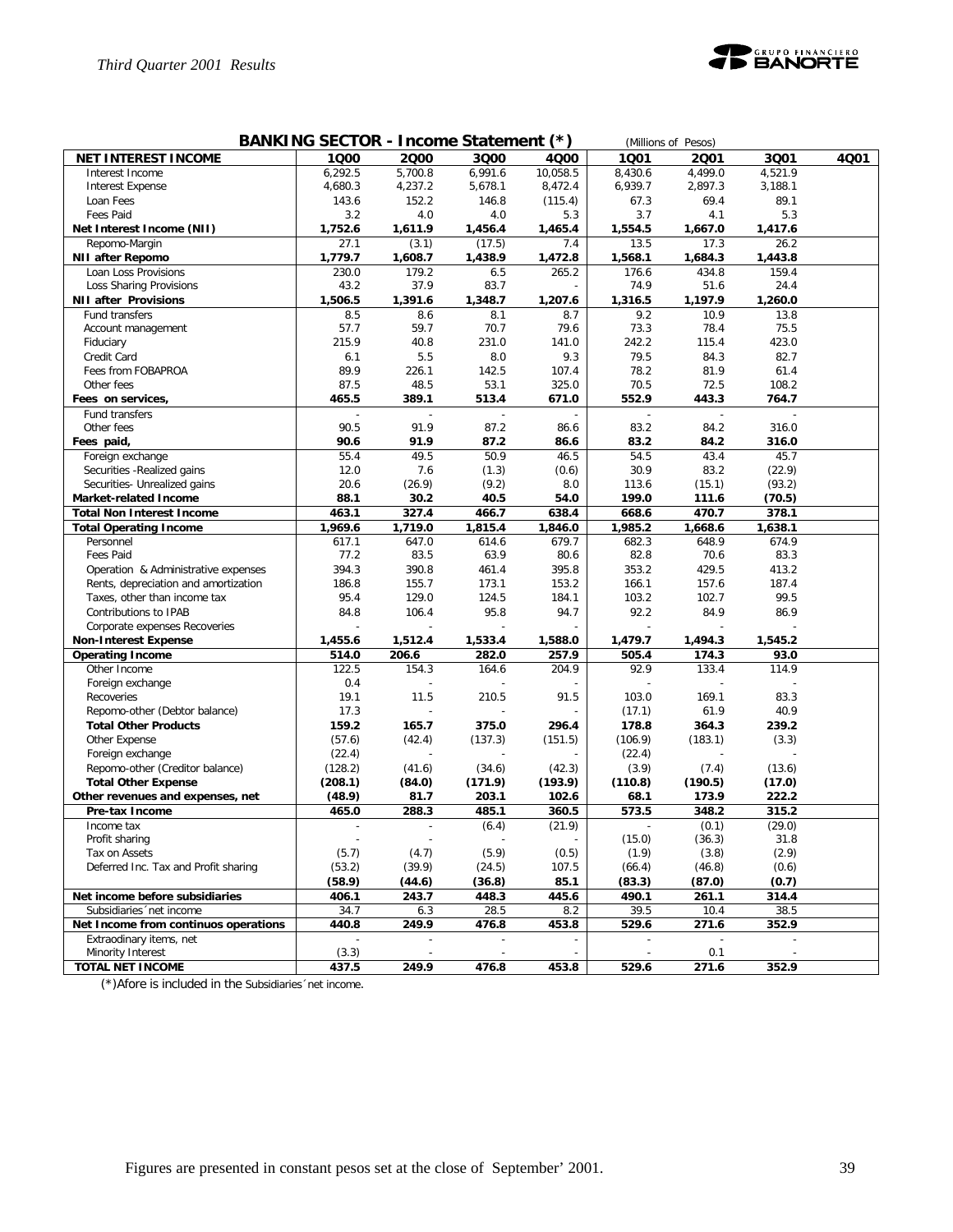## BANKING SECTOR - Income Statement (*)

(Millions of Pesos)

| NET INTEREST INCOME | 1Q00 | 2Q00 | 3Q00 | 4Q00 | 1Q01 | 2Q01 | 3Q01 | 4Q01 |
|---|---|---|---|---|---|---|---|---|
| Interest Income | 6,292.5 | 5,700.8 | 6,991.6 | 10,058.5 | 8,430.6 | 4,499.0 | 4,521.9 | |
| Interest Expense | 4,680.3 | 4,237.2 | 5,678.1 | 8,472.4 | 6,939.7 | 2,897.3 | 3,188.1 | |
| Loan Fees | 143.6 | 152.2 | 146.8 | (115.4) | 67.3 | 69.4 | 89.1 | |
| Fees Paid | 3.2 | 4.0 | 4.0 | 5.3 | 3.7 | 4.1 | 5.3 | |
| **Net Interest Income (NII)** | **1,752.6** | **1,611.9** | **1,456.4** | **1,465.4** | **1,554.5** | **1,667.0** | **1,417.6** | |
| Repomo-Margin | 27.1 | (3.1) | (17.5) | 7.4 | 13.5 | 17.3 | 26.2 | |
| **NII after Repomo** | **1,779.7** | **1,608.7** | **1,438.9** | **1,472.8** | **1,568.1** | **1,684.3** | **1,443.8** | |
| Loan Loss Provisions | 230.0 | 179.2 | 6.5 | 265.2 | 176.6 | 434.8 | 159.4 | |
| Loss Sharing Provisions | 43.2 | 37.9 | 83.7 | - | 74.9 | 51.6 | 24.4 | |
| **NII after Provisions** | **1,506.5** | **1,391.6** | **1,348.7** | **1,207.6** | **1,316.5** | **1,197.9** | **1,260.0** | |
| Fund transfers | 8.5 | 8.6 | 8.1 | 8.7 | 9.2 | 10.9 | 13.8 | |
| Account management | 57.7 | 59.7 | 70.7 | 79.6 | 73.3 | 78.4 | 75.5 | |
| Fiduciary | 215.9 | 40.8 | 231.0 | 141.0 | 242.2 | 115.4 | 423.0 | |
| Credit Card | 6.1 | 5.5 | 8.0 | 9.3 | 79.5 | 84.3 | 82.7 | |
| Fees from FOBAPROA | 89.9 | 226.1 | 142.5 | 107.4 | 78.2 | 81.9 | 61.4 | |
| Other fees | 87.5 | 48.5 | 53.1 | 325.0 | 70.5 | 72.5 | 108.2 | |
| **Fees on services,** | **465.5** | **389.1** | **513.4** | **671.0** | **552.9** | **443.3** | **764.7** | |
| Fund transfers | - | - | - | - | - | - | - | |
| Other fees | 90.5 | 91.9 | 87.2 | 86.6 | 83.2 | 84.2 | 316.0 | |
| **Fees paid,** | **90.6** | **91.9** | **87.2** | **86.6** | **83.2** | **84.2** | **316.0** | |
| Foreign exchange | 55.4 | 49.5 | 50.9 | 46.5 | 54.5 | 43.4 | 45.7 | |
| Securities -Realized gains | 12.0 | 7.6 | (1.3) | (0.6) | 30.9 | 83.2 | (22.9) | |
| Securities- Unrealized gains | 20.6 | (26.9) | (9.2) | 8.0 | 113.6 | (15.1) | (93.2) | |
| **Market-related Income** | **88.1** | **30.2** | **40.5** | **54.0** | **199.0** | **111.6** | **(70.5)** | |
| **Total Non Interest Income** | **463.1** | **327.4** | **466.7** | **638.4** | **668.6** | **470.7** | **378.1** | |
| **Total Operating Income** | **1,969.6** | **1,719.0** | **1,815.4** | **1,846.0** | **1,985.2** | **1,668.6** | **1,638.1** | |
| Personnel | 617.1 | 647.0 | 614.6 | 679.7 | 682.3 | 648.9 | 674.9 | |
| Fees Paid | 77.2 | 83.5 | 63.9 | 80.6 | 82.8 | 70.6 | 83.3 | |
| Operation & Administrative expenses | 394.3 | 390.8 | 461.4 | 395.8 | 353.2 | 429.5 | 413.2 | |
| Rents, depreciation and amortization | 186.8 | 155.7 | 173.1 | 153.2 | 166.1 | 157.6 | 187.4 | |
| Taxes, other than income tax | 95.4 | 129.0 | 124.5 | 184.1 | 103.2 | 102.7 | 99.5 | |
| Contributions to IPAB | 84.8 | 106.4 | 95.8 | 94.7 | 92.2 | 84.9 | 86.9 | |
| Corporate expenses Recoveries | - | - | - | - | - | - | - | |
| **Non-Interest Expense** | **1,455.6** | **1,512.4** | **1,533.4** | **1,588.0** | **1,479.7** | **1,494.3** | **1,545.2** | |
| **Operating Income** | **514.0** | **206.6** | **282.0** | **257.9** | **505.4** | **174.3** | **93.0** | |
| Other Income | 122.5 | 154.3 | 164.6 | 204.9 | 92.9 | 133.4 | 114.9 | |
| Foreign exchange | 0.4 | - | - | - | - | - | - | |
| Recoveries | 19.1 | 11.5 | 210.5 | 91.5 | 103.0 | 169.1 | 83.3 | |
| Repomo-other (Debtor balance) | 17.3 | - | - | - | (17.1) | 61.9 | 40.9 | |
| **Total Other Products** | **159.2** | **165.7** | **375.0** | **296.4** | **178.8** | **364.3** | **239.2** | |
| Other Expense | (57.6) | (42.4) | (137.3) | (151.5) | (106.9) | (183.1) | (3.3) | |
| Foreign exchange | (22.4) | - | - | - | (22.4) | - | - | |
| Repomo-other (Creditor balance) | (128.2) | (41.6) | (34.6) | (42.3) | (3.9) | (7.4) | (13.6) | |
| **Total Other Expense** | **(208.1)** | **(84.0)** | **(171.9)** | **(193.9)** | **(110.8)** | **(190.5)** | **(17.0)** | |
| **Other revenues and expenses, net** | **(48.9)** | **81.7** | **203.1** | **102.6** | **68.1** | **173.9** | **222.2** | |
| **Pre-tax Income** | **465.0** | **288.3** | **485.1** | **360.5** | **573.5** | **348.2** | **315.2** | |
| Income tax | - | - | (6.4) | (21.9) | - | (0.1) | (29.0) | |
| Profit sharing | - | - | - | - | (15.0) | (36.3) | 31.8 | |
| Tax on Assets | (5.7) | (4.7) | (5.9) | (0.5) | (1.9) | (3.8) | (2.9) | |
| Deferred Inc. Tax and Profit sharing | (53.2) | (39.9) | (24.5) | 107.5 | (66.4) | (46.8) | (0.6) | |
| | **(58.9)** | **(44.6)** | **(36.8)** | **85.1** | **(83.3)** | **(87.0)** | **(0.7)** | |
| **Net income before subsidiaries** | **406.1** | **243.7** | **448.3** | **445.6** | **490.1** | **261.1** | **314.4** | |
| Subsidiaries´net income | 34.7 | 6.3 | 28.5 | 8.2 | 39.5 | 10.4 | 38.5 | |
| **Net Income from continuos operations** | **440.8** | **249.9** | **476.8** | **453.8** | **529.6** | **271.6** | **352.9** | |
| Extraodinary items, net | - | - | - | - | - | - | - | |
| Minority Interest | (3.3) | - | - | - | - | 0.1 | - | |
| **TOTAL NET INCOME** | **437.5** | **249.9** | **476.8** | **453.8** | **529.6** | **271.6** | **352.9** | |

(*)Afore is included in the Subsidiaries´net income.

Figures are presented in constant pesos set at the close of September' 2001.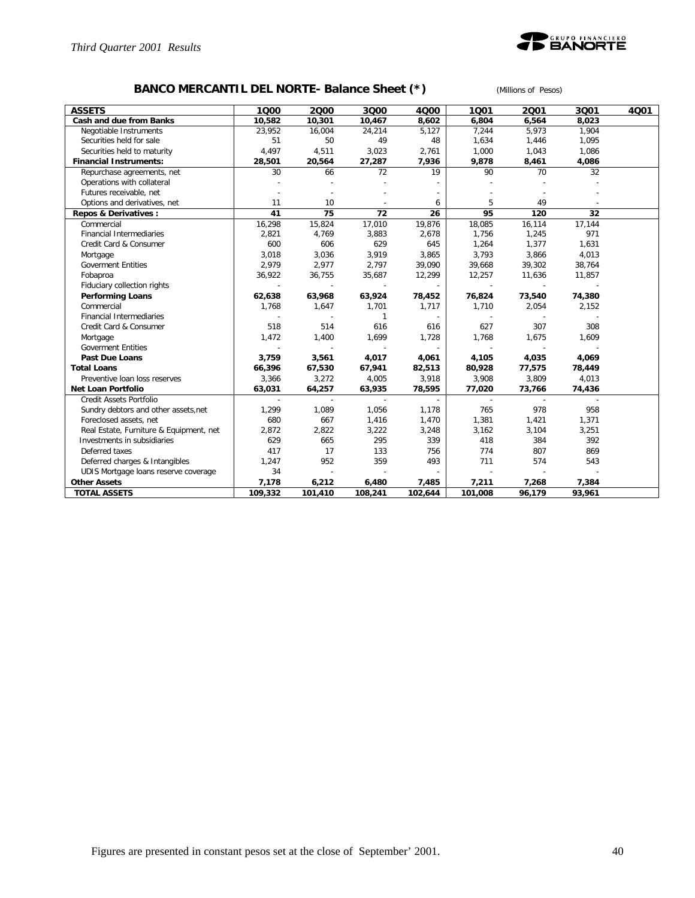## BANCO MERCANTIL DEL NORTE- Balance Sheet (*)

(Millions of Pesos)

| ASSETS | 1Q00 | 2Q00 | 3Q00 | 4Q00 | 1Q01 | 2Q01 | 3Q01 | 4Q01 |
|---|---|---|---|---|---|---|---|---|
| **Cash and due from Banks** | **10,582** | **10,301** | **10,467** | **8,602** | **6,804** | **6,564** | **8,023** | |
| Negotiable Instruments | 23,952 | 16,004 | 24,214 | 5,127 | 7,244 | 5,973 | 1,904 | |
| Securities held for sale | 51 | 50 | 49 | 48 | 1,634 | 1,446 | 1,095 | |
| Securities held to maturity | 4,497 | 4,511 | 3,023 | 2,761 | 1,000 | 1,043 | 1,086 | |
| **Financial Instruments:** | **28,501** | **20,564** | **27,287** | **7,936** | **9,878** | **8,461** | **4,086** | |
| Repurchase agreements, net | 30 | 66 | 72 | 19 | 90 | 70 | 32 | |
| Operations with collateral | - | - | - | - | - | - | - | |
| Futures receivable, net | - | - | - | - | - | - | - | |
| Options and derivatives, net | 11 | 10 | - | 6 | 5 | 49 | - | |
| **Repos & Derivatives :** | **41** | **75** | **72** | **26** | **95** | **120** | **32** | |
| Commercial | 16,298 | 15,824 | 17,010 | 19,876 | 18,085 | 16,114 | 17,144 | |
| Financial Intermediaries | 2,821 | 4,769 | 3,883 | 2,678 | 1,756 | 1,245 | 971 | |
| Credit Card & Consumer | 600 | 606 | 629 | 645 | 1,264 | 1,377 | 1,631 | |
| Mortgage | 3,018 | 3,036 | 3,919 | 3,865 | 3,793 | 3,866 | 4,013 | |
| Goverment Entities | 2,979 | 2,977 | 2,797 | 39,090 | 39,668 | 39,302 | 38,764 | |
| Fobaproa | 36,922 | 36,755 | 35,687 | 12,299 | 12,257 | 11,636 | 11,857 | |
| Fiduciary collection rights | - | - | - | - | - | - | - | |
| **Performing Loans** | **62,638** | **63,968** | **63,924** | **78,452** | **76,824** | **73,540** | **74,380** | |
| Commercial | 1,768 | 1,647 | 1,701 | 1,717 | 1,710 | 2,054 | 2,152 | |
| Financial Intermediaries | - | - | 1 | - | - | - | - | |
| Credit Card & Consumer | 518 | 514 | 616 | 616 | 627 | 307 | 308 | |
| Mortgage | 1,472 | 1,400 | 1,699 | 1,728 | 1,768 | 1,675 | 1,609 | |
| Goverment Entities | - | - | - | - | - | - | - | |
| **Past Due Loans** | **3,759** | **3,561** | **4,017** | **4,061** | **4,105** | **4,035** | **4,069** | |
| **Total Loans** | **66,396** | **67,530** | **67,941** | **82,513** | **80,928** | **77,575** | **78,449** | |
| Preventive loan loss reserves | 3,366 | 3,272 | 4,005 | 3,918 | 3,908 | 3,809 | 4,013 | |
| **Net Loan Portfolio** | **63,031** | **64,257** | **63,935** | **78,595** | **77,020** | **73,766** | **74,436** | |
| Credit Assets Portfolio | - | - | - | - | - | - | - | |
| Sundry debtors and other assets,net | 1,299 | 1,089 | 1,056 | 1,178 | 765 | 978 | 958 | |
| Foreclosed assets, net | 680 | 667 | 1,416 | 1,470 | 1,381 | 1,421 | 1,371 | |
| Real Estate, Furniture & Equipment, net | 2,872 | 2,822 | 3,222 | 3,248 | 3,162 | 3,104 | 3,251 | |
| Investments in subsidiaries | 629 | 665 | 295 | 339 | 418 | 384 | 392 | |
| Deferred taxes | 417 | 17 | 133 | 756 | 774 | 807 | 869 | |
| Deferred charges & Intangibles | 1,247 | 952 | 359 | 493 | 711 | 574 | 543 | |
| UDIS Mortgage loans reserve coverage | 34 | - | - | - | - | - | - | |
| **Other Assets** | **7,178** | **6,212** | **6,480** | **7,485** | **7,211** | **7,268** | **7,384** | |
| **TOTAL ASSETS** | **109,332** | **101,410** | **108,241** | **102,644** | **101,008** | **96,179** | **93,961** | |

Figures are presented in constant pesos set at the close of September' 2001.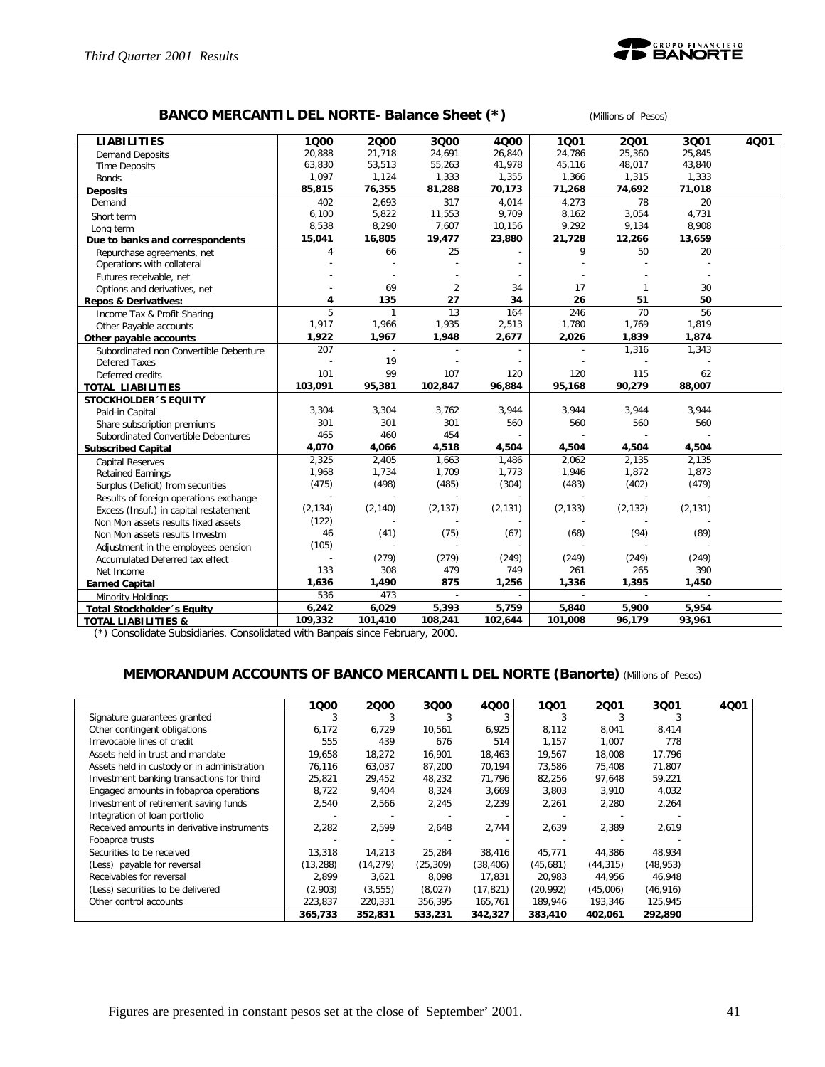## BANCO MERCANTIL DEL NORTE- Balance Sheet (*)

(Millions of Pesos)

| LIABILITIES | 1Q00 | 2Q00 | 3Q00 | 4Q00 | 1Q01 | 2Q01 | 3Q01 | 4Q01 |
|---|---|---|---|---|---|---|---|---|
| Demand Deposits | 20,888 | 21,718 | 24,691 | 26,840 | 24,786 | 25,360 | 25,845 | |
| Time Deposits | 63,830 | 53,513 | 55,263 | 41,978 | 45,116 | 48,017 | 43,840 | |
| Bonds | 1,097 | 1,124 | 1,333 | 1,355 | 1,366 | 1,315 | 1,333 | |
| **Deposits** | **85,815** | **76,355** | **81,288** | **70,173** | **71,268** | **74,692** | **71,018** | |
| Demand | 402 | 2,693 | 317 | 4,014 | 4,273 | 78 | 20 | |
| Short term | 6,100 | 5,822 | 11,553 | 9,709 | 8,162 | 3,054 | 4,731 | |
| Long term | 8,538 | 8,290 | 7,607 | 10,156 | 9,292 | 9,134 | 8,908 | |
| **Due to banks and correspondents** | **15,041** | **16,805** | **19,477** | **23,880** | **21,728** | **12,266** | **13,659** | |
| Repurchase agreements, net | 4 | 66 | 25 | - | 9 | 50 | 20 | |
| Operations with collateral | - | - | - | - | - | - | - | |
| Futures receivable, net | - | - | - | - | - | - | - | |
| Options and derivatives, net | - | 69 | 2 | 34 | 17 | 1 | 30 | |
| **Repos & Derivatives:** | **4** | **135** | **27** | **34** | **26** | **51** | **50** | |
| Income Tax & Profit Sharing | 5 | 1 | 13 | 164 | 246 | 70 | 56 | |
| Other Payable accounts | 1,917 | 1,966 | 1,935 | 2,513 | 1,780 | 1,769 | 1,819 | |
| **Other payable accounts** | **1,922** | **1,967** | **1,948** | **2,677** | **2,026** | **1,839** | **1,874** | |
| Subordinated non Convertible Debenture | 207 | - | - | - | - | 1,316 | 1,343 | |
| Defered Taxes | - | 19 | - | - | - | - | - | |
| Deferred credits | 101 | 99 | 107 | 120 | 120 | 115 | 62 | |
| **TOTAL LIABILITIES** | **103,091** | **95,381** | **102,847** | **96,884** | **95,168** | **90,279** | **88,007** | |
| **STOCKHOLDER´S EQUITY** | | | | | | | | |
| Paid-in Capital | 3,304 | 3,304 | 3,762 | 3,944 | 3,944 | 3,944 | 3,944 | |
| Share subscription premiums | 301 | 301 | 301 | 560 | 560 | 560 | 560 | |
| Subordinated Convertible Debentures | 465 | 460 | 454 | - | - | - | - | |
| **Subscribed Capital** | **4,070** | **4,066** | **4,518** | **4,504** | **4,504** | **4,504** | **4,504** | |
| Capital Reserves | 2,325 | 2,405 | 1,663 | 1,486 | 2,062 | 2,135 | 2,135 | |
| Retained Earnings | 1,968 | 1,734 | 1,709 | 1,773 | 1,946 | 1,872 | 1,873 | |
| Surplus (Deficit) from securities | (475) | (498) | (485) | (304) | (483) | (402) | (479) | |
| Results of foreign operations exchange | - | - | - | - | - | - | - | |
| Excess (Insuf.) in capital restatement | (2,134) | (2,140) | (2,137) | (2,131) | (2,133) | (2,132) | (2,131) | |
| Non Mon assets results fixed assets | (122) | - | - | - | - | - | - | |
| Non Mon assets results Investm | 46 | (41) | (75) | (67) | (68) | (94) | (89) | |
| Adjustment in the employees pension | (105) | - | - | - | - | - | - | |
| Accumulated Deferred tax effect | - | (279) | (279) | (249) | (249) | (249) | (249) | |
| Net Income | 133 | 308 | 479 | 749 | 261 | 265 | 390 | |
| **Earned Capital** | **1,636** | **1,490** | **875** | **1,256** | **1,336** | **1,395** | **1,450** | |
| Minority Holdings | 536 | 473 | - | - | - | - | - | |
| **Total Stockholder´s Equity** | **6,242** | **6,029** | **5,393** | **5,759** | **5,840** | **5,900** | **5,954** | |
| **TOTAL LIABILITIES &** | **109,332** | **101,410** | **108,241** | **102,644** | **101,008** | **96,179** | **93,961** | |

(*) Consolidate Subsidiaries. Consolidated with Banpaís since February, 2000.

## MEMORANDUM ACCOUNTS OF BANCO MERCANTIL DEL NORTE (Banorte) (Millions of Pesos)

| | 1Q00 | 2Q00 | 3Q00 | 4Q00 | 1Q01 | 2Q01 | 3Q01 | 4Q01 |
|---|---|---|---|---|---|---|---|---|
| Signature guarantees granted | 3 | 3 | 3 | 3 | 3 | 3 | 3 | |
| Other contingent obligations | 6,172 | 6,729 | 10,561 | 6,925 | 8,112 | 8,041 | 8,414 | |
| Irrevocable lines of credit | 555 | 439 | 676 | 514 | 1,157 | 1,007 | 778 | |
| Assets held in trust and mandate | 19,658 | 18,272 | 16,901 | 18,463 | 19,567 | 18,008 | 17,796 | |
| Assets held in custody or in administration | 76,116 | 63,037 | 87,200 | 70,194 | 73,586 | 75,408 | 71,807 | |
| Investment banking transactions for third | 25,821 | 29,452 | 48,232 | 71,796 | 82,256 | 97,648 | 59,221 | |
| Engaged amounts in fobaproa operations | 8,722 | 9,404 | 8,324 | 3,669 | 3,803 | 3,910 | 4,032 | |
| Investment of retirement saving funds | 2,540 | 2,566 | 2,245 | 2,239 | 2,261 | 2,280 | 2,264 | |
| Integration of loan portfolio | - | - | - | - | - | - | - | |
| Received amounts in derivative instruments | 2,282 | 2,599 | 2,648 | 2,744 | 2,639 | 2,389 | 2,619 | |
| Fobaproa trusts | - | - | - | - | - | - | - | |
| Securities to be received | 13,318 | 14,213 | 25,284 | 38,416 | 45,771 | 44,386 | 48,934 | |
| (Less) payable for reversal | (13,288) | (14,279) | (25,309) | (38,406) | (45,681) | (44,315) | (48,953) | |
| Receivables for reversal | 2,899 | 3,621 | 8,098 | 17,831 | 20,983 | 44,956 | 46,948 | |
| (Less) securities to be delivered | (2,903) | (3,555) | (8,027) | (17,821) | (20,992) | (45,006) | (46,916) | |
| Other control accounts | 223,837 | 220,331 | 356,395 | 165,761 | 189,946 | 193,346 | 125,945 | |
| | **365,733** | **352,831** | **533,231** | **342,327** | **383,410** | **402,061** | **292,890** | |

Figures are presented in constant pesos set at the close of September' 2001.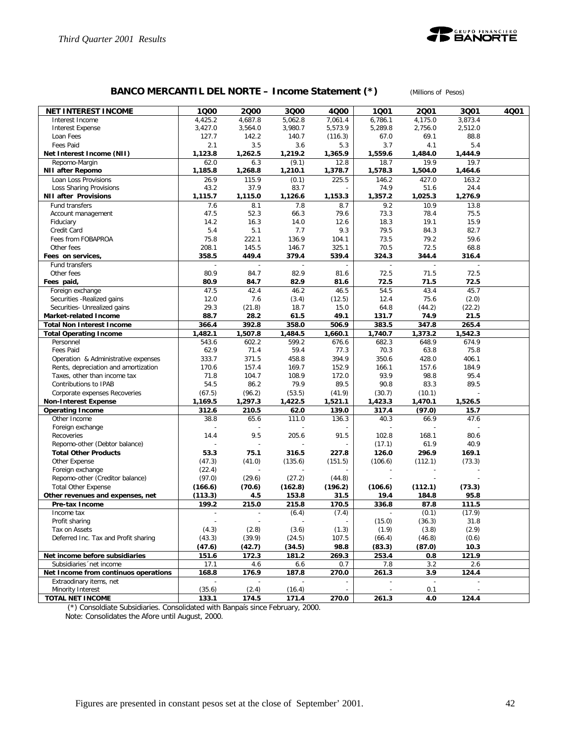## BANCO MERCANTIL DEL NORTE – Income Statement (*) (Millions of Pesos)

| NET INTEREST INCOME | 1Q00 | 2Q00 | 3Q00 | 4Q00 | 1Q01 | 2Q01 | 3Q01 | 4Q01 |
|---|---|---|---|---|---|---|---|---|
| Interest Income | 4,425.2 | 4,687.8 | 5,062.8 | 7,061.4 | 6,786.1 | 4,175.0 | 3,873.4 | |
| Interest Expense | 3,427.0 | 3,564.0 | 3,980.7 | 5,573.9 | 5,289.8 | 2,756.0 | 2,512.0 | |
| Loan Fees | 127.7 | 142.2 | 140.7 | (116.3) | 67.0 | 69.1 | 88.8 | |
| Fees Paid | 2.1 | 3.5 | 3.6 | 5.3 | 3.7 | 4.1 | 5.4 | |
| **Net Interest Income (NII)** | **1,123.8** | **1,262.5** | **1,219.2** | **1,365.9** | **1,559.6** | **1,484.0** | **1,444.9** | |
| Repomo-Margin | 62.0 | 6.3 | (9.1) | 12.8 | 18.7 | 19.9 | 19.7 | |
| **NII after Repomo** | **1,185.8** | **1,268.8** | **1,210.1** | **1,378.7** | **1,578.3** | **1,504.0** | **1,464.6** | |
| Loan Loss Provisions | 26.9 | 115.9 | (0.1) | 225.5 | 146.2 | 427.0 | 163.2 | |
| Loss Sharing Provisions | 43.2 | 37.9 | 83.7 | - | 74.9 | 51.6 | 24.4 | |
| **NII after Provisions** | **1,115.7** | **1,115.0** | **1,126.6** | **1,153.3** | **1,357.2** | **1,025.3** | **1,276.9** | |
| Fund transfers | 7.6 | 8.1 | 7.8 | 8.7 | 9.2 | 10.9 | 13.8 | |
| Account management | 47.5 | 52.3 | 66.3 | 79.6 | 73.3 | 78.4 | 75.5 | |
| Fiduciary | 14.2 | 16.3 | 14.0 | 12.6 | 18.3 | 19.1 | 15.9 | |
| Credit Card | 5.4 | 5.1 | 7.7 | 9.3 | 79.5 | 84.3 | 82.7 | |
| Fees from FOBAPROA | 75.8 | 222.1 | 136.9 | 104.1 | 73.5 | 79.2 | 59.6 | |
| Other fees | 208.1 | 145.5 | 146.7 | 325.1 | 70.5 | 72.5 | 68.8 | |
| **Fees on services,** | **358.5** | **449.4** | **379.4** | **539.4** | **324.3** | **344.4** | **316.4** | |
| Fund transfers | - | - | - | - | - | - | - | |
| Other fees | 80.9 | 84.7 | 82.9 | 81.6 | 72.5 | 71.5 | 72.5 | |
| **Fees paid,** | **80.9** | **84.7** | **82.9** | **81.6** | **72.5** | **71.5** | **72.5** | |
| Foreign exchange | 47.5 | 42.4 | 46.2 | 46.5 | 54.5 | 43.4 | 45.7 | |
| Securities -Realized gains | 12.0 | 7.6 | (3.4) | (12.5) | 12.4 | 75.6 | (2.0) | |
| Securities- Unrealized gains | 29.3 | (21.8) | 18.7 | 15.0 | 64.8 | (44.2) | (22.2) | |
| **Market-related Income** | **88.7** | **28.2** | **61.5** | **49.1** | **131.7** | **74.9** | **21.5** | |
| **Total Non Interest Income** | **366.4** | **392.8** | **358.0** | **506.9** | **383.5** | **347.8** | **265.4** | |
| **Total Operating Income** | **1,482.1** | **1,507.8** | **1,484.5** | **1,660.1** | **1,740.7** | **1,373.2** | **1,542.3** | |
| Personnel | 543.6 | 602.2 | 599.2 | 676.6 | 682.3 | 648.9 | 674.9 | |
| Fees Paid | 62.9 | 71.4 | 59.4 | 77.3 | 70.3 | 63.8 | 75.8 | |
| Operation & Administrative expenses | 333.7 | 371.5 | 458.8 | 394.9 | 350.6 | 428.0 | 406.1 | |
| Rents, depreciation and amortization | 170.6 | 157.4 | 169.7 | 152.9 | 166.1 | 157.6 | 184.9 | |
| Taxes, other than income tax | 71.8 | 104.7 | 108.9 | 172.0 | 93.9 | 98.8 | 95.4 | |
| Contributions to IPAB | 54.5 | 86.2 | 79.9 | 89.5 | 90.8 | 83.3 | 89.5 | |
| Corporate expenses Recoveries | (67.5) | (96.2) | (53.5) | (41.9) | (30.7) | (10.1) | - | |
| **Non-Interest Expense** | **1,169.5** | **1,297.3** | **1,422.5** | **1,521.1** | **1,423.3** | **1,470.1** | **1,526.5** | |
| **Operating Income** | **312.6** | **210.5** | **62.0** | **139.0** | **317.4** | **(97.0)** | **15.7** | |
| Other Income | 38.8 | 65.6 | 111.0 | 136.3 | 40.3 | 66.9 | 47.6 | |
| Foreign exchange | - | - | - | - | - | - | - | |
| Recoveries | 14.4 | 9.5 | 205.6 | 91.5 | 102.8 | 168.1 | 80.6 | |
| Repomo-other (Debtor balance) | - | - | - | - | (17.1) | 61.9 | 40.9 | |
| **Total Other Products** | **53.3** | **75.1** | **316.5** | **227.8** | **126.0** | **296.9** | **169.1** | |
| Other Expense | (47.3) | (41.0) | (135.6) | (151.5) | (106.6) | (112.1) | (73.3) | |
| Foreign exchange | (22.4) | - | - | - | - | - | - | |
| Repomo-other (Creditor balance) | (97.0) | (29.6) | (27.2) | (44.8) | - | - | - | |
| Total Other Expense | **(166.6)** | **(70.6)** | **(162.8)** | **(196.2)** | **(106.6)** | **(112.1)** | **(73.3)** | |
| **Other revenues and expenses, net** | **(113.3)** | **4.5** | **153.8** | **31.5** | **19.4** | **184.8** | **95.8** | |
| **Pre-tax Income** | **199.2** | **215.0** | **215.8** | **170.5** | **336.8** | **87.8** | **111.5** | |
| Income tax | - | - | (6.4) | (7.4) | - | (0.1) | (17.9) | |
| Profit sharing | - | - | - | - | (15.0) | (36.3) | 31.8 | |
| Tax on Assets | (4.3) | (2.8) | (3.6) | (1.3) | (1.9) | (3.8) | (2.9) | |
| Deferred Inc. Tax and Profit sharing | (43.3) | (39.9) | (24.5) | 107.5 | (66.4) | (46.8) | (0.6) | |
| | **(47.6)** | **(42.7)** | **(34.5)** | **98.8** | **(83.3)** | **(87.0)** | **10.3** | |
| **Net income before subsidiaries** | **151.6** | **172.3** | **181.2** | **269.3** | **253.4** | **0.8** | **121.9** | |
| Subsidiaries´net income | 17.1 | 4.6 | 6.6 | 0.7 | 7.8 | 3.2 | 2.6 | |
| **Net Income from continuos operations** | **168.8** | **176.9** | **187.8** | **270.0** | **261.3** | **3.9** | **124.4** | |
| Extradinary items, net | - | - | - | - | - | - | - | |
| Minority Interest | (35.6) | (2.4) | (16.4) | - | - | 0.1 | - | |
| **TOTAL NET INCOME** | **133.1** | **174.5** | **171.4** | **270.0** | **261.3** | **4.0** | **124.4** | |

(*) Consoldiate Subsidiaries. Consolidated with Banpaís since February, 2000.

Note: Consolidates the Afore until August, 2000.

Figures are presented in constant pesos set at the close of September' 2001.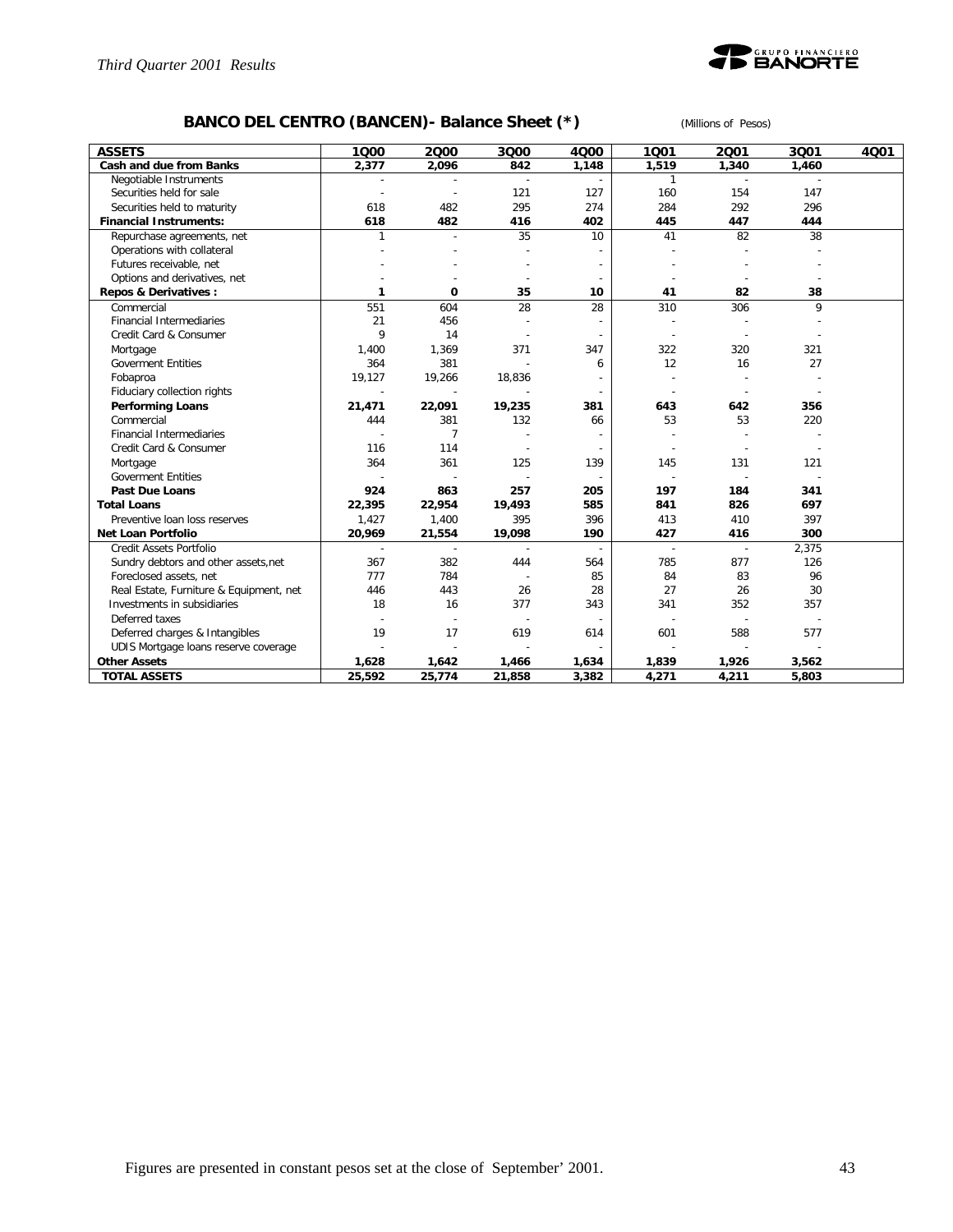## BANCO DEL CENTRO (BANCEN)- Balance Sheet (*)

(Millions of Pesos)

| ASSETS | 1Q00 | 2Q00 | 3Q00 | 4Q00 | 1Q01 | 2Q01 | 3Q01 | 4Q01 |
|---|---|---|---|---|---|---|---|---|
| **Cash and due from Banks** | **2,377** | **2,096** | **842** | **1,148** | **1,519** | **1,340** | **1,460** | |
| Negotiable Instruments | - | - | - | - | 1 | - | - | |
| Securities held for sale | - | - | 121 | 127 | 160 | 154 | 147 | |
| Securities held to maturity | 618 | 482 | 295 | 274 | 284 | 292 | 296 | |
| **Financial Instruments:** | **618** | **482** | **416** | **402** | **445** | **447** | **444** | |
| Repurchase agreements, net | 1 | - | 35 | 10 | 41 | 82 | 38 | |
| Operations with collateral | - | - | - | - | - | - | - | |
| Futures receivable, net | - | - | - | - | - | - | - | |
| Options and derivatives, net | - | - | - | - | - | - | - | |
| **Repos & Derivatives :** | **1** | **0** | **35** | **10** | **41** | **82** | **38** | |
| Commercial | 551 | 604 | 28 | 28 | 310 | 306 | 9 | |
| Financial Intermediaries | 21 | 456 | - | - | - | - | - | |
| Credit Card & Consumer | 9 | 14 | - | - | - | - | - | |
| Mortgage | 1,400 | 1,369 | 371 | 347 | 322 | 320 | 321 | |
| Goverment Entities | 364 | 381 | - | 6 | 12 | 16 | 27 | |
| Fobaproa | 19,127 | 19,266 | 18,836 | - | - | - | - | |
| Fiduciary collection rights | - | - | - | - | - | - | - | |
| **Performing Loans** | **21,471** | **22,091** | **19,235** | **381** | **643** | **642** | **356** | |
| Commercial | 444 | 381 | 132 | 66 | 53 | 53 | 220 | |
| Financial Intermediaries | - | 7 | - | - | - | - | - | |
| Credit Card & Consumer | 116 | 114 | - | - | - | - | - | |
| Mortgage | 364 | 361 | 125 | 139 | 145 | 131 | 121 | |
| Goverment Entities | - | - | - | - | - | - | - | |
| **Past Due Loans** | **924** | **863** | **257** | **205** | **197** | **184** | **341** | |
| **Total Loans** | **22,395** | **22,954** | **19,493** | **585** | **841** | **826** | **697** | |
| Preventive loan loss reserves | 1,427 | 1,400 | 395 | 396 | 413 | 410 | 397 | |
| **Net Loan Portfolio** | **20,969** | **21,554** | **19,098** | **190** | **427** | **416** | **300** | |
| Credit Assets Portfolio | - | - | - | - | - | - | 2,375 | |
| Sundry debtors and other assets,net | 367 | 382 | 444 | 564 | 785 | 877 | 126 | |
| Foreclosed assets, net | 777 | 784 | - | 85 | 84 | 83 | 96 | |
| Real Estate, Furniture & Equipment, net | 446 | 443 | 26 | 28 | 27 | 26 | 30 | |
| Investments in subsidiaries | 18 | 16 | 377 | 343 | 341 | 352 | 357 | |
| Deferred taxes | - | - | - | - | - | - | - | |
| Deferred charges & Intangibles | 19 | 17 | 619 | 614 | 601 | 588 | 577 | |
| UDIS Mortgage loans reserve coverage | - | - | - | - | - | - | - | |
| **Other Assets** | **1,628** | **1,642** | **1,466** | **1,634** | **1,839** | **1,926** | **3,562** | |
| **TOTAL ASSETS** | **25,592** | **25,774** | **21,858** | **3,382** | **4,271** | **4,211** | **5,803** | |

Figures are presented in constant pesos set at the close of September' 2001.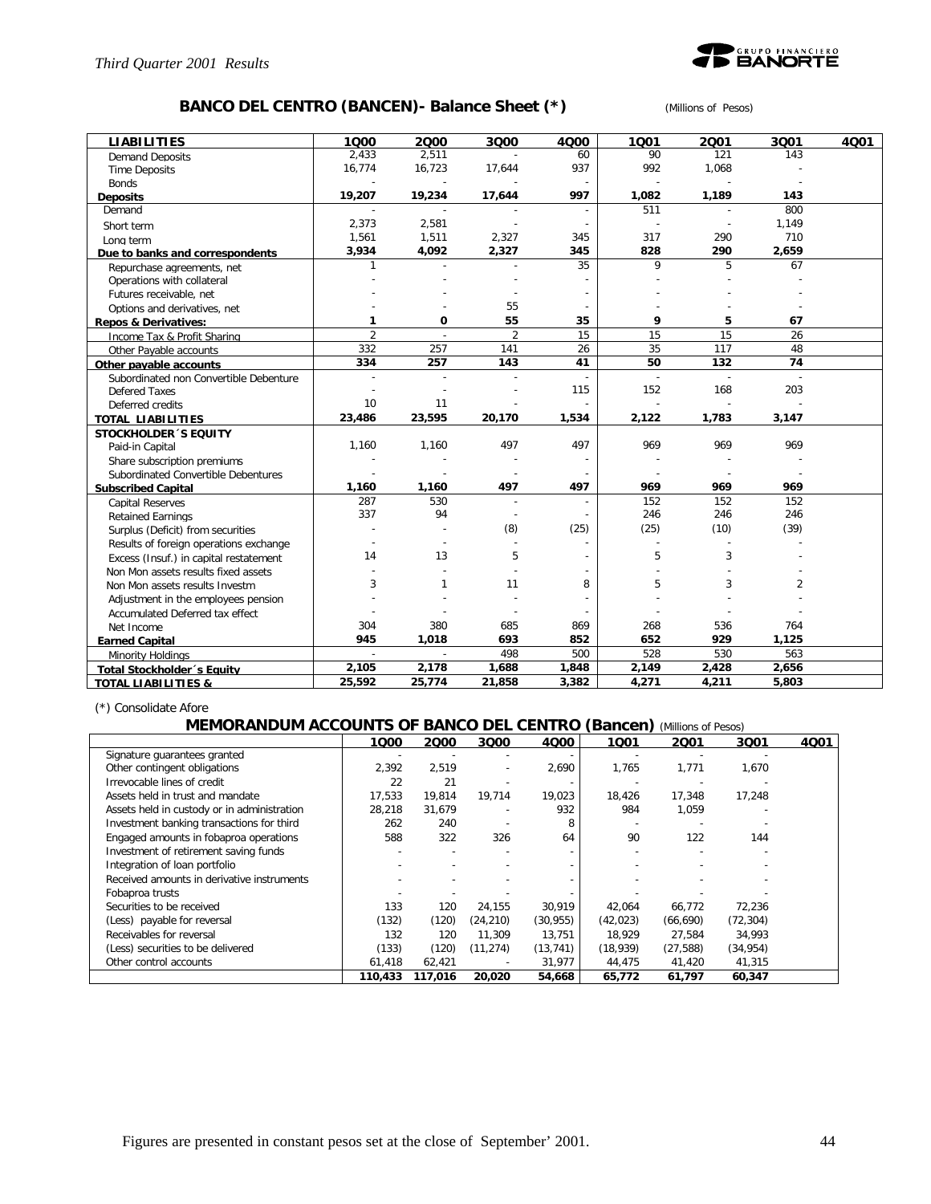## BANCO DEL CENTRO (BANCEN)- Balance Sheet (*) 

(Millions of Pesos)

| LIABILITIES | 1Q00 | 2Q00 | 3Q00 | 4Q00 | 1Q01 | 2Q01 | 3Q01 | 4Q01 |
|---|---|---|---|---|---|---|---|---|
| Demand Deposits | 2,433 | 2,511 | - | 60 | 90 | 121 | 143 | |
| Time Deposits | 16,774 | 16,723 | 17,644 | 937 | 992 | 1,068 | - | |
| Bonds | - | - | - | - | - | - | - | |
| **Deposits** | **19,207** | **19,234** | **17,644** | **997** | **1,082** | **1,189** | **143** | |
| Demand | - | - | - | - | 511 | - | 800 | |
| Short term | 2,373 | 2,581 | - | - | - | - | 1,149 | |
| Long term | 1,561 | 1,511 | 2,327 | 345 | 317 | 290 | 710 | |
| **Due to banks and correspondents** | **3,934** | **4,092** | **2,327** | **345** | **828** | **290** | **2,659** | |
| Repurchase agreements, net | 1 | - | - | 35 | 9 | 5 | 67 | |
| Operations with collateral | - | - | - | - | - | - | - | |
| Futures receivable, net | - | - | - | - | - | - | - | |
| Options and derivatives, net | - | - | 55 | - | - | - | - | |
| **Repos & Derivatives:** | **1** | **0** | **55** | **35** | **9** | **5** | **67** | |
| Income Tax & Profit Sharing | 2 | - | 2 | 15 | 15 | 15 | 26 | |
| Other Payable accounts | 332 | 257 | 141 | 26 | 35 | 117 | 48 | |
| **Other payable accounts** | **334** | **257** | **143** | **41** | **50** | **132** | **74** | |
| Subordinated non Convertible Debenture | - | - | - | - | - | - | - | |
| Defered Taxes | - | - | - | 115 | 152 | 168 | 203 | |
| Deferred credits | 10 | 11 | - | - | - | - | - | |
| **TOTAL LIABILITIES** | **23,486** | **23,595** | **20,170** | **1,534** | **2,122** | **1,783** | **3,147** | |
| **STOCKHOLDER´S EQUITY** | | | | | | | | |
| Paid-in Capital | 1,160 | 1,160 | 497 | 497 | 969 | 969 | 969 | |
| Share subscription premiums | - | - | - | - | - | - | - | |
| Subordinated Convertible Debentures | - | - | - | - | - | - | - | |
| **Subscribed Capital** | **1,160** | **1,160** | **497** | **497** | **969** | **969** | **969** | |
| Capital Reserves | 287 | 530 | - | - | 152 | 152 | 152 | |
| Retained Earnings | 337 | 94 | - | - | 246 | 246 | 246 | |
| Surplus (Deficit) from securities | - | - | (8) | (25) | (25) | (10) | (39) | |
| Results of foreign operations exchange | - | - | - | - | - | - | - | |
| Excess (Insuf.) in capital restatement | 14 | 13 | 5 | - | 5 | 3 | - | |
| Non Mon assets results fixed assets | - | - | - | - | - | - | - | |
| Non Mon assets results Investm | 3 | 1 | 11 | 8 | 5 | 3 | 2 | |
| Adjustment in the employees pension | - | - | - | - | - | - | - | |
| Accumulated Deferred tax effect | - | - | - | - | - | - | - | |
| Net Income | 304 | 380 | 685 | 869 | 268 | 536 | 764 | |
| **Earned Capital** | **945** | **1,018** | **693** | **852** | **652** | **929** | **1,125** | |
| Minority Holdings | - | - | 498 | 500 | 528 | 530 | 563 | |
| **Total Stockholder´s Equity** | **2,105** | **2,178** | **1,688** | **1,848** | **2,149** | **2,428** | **2,656** | |
| **TOTAL LIABILITIES &** | **25,592** | **25,774** | **21,858** | **3,382** | **4,271** | **4,211** | **5,803** | |

(*) Consolidate Afore

## MEMORANDUM ACCOUNTS OF BANCO DEL CENTRO (Bancen) (Millions of Pesos)

| | 1Q00 | 2Q00 | 3Q00 | 4Q00 | 1Q01 | 2Q01 | 3Q01 | 4Q01 |
|---|---|---|---|---|---|---|---|---|
| Signature guarantees granted | - | - | - | - | - | - | - | |
| Other contingent obligations | 2,392 | 2,519 | - | 2,690 | 1,765 | 1,771 | 1,670 | |
| Irrevocable lines of credit | 22 | 21 | - | - | - | - | - | |
| Assets held in trust and mandate | 17,533 | 19,814 | 19,714 | 19,023 | 18,426 | 17,348 | 17,248 | |
| Assets held in custody or in administration | 28,218 | 31,679 | - | 932 | 984 | 1,059 | - | |
| Investment banking transactions for third | 262 | 240 | - | 8 | - | - | - | |
| Engaged amounts in fobaproa operations | 588 | 322 | 326 | 64 | 90 | 122 | 144 | |
| Investment of retirement saving funds | - | - | - | - | - | - | - | |
| Integration of loan portfolio | - | - | - | - | - | - | - | |
| Received amounts in derivative instruments | - | - | - | - | - | - | - | |
| Fobaproa trusts | - | - | - | - | - | - | - | |
| Securities to be received | 133 | 120 | 24,155 | 30,919 | 42,064 | 66,772 | 72,236 | |
| (Less) payable for reversal | (132) | (120) | (24,210) | (30,955) | (42,023) | (66,690) | (72,304) | |
| Receivables for reversal | 132 | 120 | 11,309 | 13,751 | 18,929 | 27,584 | 34,993 | |
| (Less) securities to be delivered | (133) | (120) | (11,274) | (13,741) | (18,939) | (27,588) | (34,954) | |
| Other control accounts | 61,418 | 62,421 | - | 31,977 | 44,475 | 41,420 | 41,315 | |
| | **110,433** | **117,016** | **20,020** | **54,668** | **65,772** | **61,797** | **60,347** | |

Figures are presented in constant pesos set at the close of September' 2001.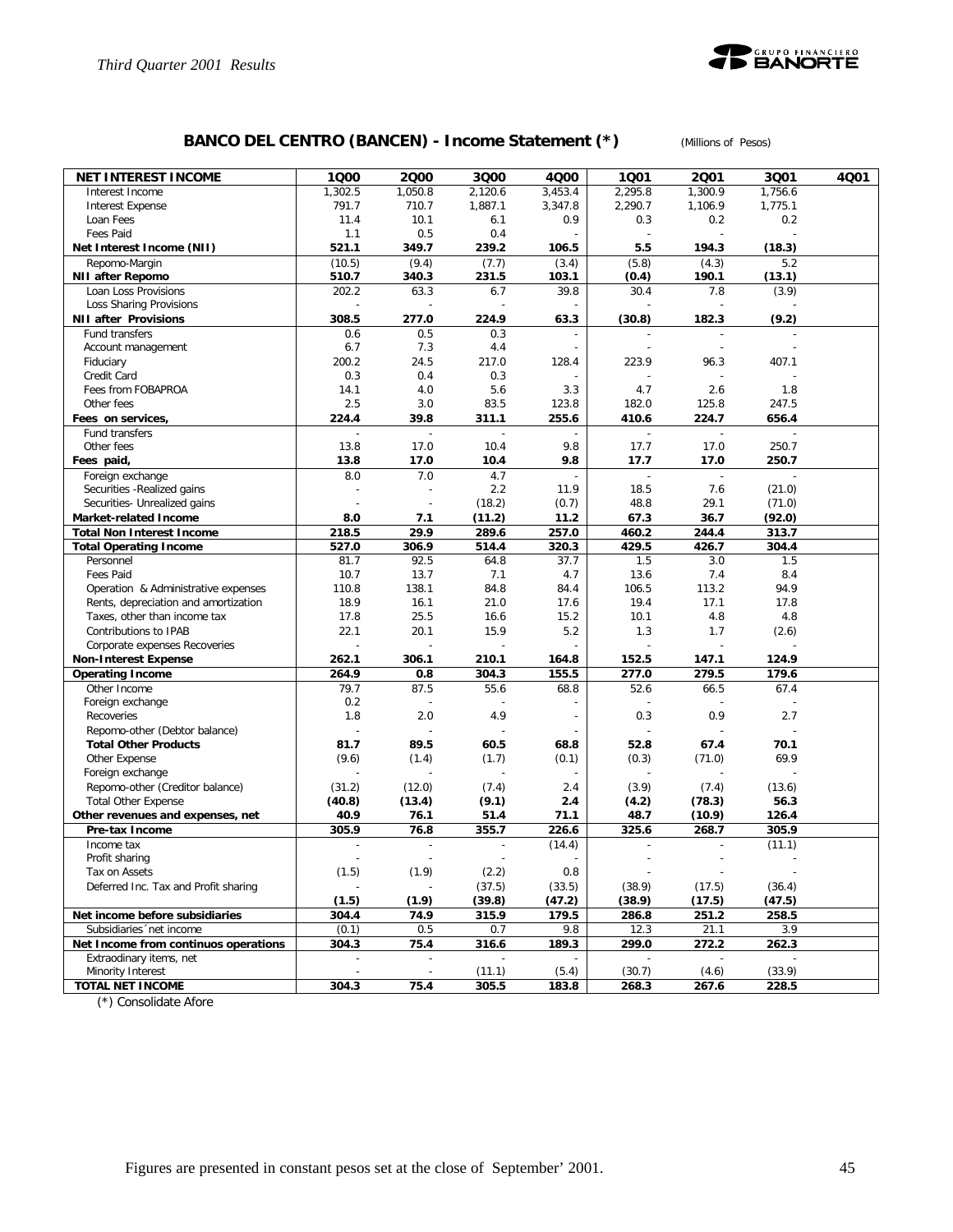## BANCO DEL CENTRO (BANCEN) - Income Statement (*)

(Millions of Pesos)

| NET INTEREST INCOME | 1Q00 | 2Q00 | 3Q00 | 4Q00 | 1Q01 | 2Q01 | 3Q01 | 4Q01 |
|---|---|---|---|---|---|---|---|---|
| Interest Income | 1,302.5 | 1,050.8 | 2,120.6 | 3,453.4 | 2,295.8 | 1,300.9 | 1,756.6 | |
| Interest Expense | 791.7 | 710.7 | 1,887.1 | 3,347.8 | 2,290.7 | 1,106.9 | 1,775.1 | |
| Loan Fees | 11.4 | 10.1 | 6.1 | 0.9 | 0.3 | 0.2 | 0.2 | |
| Fees Paid | 1.1 | 0.5 | 0.4 | - | - | - | - | |
| **Net Interest Income (NII)** | **521.1** | **349.7** | **239.2** | **106.5** | **5.5** | **194.3** | **(18.3)** | |
| Repomo-Margin | (10.5) | (9.4) | (7.7) | (3.4) | (5.8) | (4.3) | 5.2 | |
| **NII after Repomo** | **510.7** | **340.3** | **231.5** | **103.1** | **(0.4)** | **190.1** | **(13.1)** | |
| Loan Loss Provisions | 202.2 | 63.3 | 6.7 | 39.8 | 30.4 | 7.8 | (3.9) | |
| Loss Sharing Provisions | - | - | - | - | - | - | - | |
| **NII after Provisions** | **308.5** | **277.0** | **224.9** | **63.3** | **(30.8)** | **182.3** | **(9.2)** | |
| Fund transfers | 0.6 | 0.5 | 0.3 | - | - | - | - | |
| Account management | 6.7 | 7.3 | 4.4 | - | - | - | - | |
| Fiduciary | 200.2 | 24.5 | 217.0 | 128.4 | 223.9 | 96.3 | 407.1 | |
| Credit Card | 0.3 | 0.4 | 0.3 | - | - | - | - | |
| Fees from FOBAPROA | 14.1 | 4.0 | 5.6 | 3.3 | 4.7 | 2.6 | 1.8 | |
| Other fees | 2.5 | 3.0 | 83.5 | 123.8 | 182.0 | 125.8 | 247.5 | |
| **Fees on services,** | **224.4** | **39.8** | **311.1** | **255.6** | **410.6** | **224.7** | **656.4** | |
| Fund transfers | - | - | - | - | - | - | - | |
| Other fees | 13.8 | 17.0 | 10.4 | 9.8 | 17.7 | 17.0 | 250.7 | |
| **Fees paid,** | **13.8** | **17.0** | **10.4** | **9.8** | **17.7** | **17.0** | **250.7** | |
| Foreign exchange | 8.0 | 7.0 | 4.7 | - | - | - | - | |
| Securities -Realized gains | - | - | 2.2 | 11.9 | 18.5 | 7.6 | (21.0) | |
| Securities- Unrealized gains | - | - | (18.2) | (0.7) | 48.8 | 29.1 | (71.0) | |
| **Market-related Income** | **8.0** | **7.1** | **(11.2)** | **11.2** | **67.3** | **36.7** | **(92.0)** | |
| **Total Non Interest Income** | **218.5** | **29.9** | **289.6** | **257.0** | **460.2** | **244.4** | **313.7** | |
| **Total Operating Income** | **527.0** | **306.9** | **514.4** | **320.3** | **429.5** | **426.7** | **304.4** | |
| Personnel | 81.7 | 92.5 | 64.8 | 37.7 | 1.5 | 3.0 | 1.5 | |
| Fees Paid | 10.7 | 13.7 | 7.1 | 4.7 | 13.6 | 7.4 | 8.4 | |
| Operation & Administrative expenses | 110.8 | 138.1 | 84.8 | 84.4 | 106.5 | 113.2 | 94.9 | |
| Rents, depreciation and amortization | 18.9 | 16.1 | 21.0 | 17.6 | 19.4 | 17.1 | 17.8 | |
| Taxes, other than income tax | 17.8 | 25.5 | 16.6 | 15.2 | 10.1 | 4.8 | 4.8 | |
| Contributions to IPAB | 22.1 | 20.1 | 15.9 | 5.2 | 1.3 | 1.7 | (2.6) | |
| Corporate expenses Recoveries | - | - | - | - | - | - | - | |
| **Non-Interest Expense** | **262.1** | **306.1** | **210.1** | **164.8** | **152.5** | **147.1** | **124.9** | |
| **Operating Income** | **264.9** | **0.8** | **304.3** | **155.5** | **277.0** | **279.5** | **179.6** | |
| Other Income | 79.7 | 87.5 | 55.6 | 68.8 | 52.6 | 66.5 | 67.4 | |
| Foreign exchange | 0.2 | - | - | - | - | - | - | |
| Recoveries | 1.8 | 2.0 | 4.9 | - | 0.3 | 0.9 | 2.7 | |
| Repomo-other (Debtor balance) | - | - | - | - | - | - | - | |
| **Total Other Products** | **81.7** | **89.5** | **60.5** | **68.8** | **52.8** | **67.4** | **70.1** | |
| Other Expense | (9.6) | (1.4) | (1.7) | (0.1) | (0.3) | (71.0) | 69.9 | |
| Foreign exchange | - | - | - | - | - | - | - | |
| Repomo-other (Creditor balance) | (31.2) | (12.0) | (7.4) | 2.4 | (3.9) | (7.4) | (13.6) | |
| Total Other Expense | (40.8) | (13.4) | (9.1) | 2.4 | (4.2) | (78.3) | 56.3 | |
| **Other revenues and expenses, net** | **40.9** | **76.1** | **51.4** | **71.1** | **48.7** | **(10.9)** | **126.4** | |
| **Pre-tax Income** | **305.9** | **76.8** | **355.7** | **226.6** | **325.6** | **268.7** | **305.9** | |
| Income tax | - | - | - | (14.4) | - | - | (11.1) | |
| Profit sharing | - | - | - | - | - | - | - | |
| Tax on Assets | (1.5) | (1.9) | (2.2) | 0.8 | - | - | - | |
| Deferred Inc. Tax and Profit sharing | - | - | (37.5) | (33.5) | (38.9) | (17.5) | (36.4) | |
| | **(1.5)** | **(1.9)** | **(39.8)** | **(47.2)** | **(38.9)** | **(17.5)** | **(47.5)** | |
| **Net income before subsidiaries** | **304.4** | **74.9** | **315.9** | **179.5** | **286.8** | **251.2** | **258.5** | |
| Subsidiaries´net income | (0.1) | 0.5 | 0.7 | 9.8 | 12.3 | 21.1 | 3.9 | |
| **Net Income from continuos operations** | **304.3** | **75.4** | **316.6** | **189.3** | **299.0** | **272.2** | **262.3** | |
| Extradinary items, net | - | - | - | - | - | - | - | |
| Minority Interest | - | - | (11.1) | (5.4) | (30.7) | (4.6) | (33.9) | |
| **TOTAL NET INCOME** | **304.3** | **75.4** | **305.5** | **183.8** | **268.3** | **267.6** | **228.5** | |

(*) Consolidate Afore

Figures are presented in constant pesos set at the close of September' 2001.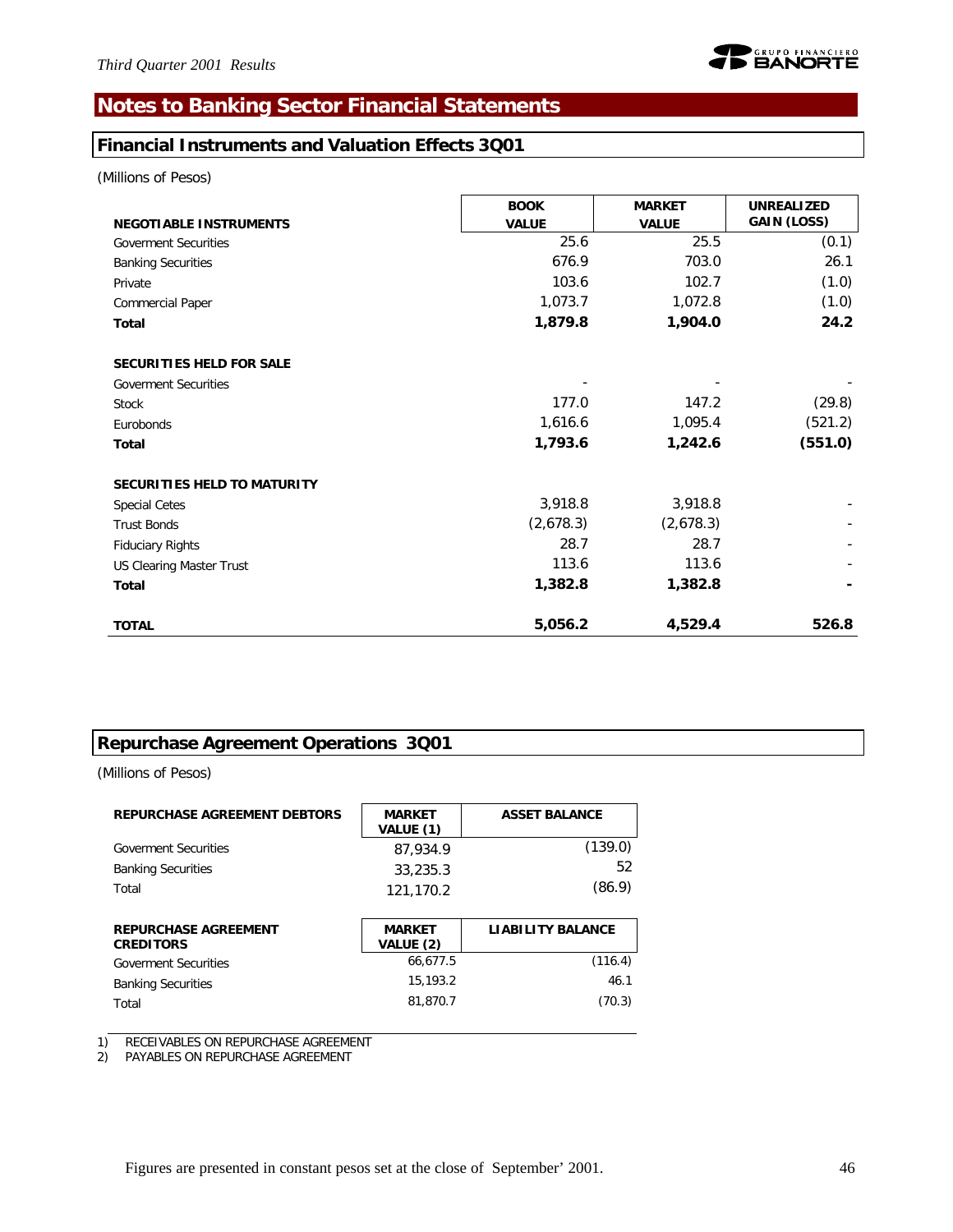# Notes to Banking Sector Financial Statements

## Financial Instruments and Valuation Effects 3Q01

(Millions of Pesos)

| NEGOTIABLE INSTRUMENTS | BOOK VALUE | MARKET VALUE | UNREALIZED GAIN (LOSS) |
|---|---|---|---|
| Goverment Securities | 25.6 | 25.5 | (0.1) |
| Banking Securities | 676.9 | 703.0 | 26.1 |
| Private | 103.6 | 102.7 | (1.0) |
| Commercial Paper | 1,073.7 | 1,072.8 | (1.0) |
| **Total** | **1,879.8** | **1,904.0** | **24.2** |
| | | | |
| **SECURITIES HELD FOR SALE** | | | |
| Goverment Securities | - | - | - |
| Stock | 177.0 | 147.2 | (29.8) |
| Eurobonds | 1,616.6 | 1,095.4 | (521.2) |
| **Total** | **1,793.6** | **1,242.6** | **(551.0)** |
| | | | |
| **SECURITIES HELD TO MATURITY** | | | |
| Special Cetes | 3,918.8 | 3,918.8 | - |
| Trust Bonds | (2,678.3) | (2,678.3) | - |
| Fiduciary Rights | 28.7 | 28.7 | - |
| US Clearing Master Trust | 113.6 | 113.6 | - |
| **Total** | **1,382.8** | **1,382.8** | **-** |
| | | | |
| **TOTAL** | **5,056.2** | **4,529.4** | **526.8** |

## Repurchase Agreement Operations 3Q01

(Millions of Pesos)

| REPURCHASE AGREEMENT DEBTORS | MARKET VALUE (1) | ASSET BALANCE |
|---|---|---|
| Goverment Securities | 87,934.9 | (139.0) |
| Banking Securities | 33,235.3 | 52 |
| Total | 121,170.2 | (86.9) |

| REPURCHASE AGREEMENT CREDITORS | MARKET VALUE (2) | LIABILITY BALANCE |
|---|---|---|
| Goverment Securities | 66,677.5 | (116.4) |
| Banking Securities | 15,193.2 | 46.1 |
| Total | 81,870.7 | (70.3) |

1) RECEIVABLES ON REPURCHASE AGREEMENT
2) PAYABLES ON REPURCHASE AGREEMENT

Figures are presented in constant pesos set at the close of September' 2001.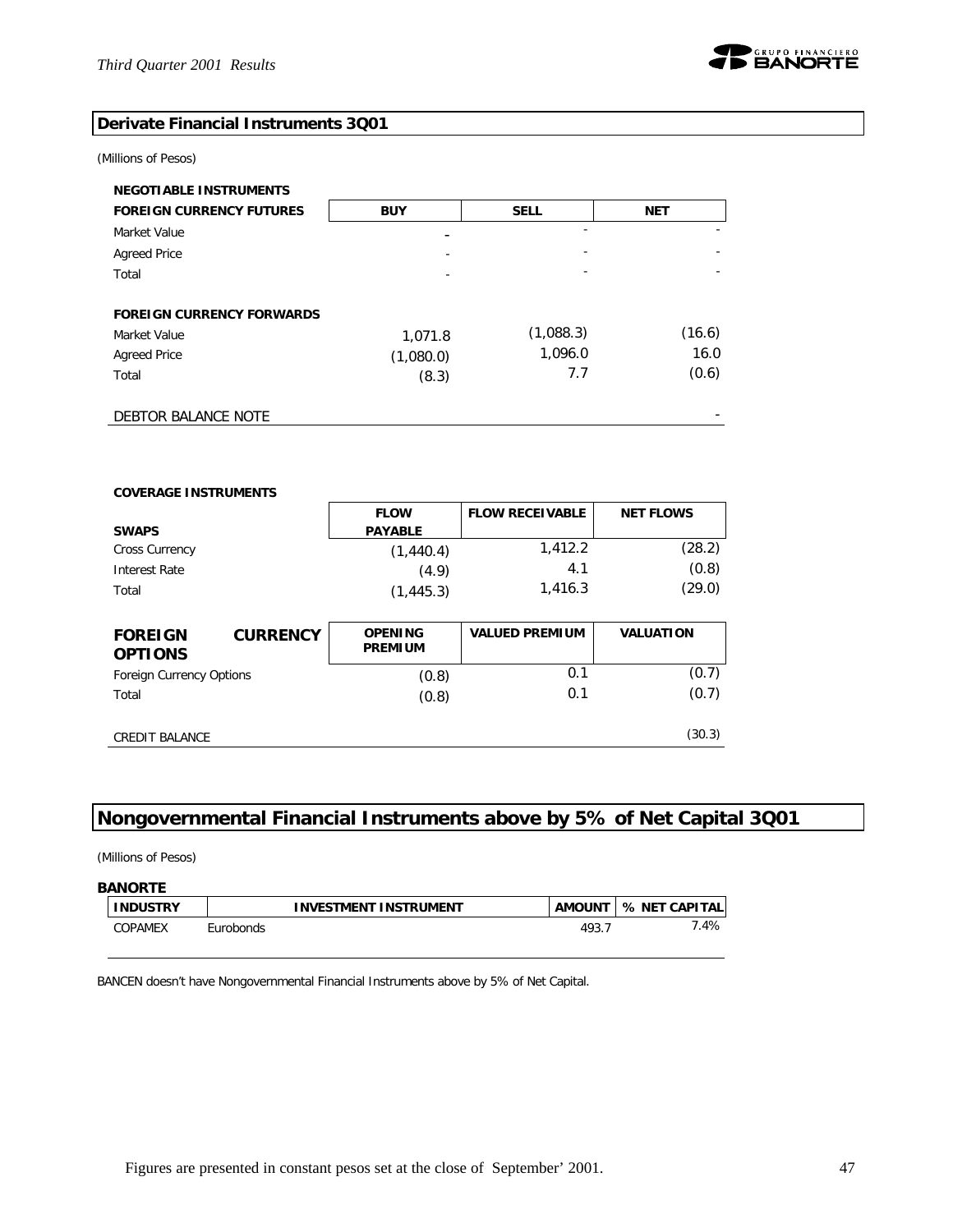## Derivate Financial Instruments 3Q01

(Millions of Pesos)

**NEGOTIABLE INSTRUMENTS**

| FOREIGN CURRENCY FUTURES | BUY | SELL | NET |
|---|---|---|---|
| Market Value | - | - | - |
| Agreed Price | - | - | - |
| Total | - | - | - |
| | | | |
| **FOREIGN CURRENCY FORWARDS** | | | |
| Market Value | 1,071.8 | (1,088.3) | (16.6) |
| Agreed Price | (1,080.0) | 1,096.0 | 16.0 |
| Total | (8.3) | 7.7 | (0.6) |
| | | | |
| DEBTOR BALANCE NOTE | | | - |

**COVERAGE INSTRUMENTS**

| SWAPS | FLOW PAYABLE | FLOW RECEIVABLE | NET FLOWS |
|---|---|---|---|
| Cross Currency | (1,440.4) | 1,412.2 | (28.2) |
| Interest Rate | (4.9) | 4.1 | (0.8) |
| Total | (1,445.3) | 1,416.3 | (29.0) |

| FOREIGN CURRENCY OPTIONS | OPENING PREMIUM | VALUED PREMIUM | VALUATION |
|---|---|---|---|
| Foreign Currency Options | (0.8) | 0.1 | (0.7) |
| Total | (0.8) | 0.1 | (0.7) |
| | | | |
| CREDIT BALANCE | | | (30.3) |

## Nongovernmental Financial Instruments above by 5% of Net Capital 3Q01

(Millions of Pesos)

**BANORTE**

| INDUSTRY | INVESTMENT INSTRUMENT | AMOUNT | % NET CAPITAL |
|---|---|---|---|
| COPAMEX | Eurobonds | 493.7 | 7.4% |

BANCEN doesn't have Nongovernmental Financial Instruments above by 5% of Net Capital.

Figures are presented in constant pesos set at the close of September' 2001.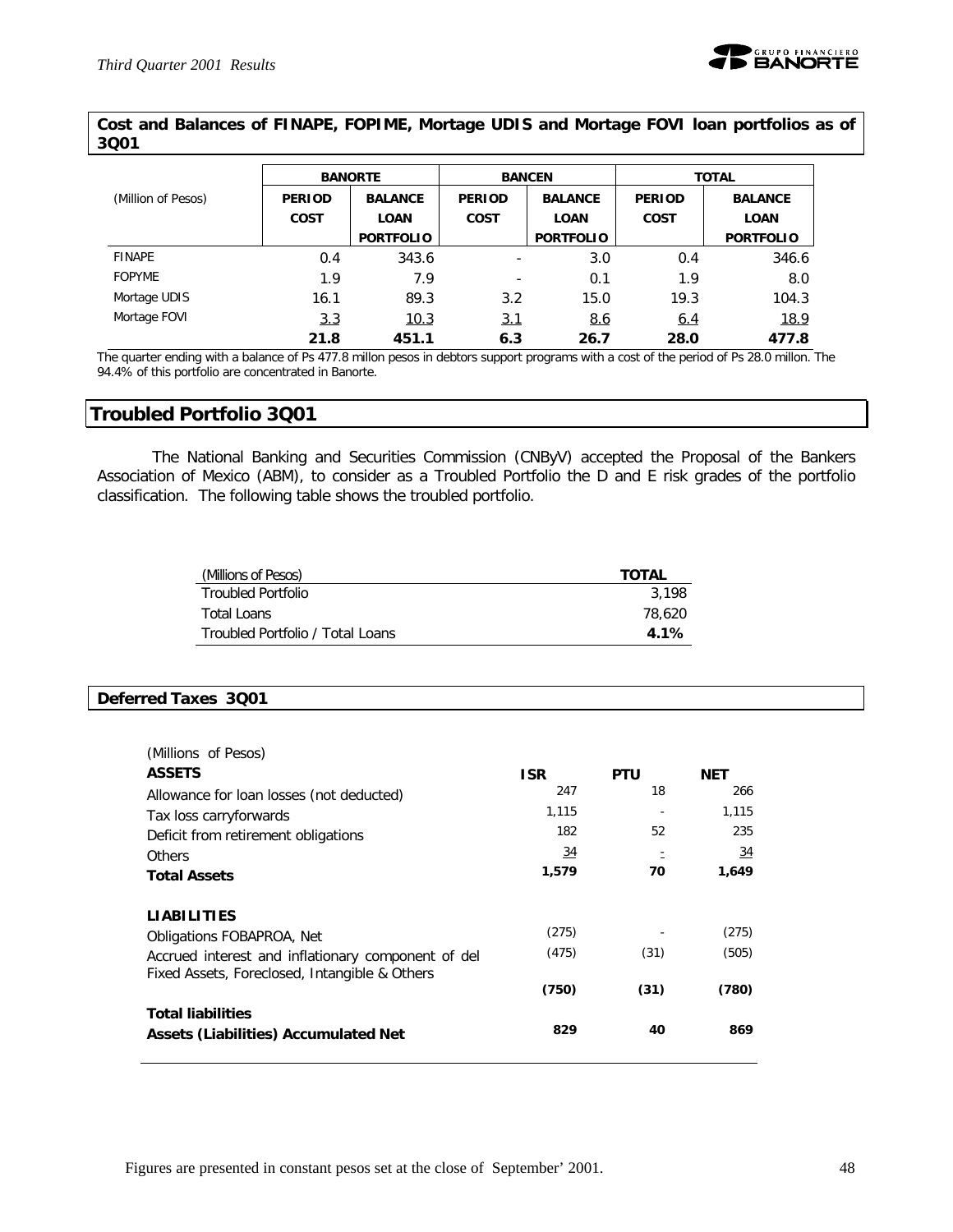**Cost and Balances of FINAPE, FOPIME, Mortage UDIS and Mortage FOVI loan portfolios as of 3Q01**

| (Million of Pesos) | BANORTE | | BANCEN | | TOTAL | |
|---|---|---|---|---|---|---|
| | PERIOD COST | BALANCE LOAN PORTFOLIO | PERIOD COST | BALANCE LOAN PORTFOLIO | PERIOD COST | BALANCE LOAN PORTFOLIO |
| FINAPE | 0.4 | 343.6 | - | 3.0 | 0.4 | 346.6 |
| FOPYME | 1.9 | 7.9 | - | 0.1 | 1.9 | 8.0 |
| Mortage UDIS | 16.1 | 89.3 | 3.2 | 15.0 | 19.3 | 104.3 |
| Mortage FOVI | 3.3 | 10.3 | 3.1 | 8.6 | 6.4 | 18.9 |
| | **21.8** | **451.1** | **6.3** | **26.7** | **28.0** | **477.8** |

The quarter ending with a balance of Ps 477.8 millon pesos in debtors support programs with a cost of the period of Ps 28.0 millon. The 94.4% of this portfolio are concentrated in Banorte.

## Troubled Portfolio 3Q01

The National Banking and Securities Commission (CNByV) accepted the Proposal of the Bankers Association of Mexico (ABM), to consider as a Troubled Portfolio the D and E risk grades of the portfolio classification. The following table shows the troubled portfolio.

| (Millions of Pesos) | TOTAL |
|---|---|
| Troubled Portfolio | 3,198 |
| Total Loans | 78,620 |
| Troubled Portfolio / Total Loans | **4.1%** |

## Deferred Taxes 3Q01

| (Millions of Pesos) | | | |
|---|---|---|---|
| **ASSETS** | **ISR** | **PTU** | **NET** |
| Allowance for loan losses (not deducted) | 247 | 18 | 266 |
| Tax loss carryforwards | 1,115 | - | 1,115 |
| Deficit from retirement obligations | 182 | 52 | 235 |
| Others | 34 | - | 34 |
| **Total Assets** | **1,579** | **70** | **1,649** |
| **LIABILITIES** | | | |
| Obligations FOBAPROA, Net | (275) | - | (275) |
| Accrued interest and inflationary component of del Fixed Assets, Foreclosed, Intangible & Others | (475) | (31) | (505) |
| | **(750)** | **(31)** | **(780)** |
| **Total liabilities** | | | |
| **Assets (Liabilities) Accumulated Net** | **829** | **40** | **869** |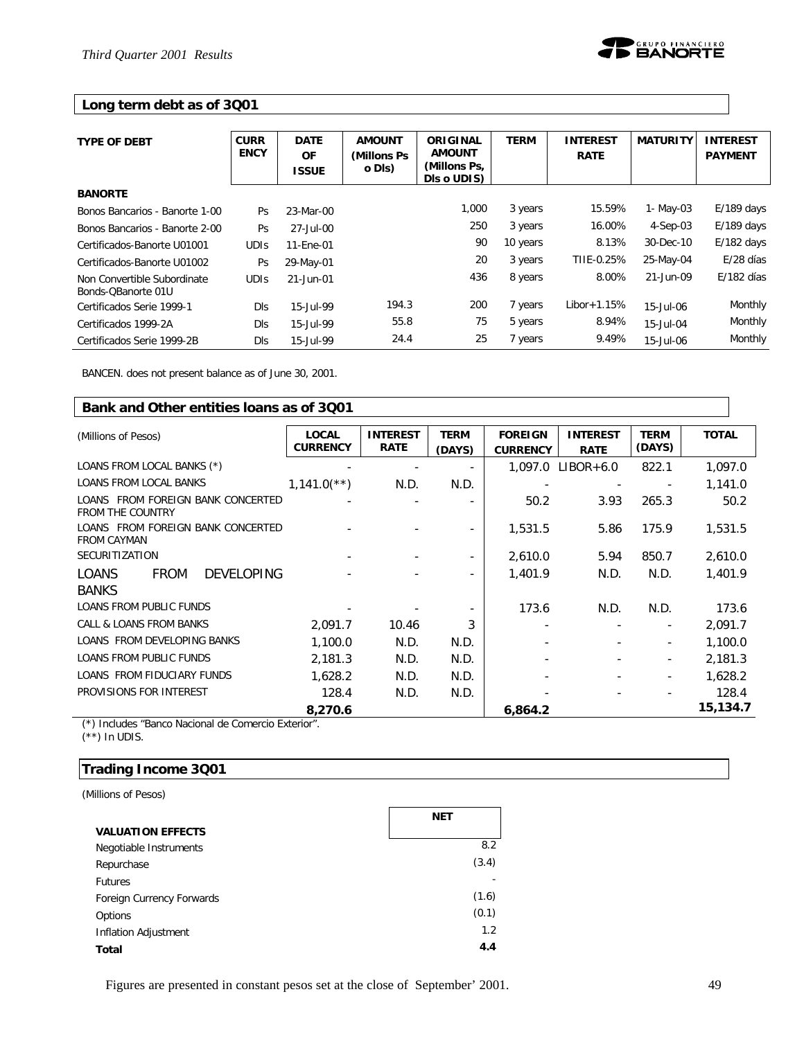## Long term debt as of 3Q01

| TYPE OF DEBT | CURRENCY | DATE OF ISSUE | AMOUNT (Millons Ps o Dls) | ORIGINAL AMOUNT (Millons Ps, Dls o UDIS) | TERM | INTEREST RATE | MATURITY | INTEREST PAYMENT |
|---|---|---|---|---|---|---|---|---|
| **BANORTE** | | | | | | | | |
| Bonos Bancarios - Banorte 1-00 | Ps | 23-Mar-00 | | 1,000 | 3 years | 15.59% | 1- May-03 | E/189 days |
| Bonos Bancarios - Banorte 2-00 | Ps | 27-Jul-00 | | 250 | 3 years | 16.00% | 4-Sep-03 | E/189 days |
| Certificados-Banorte U01001 | UDIs | 11-Ene-01 | | 90 | 10 years | 8.13% | 30-Dec-10 | E/182 days |
| Certificados-Banorte U01002 | Ps | 29-May-01 | | 20 | 3 years | TIIE-0.25% | 25-May-04 | E/28 días |
| Non Convertible Subordinate Bonds-QBanorte 01U | UDIs | 21-Jun-01 | | 436 | 8 years | 8.00% | 21-Jun-09 | E/182 días |
| Certificados Serie 1999-1 | Dls | 15-Jul-99 | 194.3 | 200 | 7 years | Libor+1.15% | 15-Jul-06 | Monthly |
| Certificados 1999-2A | Dls | 15-Jul-99 | 55.8 | 75 | 5 years | 8.94% | 15-Jul-04 | Monthly |
| Certificados Serie 1999-2B | Dls | 15-Jul-99 | 24.4 | 25 | 7 years | 9.49% | 15-Jul-06 | Monthly |

BANCEN. does not present balance as of June 30, 2001.

## Bank and Other entities loans as of 3Q01

| (Millions of Pesos) | LOCAL CURRENCY | INTEREST RATE | TERM (DAYS) | FOREIGN CURRENCY | INTEREST RATE | TERM (DAYS) | TOTAL |
|---|---|---|---|---|---|---|---|
| LOANS FROM LOCAL BANKS (*) | - | - | - | 1,097.0 | LIBOR+6.0 | 822.1 | 1,097.0 |
| LOANS FROM LOCAL BANKS | 1,141.0(**) | N.D. | N.D. | - | - | - | 1,141.0 |
| LOANS FROM FOREIGN BANK CONCERTED FROM THE COUNTRY | - | - | - | 50.2 | 3.93 | 265.3 | 50.2 |
| LOANS FROM FOREIGN BANK CONCERTED FROM CAYMAN | - | - | - | 1,531.5 | 5.86 | 175.9 | 1,531.5 |
| SECURITIZATION | - | - | - | 2,610.0 | 5.94 | 850.7 | 2,610.0 |
| LOANS FROM DEVELOPING BANKS | - | - | - | 1,401.9 | N.D. | N.D. | 1,401.9 |
| LOANS FROM PUBLIC FUNDS | - | - | - | 173.6 | N.D. | N.D. | 173.6 |
| CALL & LOANS FROM BANKS | 2,091.7 | 10.46 | 3 | - | - | - | 2,091.7 |
| LOANS FROM DEVELOPING BANKS | 1,100.0 | N.D. | N.D. | - | - | - | 1,100.0 |
| LOANS FROM PUBLIC FUNDS | 2,181.3 | N.D. | N.D. | - | - | - | 2,181.3 |
| LOANS FROM FIDUCIARY FUNDS | 1,628.2 | N.D. | N.D. | - | - | - | 1,628.2 |
| PROVISIONS FOR INTEREST | 128.4 | N.D. | N.D. | - | - | - | 128.4 |
| | **8,270.6** | | | **6,864.2** | | | **15,134.7** |

(*) Includes "Banco Nacional de Comercio Exterior".
(**) In UDIS.

## Trading Income 3Q01

(Millions of Pesos)

| VALUATION EFFECTS | NET |
|---|---|
| Negotiable Instruments | 8.2 |
| Repurchase | (3.4) |
| Futures | - |
| Foreign Currency Forwards | (1.6) |
| Options | (0.1) |
| Inflation Adjustment | 1.2 |
| **Total** | **4.4** |

Figures are presented in constant pesos set at the close of September' 2001.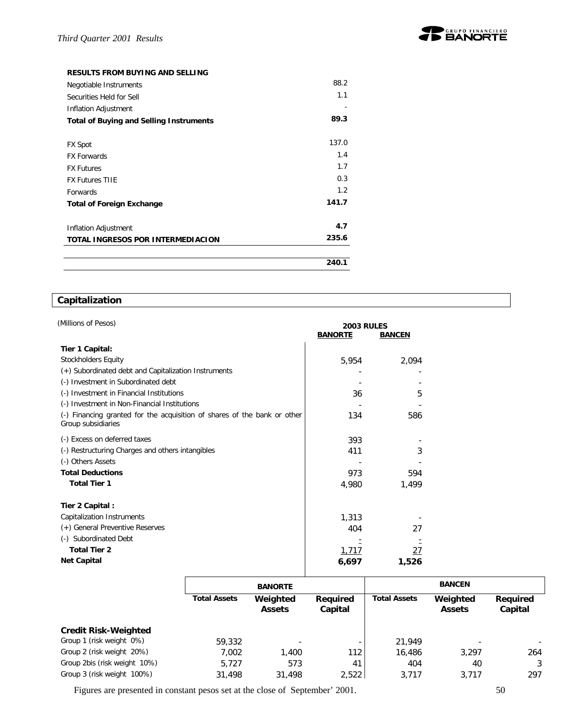| RESULTS FROM BUYING AND SELLING | |
|---|---|
| Negotiable Instruments | 88.2 |
| Securities Held for Sell | 1.1 |
| Inflation Adjustment | - |
| **Total of Buying and Selling Instruments** | **89.3** |
| | |
| FX Spot | 137.0 |
| FX Forwards | 1.4 |
| FX Futures | 1.7 |
| FX Futures TIIE | 0.3 |
| Forwards | 1.2 |
| **Total of Foreign Exchange** | **141.7** |
| | |
| Inflation Adjustment | **4.7** |
| **TOTAL INGRESOS POR INTERMEDIACION** | **235.6** |
| | |
| | **240.1** |

## Capitalization

(Millions of Pesos)

| | 2003 RULES | |
|---|---|---|
| | **BANORTE** | **BANCEN** |
| **Tier 1 Capital:** | | |
| Stockholders Equity | 5,954 | 2,094 |
| (+) Subordinated debt and Capitalization Instruments | - | - |
| (-) Investment in Subordinated debt | - | - |
| (-) Investment in Financial Institutions | 36 | 5 |
| (-) Investment in Non-Financial Institutions | - | - |
| (-) Financing granted for the acquisition of shares of the bank or other Group subsidiaries | 134 | 586 |
| (-) Excess on deferred taxes | 393 | - |
| (-) Restructuring Charges and others intangibles | 411 | 3 |
| (-) Others Assets | - | - |
| **Total Deductions** | 973 | 594 |
| **Total Tier 1** | 4,980 | 1,499 |
| | | |
| **Tier 2 Capital :** | | |
| Capitalization Instruments | 1,313 | - |
| (+) General Preventive Reserves | 404 | 27 |
| (-) Subordinated Debt | - | - |
| **Total Tier 2** | 1,717 | 27 |
| **Net Capital** | **6,697** | **1,526** |

| | BANORTE | | | BANCEN | | |
|---|---|---|---|---|---|---|
| | **Total Assets** | **Weighted Assets** | **Required Capital** | **Total Assets** | **Weighted Assets** | **Required Capital** |
| **Credit Risk-Weighted** | | | | | | |
| Group 1 (risk weight 0%) | 59,332 | - | - | 21,949 | - | - |
| Group 2 (risk weight 20%) | 7,002 | 1,400 | 112 | 16,486 | 3,297 | 264 |
| Group 2bis (risk weight 10%) | 5,727 | 573 | 41 | 404 | 40 | 3 |
| Group 3 (risk weight 100%) | 31,498 | 31,498 | 2,522 | 3,717 | 3,717 | 297 |

Figures are presented in constant pesos set at the close of September' 2001.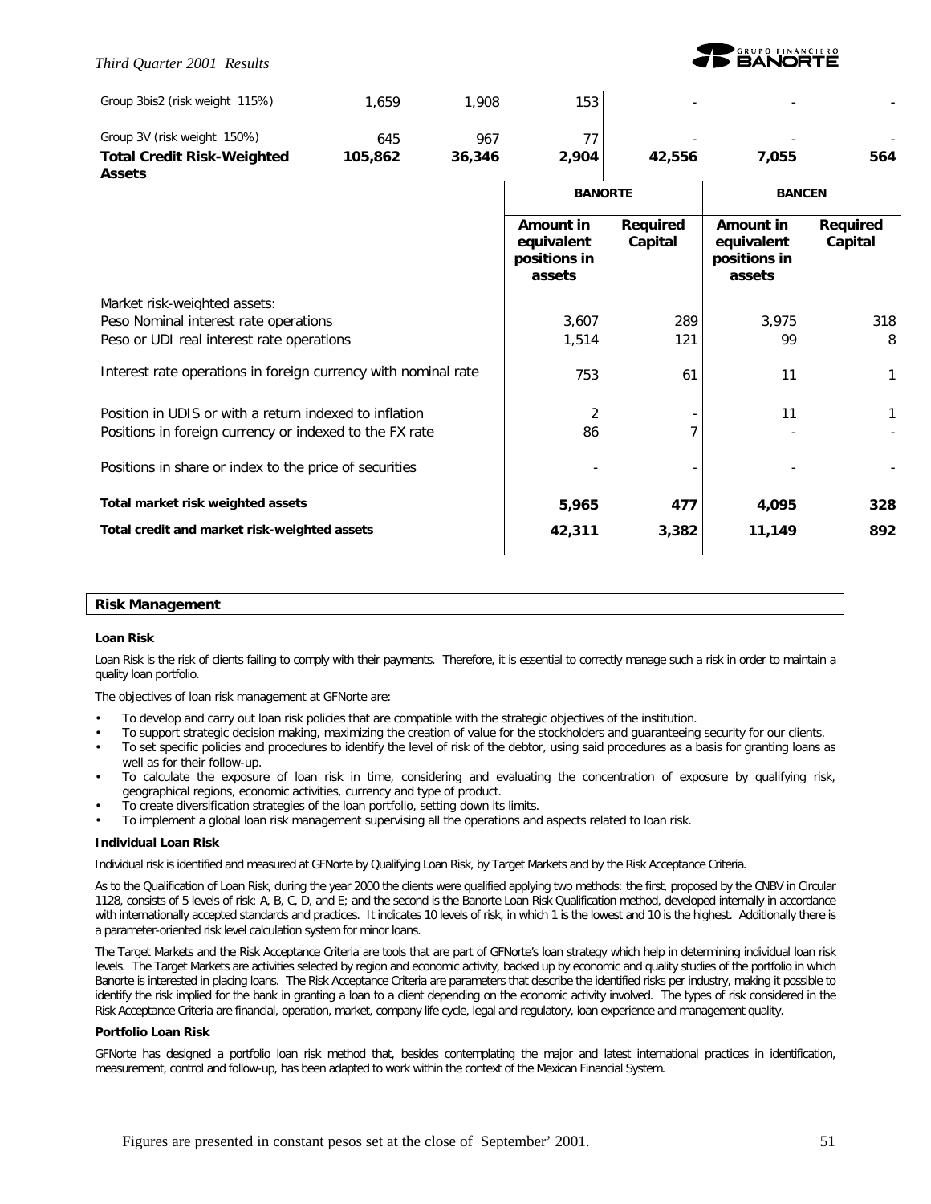| | | | | | | |
|---|---|---|---|---|---|---|
| Group 3bis2 (risk weight 115%) | 1,659 | 1,908 | 153 | - | - | - |
| Group 3V (risk weight 150%) | 645 | 967 | 77 | - | - | - |
| **Total Credit Risk-Weighted Assets** | **105,862** | **36,346** | **2,904** | **42,556** | **7,055** | **564** |

| | BANORTE | | BANCEN | |
|---|---|---|---|---|
| | **Amount in equivalent positions in assets** | **Required Capital** | **Amount in equivalent positions in assets** | **Required Capital** |
| Market risk-weighted assets: | | | | |
| Peso Nominal interest rate operations | 3,607 | 289 | 3,975 | 318 |
| Peso or UDI real interest rate operations | 1,514 | 121 | 99 | 8 |
| Interest rate operations in foreign currency with nominal rate | 753 | 61 | 11 | 1 |
| Position in UDIS or with a return indexed to inflation | 2 | - | 11 | 1 |
| Positions in foreign currency or indexed to the FX rate | 86 | 7 | - | - |
| Positions in share or index to the price of securities | - | - | - | - |
| **Total market risk weighted assets** | **5,965** | **477** | **4,095** | **328** |
| **Total credit and market risk-weighted assets** | **42,311** | **3,382** | **11,149** | **892** |

## Risk Management

### Loan Risk

Loan Risk is the risk of clients failing to comply with their payments. Therefore, it is essential to correctly manage such a risk in order to maintain a quality loan portfolio.

The objectives of loan risk management at GFNorte are:

- To develop and carry out loan risk policies that are compatible with the strategic objectives of the institution.
- To support strategic decision making, maximizing the creation of value for the stockholders and guaranteeing security for our clients.
- To set specific policies and procedures to identify the level of risk of the debtor, using said procedures as a basis for granting loans as well as for their follow-up.
- To calculate the exposure of loan risk in time, considering and evaluating the concentration of exposure by qualifying risk, geographical regions, economic activities, currency and type of product.
- To create diversification strategies of the loan portfolio, setting down its limits.
- To implement a global loan risk management supervising all the operations and aspects related to loan risk.

### Individual Loan Risk

Individual risk is identified and measured at GFNorte by Qualifying Loan Risk, by Target Markets and by the Risk Acceptance Criteria.

As to the Qualification of Loan Risk, during the year 2000 the clients were qualified applying two methods: the first, proposed by the CNBV in Circular 1128, consists of 5 levels of risk: A, B, C, D, and E; and the second is the Banorte Loan Risk Qualification method, developed internally in accordance with internationally accepted standards and practices. It indicates 10 levels of risk, in which 1 is the lowest and 10 is the highest. Additionally there is a parameter-oriented risk level calculation system for minor loans.

The Target Markets and the Risk Acceptance Criteria are tools that are part of GFNorte's loan strategy which help in determining individual loan risk levels. The Target Markets are activities selected by region and economic activity, backed up by economic and quality studies of the portfolio in which Banorte is interested in placing loans. The Risk Acceptance Criteria are parameters that describe the identified risks per industry, making it possible to identify the risk implied for the bank in granting a loan to a client depending on the economic activity involved. The types of risk considered in the Risk Acceptance Criteria are financial, operation, market, company life cycle, legal and regulatory, loan experience and management quality.

### Portfolio Loan Risk

GFNorte has designed a portfolio loan risk method that, besides contemplating the major and latest international practices in identification, measurement, control and follow-up, has been adapted to work within the context of the Mexican Financial System.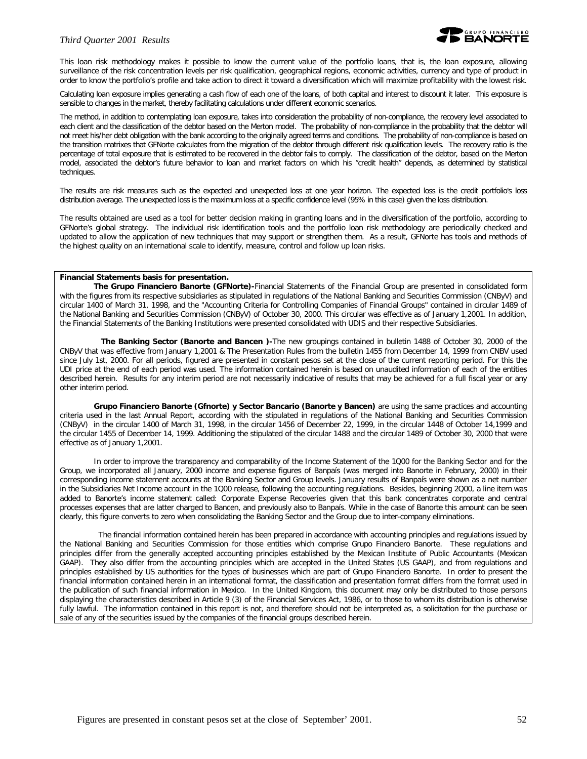This loan risk methodology makes it possible to know the current value of the portfolio loans, that is, the loan exposure, allowing surveillance of the risk concentration levels per risk qualification, geographical regions, economic activities, currency and type of product in order to know the portfolio's profile and take action to direct it toward a diversification which will maximize profitability with the lowest risk.

Calculating loan exposure implies generating a cash flow of each one of the loans, of both capital and interest to discount it later. This exposure is sensible to changes in the market, thereby facilitating calculations under different economic scenarios.

The method, in addition to contemplating loan exposure, takes into consideration the probability of non-compliance, the recovery level associated to each client and the classification of the debtor based on the Merton model. The probability of non-compliance in the probability that the debtor will not meet his/her debt obligation with the bank according to the originally agreed terms and conditions. The probability of non-compliance is based on the transition matrixes that GFNorte calculates from the migration of the debtor through different risk qualification levels. The recovery ratio is the percentage of total exposure that is estimated to be recovered in the debtor fails to comply. The classification of the debtor, based on the Merton model, associated the debtor's future behavior to loan and market factors on which his "credit health" depends, as determined by statistical techniques.

The results are risk measures such as the expected and unexpected loss at one year horizon. The expected loss is the credit portfolio's loss distribution average. The unexpected loss is the maximum loss at a specific confidence level (95% in this case) given the loss distribution.

The results obtained are used as a tool for better decision making in granting loans and in the diversification of the portfolio, according to GFNorte's global strategy. The individual risk identification tools and the portfolio loan risk methodology are periodically checked and updated to allow the application of new techniques that may support or strengthen them. As a result, GFNorte has tools and methods of the highest quality on an international scale to identify, measure, control and follow up loan risks.

**Financial Statements basis for presentation.**

**The Grupo Financiero Banorte (GFNorte)-**Financial Statements of the Financial Group are presented in consolidated form with the figures from its respective subsidiaries as stipulated in regulations of the National Banking and Securities Commission (CNByV) and circular 1400 of March 31, 1998, and the "Accounting Criteria for Controlling Companies of Financial Groups" contained in circular 1489 of the National Banking and Securities Commission (CNByV) of October 30, 2000. This circular was effective as of January 1,2001. In addition, the Financial Statements of the Banking Institutions were presented consolidated with UDIS and their respective Subsidiaries.

**The Banking Sector (Banorte and Bancen )-**The new groupings contained in bulletin 1488 of October 30, 2000 of the CNByV that was effective from January 1,2001 & The Presentation Rules from the bulletin 1455 from December 14, 1999 from CNBV used since July 1st, 2000. For all periods, figured are presented in constant pesos set at the close of the current reporting period. For this the UDI price at the end of each period was used. The information contained herein is based on unaudited information of each of the entities described herein. Results for any interim period are not necessarily indicative of results that may be achieved for a full fiscal year or any other interim period.

**Grupo Financiero Banorte (Gfnorte) y Sector Bancario (Banorte y Bancen)** are using the same practices and accounting criteria used in the last Annual Report, according with the stipulated in regulations of the National Banking and Securities Commission (CNByV) in the circular 1400 of March 31, 1998, in the circular 1456 of December 22, 1999, in the circular 1448 of October 14,1999 and the circular 1455 of December 14, 1999. Additioning the stipulated of the circular 1488 and the circular 1489 of October 30, 2000 that were effective as of January 1,2001.

In order to improve the transparency and comparability of the Income Statement of the 1Q00 for the Banking Sector and for the Group, we incorporated all January, 2000 income and expense figures of Banpaís (was merged into Banorte in February, 2000) in their corresponding income statement accounts at the Banking Sector and Group levels. January results of Banpaís were shown as a net number in the Subsidiaries Net Income account in the 1Q00 release, following the accounting regulations. Besides, beginning 2Q00, a line item was added to Banorte's income statement called: Corporate Expense Recoveries given that this bank concentrates corporate and central processes expenses that are latter charged to Bancen, and previously also to Banpaís. While in the case of Banorte this amount can be seen clearly, this figure converts to zero when consolidating the Banking Sector and the Group due to inter-company eliminations.

The financial information contained herein has been prepared in accordance with accounting principles and regulations issued by the National Banking and Securities Commission for those entities which comprise Grupo Financiero Banorte. These regulations and principles differ from the generally accepted accounting principles established by the Mexican Institute of Public Accountants (Mexican GAAP). They also differ from the accounting principles which are accepted in the United States (US GAAP), and from regulations and principles established by US authorities for the types of businesses which are part of Grupo Financiero Banorte. In order to present the financial information contained herein in an international format, the classification and presentation format differs from the format used in the publication of such financial information in Mexico. In the United Kingdom, this document may only be distributed to those persons displaying the characteristics described in Article 9 (3) of the Financial Services Act, 1986, or to those to whom its distribution is otherwise fully lawful. The information contained in this report is not, and therefore should not be interpreted as, a solicitation for the purchase or sale of any of the securities issued by the companies of the financial groups described herein.